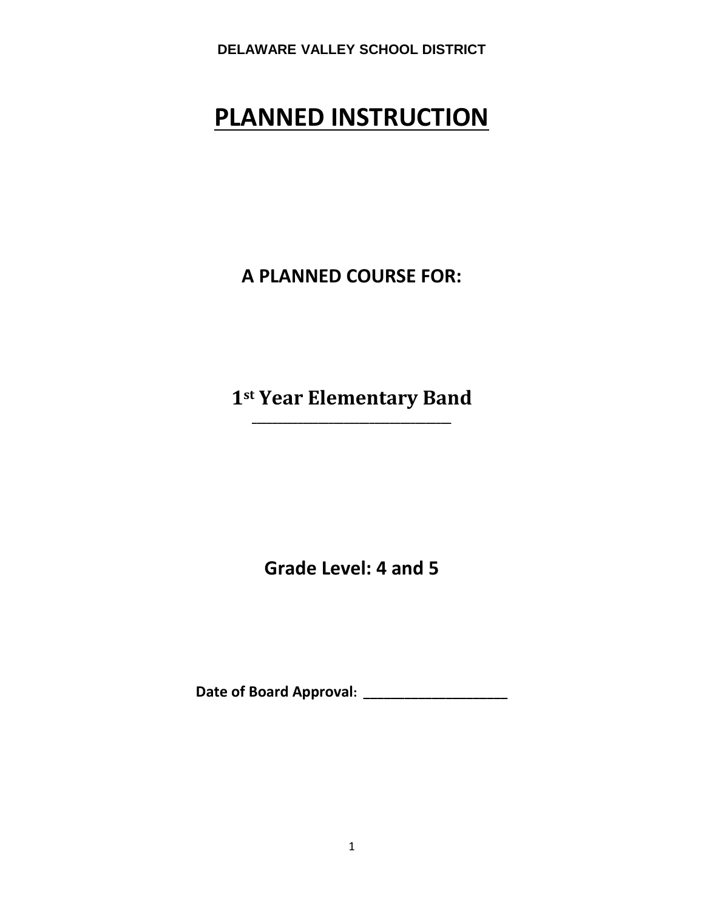**DELAWARE VALLEY SCHOOL DISTRICT**

# PLANNED INSTRUCTION

## A PLANNED COURSE FOR:

## 1st Year Elementary Band

## Grade Level: 4 and 5

**Date of Board Approval: ____________________**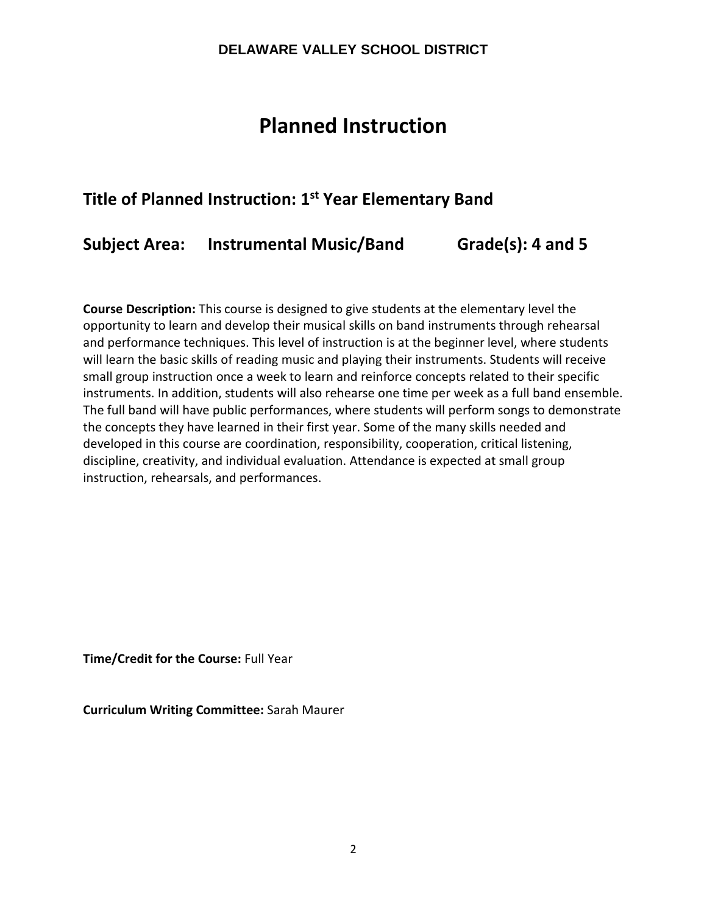**DELAWARE VALLEY SCHOOL DISTRICT**

# Planned Instruction

## Title of Planned Instruction: 1st Year Elementary Band

## Subject Area: Instrumental Music/Band Grade(s): 4 and 5

**Course Description:** This course is designed to give students at the elementary level the opportunity to learn and develop their musical skills on band instruments through rehearsal and performance techniques. This level of instruction is at the beginner level, where students will learn the basic skills of reading music and playing their instruments. Students will receive small group instruction once a week to learn and reinforce concepts related to their specific instruments. In addition, students will also rehearse one time per week as a full band ensemble. The full band will have public performances, where students will perform songs to demonstrate the concepts they have learned in their first year. Some of the many skills needed and developed in this course are coordination, responsibility, cooperation, critical listening, discipline, creativity, and individual evaluation. Attendance is expected at small group instruction, rehearsals, and performances.

**Time/Credit for the Course:** Full Year

**Curriculum Writing Committee:** Sarah Maurer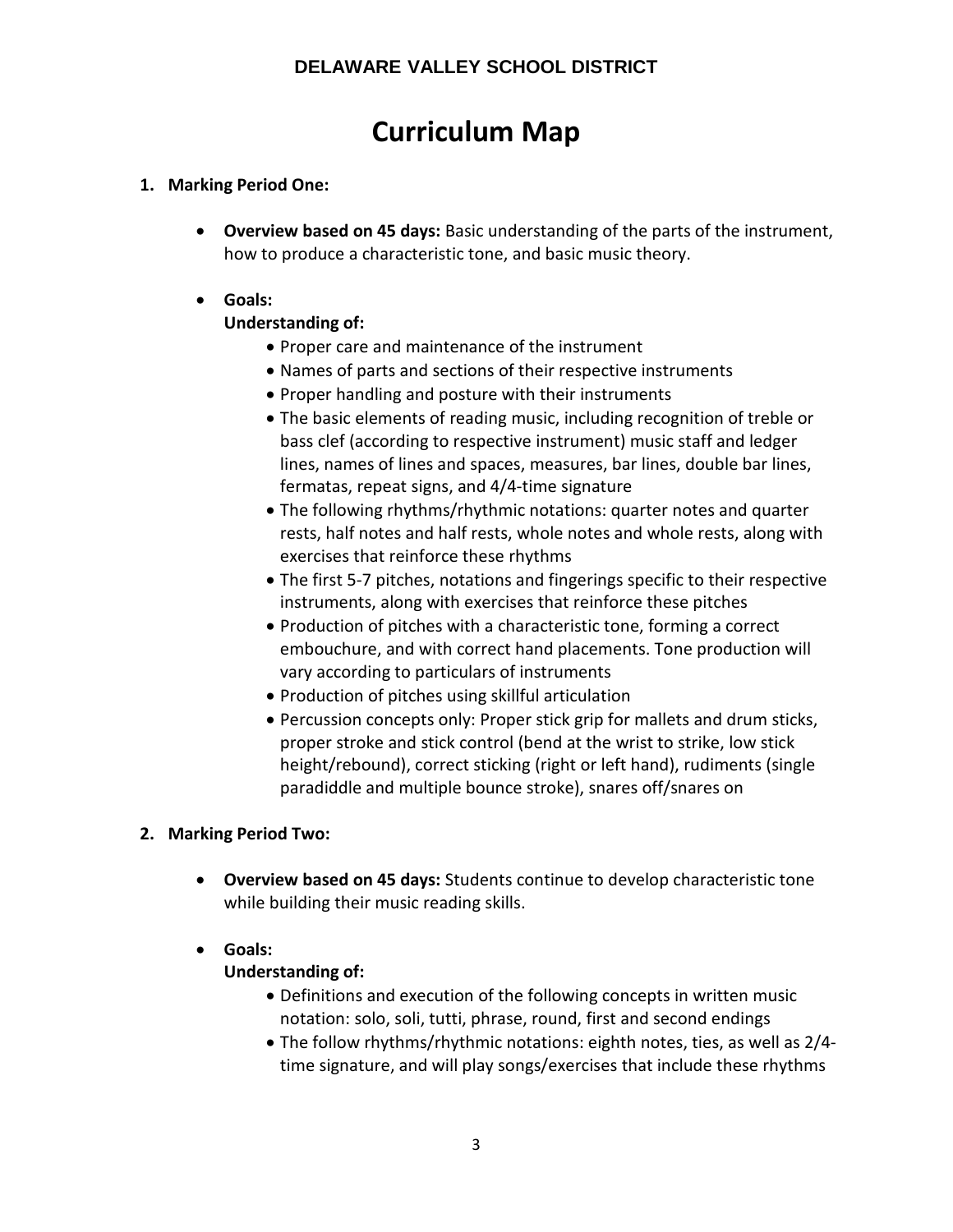**DELAWARE VALLEY SCHOOL DISTRICT**

# Curriculum Map

1. **Marking Period One:**

    - **Overview based on 45 days:** Basic understanding of the parts of the instrument, how to produce a characteristic tone, and basic music theory.

    - **Goals:**
      **Understanding of:**
        - Proper care and maintenance of the instrument
        - Names of parts and sections of their respective instruments
        - Proper handling and posture with their instruments
        - The basic elements of reading music, including recognition of treble or bass clef (according to respective instrument) music staff and ledger lines, names of lines and spaces, measures, bar lines, double bar lines, fermatas, repeat signs, and 4/4-time signature
        - The following rhythms/rhythmic notations: quarter notes and quarter rests, half notes and half rests, whole notes and whole rests, along with exercises that reinforce these rhythms
        - The first 5-7 pitches, notations and fingerings specific to their respective instruments, along with exercises that reinforce these pitches
        - Production of pitches with a characteristic tone, forming a correct embouchure, and with correct hand placements. Tone production will vary according to particulars of instruments
        - Production of pitches using skillful articulation
        - Percussion concepts only: Proper stick grip for mallets and drum sticks, proper stroke and stick control (bend at the wrist to strike, low stick height/rebound), correct sticking (right or left hand), rudiments (single paradiddle and multiple bounce stroke), snares off/snares on

2. **Marking Period Two:**

    - **Overview based on 45 days:** Students continue to develop characteristic tone while building their music reading skills.

    - **Goals:**
      **Understanding of:**
        - Definitions and execution of the following concepts in written music notation: solo, soli, tutti, phrase, round, first and second endings
        - The follow rhythms/rhythmic notations: eighth notes, ties, as well as 2/4-time signature, and will play songs/exercises that include these rhythms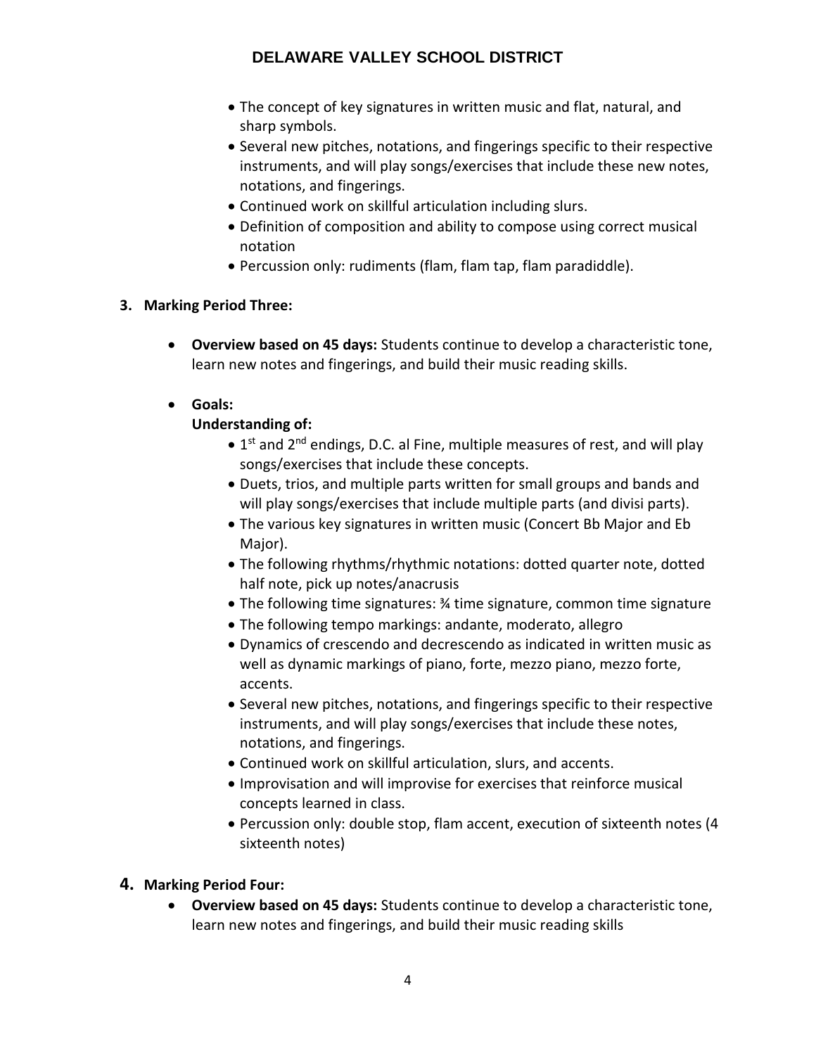- The concept of key signatures in written music and flat, natural, and sharp symbols.
- Several new pitches, notations, and fingerings specific to their respective instruments, and will play songs/exercises that include these new notes, notations, and fingerings.
- Continued work on skillful articulation including slurs.
- Definition of composition and ability to compose using correct musical notation
- Percussion only: rudiments (flam, flam tap, flam paradiddle).

**3. Marking Period Three:**

- **Overview based on 45 days:** Students continue to develop a characteristic tone, learn new notes and fingerings, and build their music reading skills.
- **Goals:**
  **Understanding of:**
  - 1st and 2nd endings, D.C. al Fine, multiple measures of rest, and will play songs/exercises that include these concepts.
  - Duets, trios, and multiple parts written for small groups and bands and will play songs/exercises that include multiple parts (and divisi parts).
  - The various key signatures in written music (Concert Bb Major and Eb Major).
  - The following rhythms/rhythmic notations: dotted quarter note, dotted half note, pick up notes/anacrusis
  - The following time signatures: ¾ time signature, common time signature
  - The following tempo markings: andante, moderato, allegro
  - Dynamics of crescendo and decrescendo as indicated in written music as well as dynamic markings of piano, forte, mezzo piano, mezzo forte, accents.
  - Several new pitches, notations, and fingerings specific to their respective instruments, and will play songs/exercises that include these notes, notations, and fingerings.
  - Continued work on skillful articulation, slurs, and accents.
  - Improvisation and will improvise for exercises that reinforce musical concepts learned in class.
  - Percussion only: double stop, flam accent, execution of sixteenth notes (4 sixteenth notes)

**4. Marking Period Four:**

- **Overview based on 45 days:** Students continue to develop a characteristic tone, learn new notes and fingerings, and build their music reading skills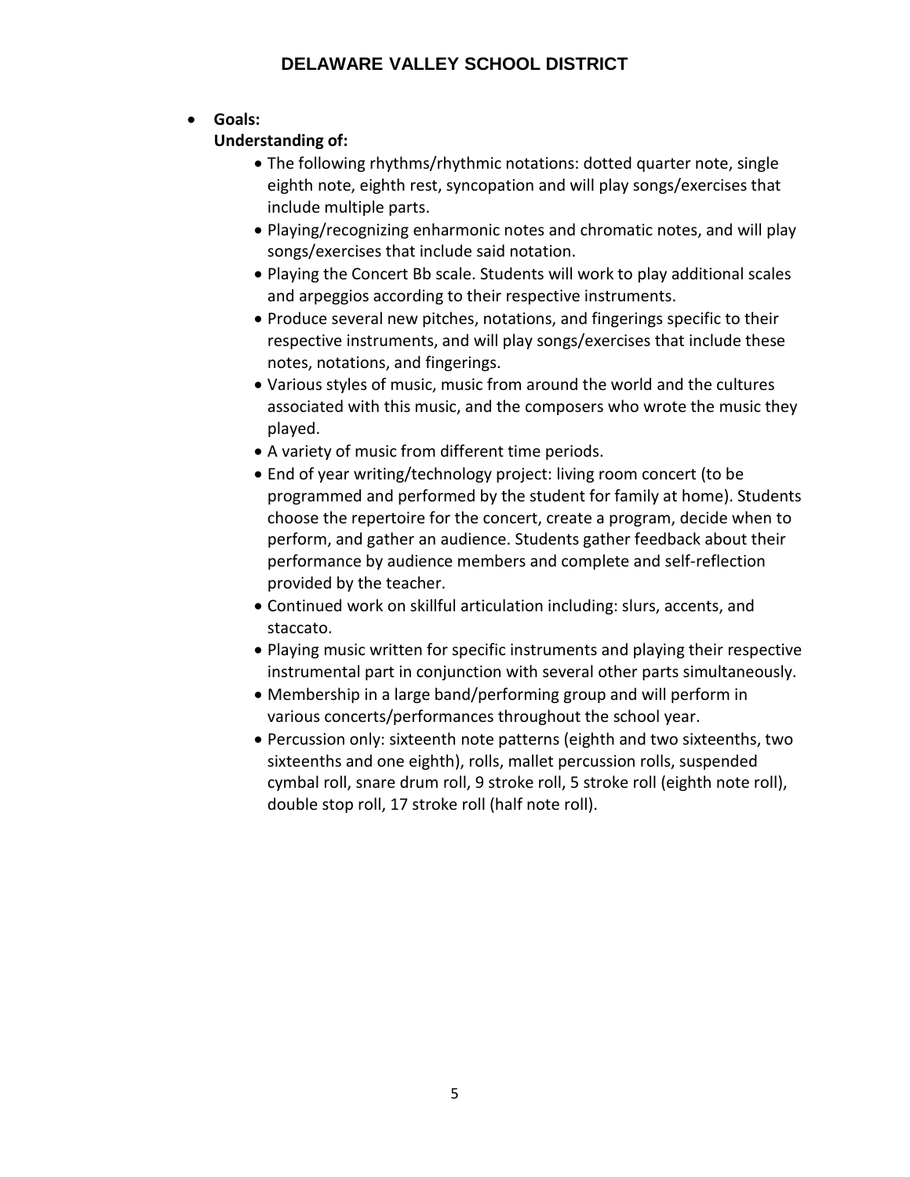- **Goals:**
  **Understanding of:**
  - The following rhythms/rhythmic notations: dotted quarter note, single eighth note, eighth rest, syncopation and will play songs/exercises that include multiple parts.
  - Playing/recognizing enharmonic notes and chromatic notes, and will play songs/exercises that include said notation.
  - Playing the Concert Bb scale. Students will work to play additional scales and arpeggios according to their respective instruments.
  - Produce several new pitches, notations, and fingerings specific to their respective instruments, and will play songs/exercises that include these notes, notations, and fingerings.
  - Various styles of music, music from around the world and the cultures associated with this music, and the composers who wrote the music they played.
  - A variety of music from different time periods.
  - End of year writing/technology project: living room concert (to be programmed and performed by the student for family at home). Students choose the repertoire for the concert, create a program, decide when to perform, and gather an audience. Students gather feedback about their performance by audience members and complete and self-reflection provided by the teacher.
  - Continued work on skillful articulation including: slurs, accents, and staccato.
  - Playing music written for specific instruments and playing their respective instrumental part in conjunction with several other parts simultaneously.
  - Membership in a large band/performing group and will perform in various concerts/performances throughout the school year.
  - Percussion only: sixteenth note patterns (eighth and two sixteenths, two sixteenths and one eighth), rolls, mallet percussion rolls, suspended cymbal roll, snare drum roll, 9 stroke roll, 5 stroke roll (eighth note roll), double stop roll, 17 stroke roll (half note roll).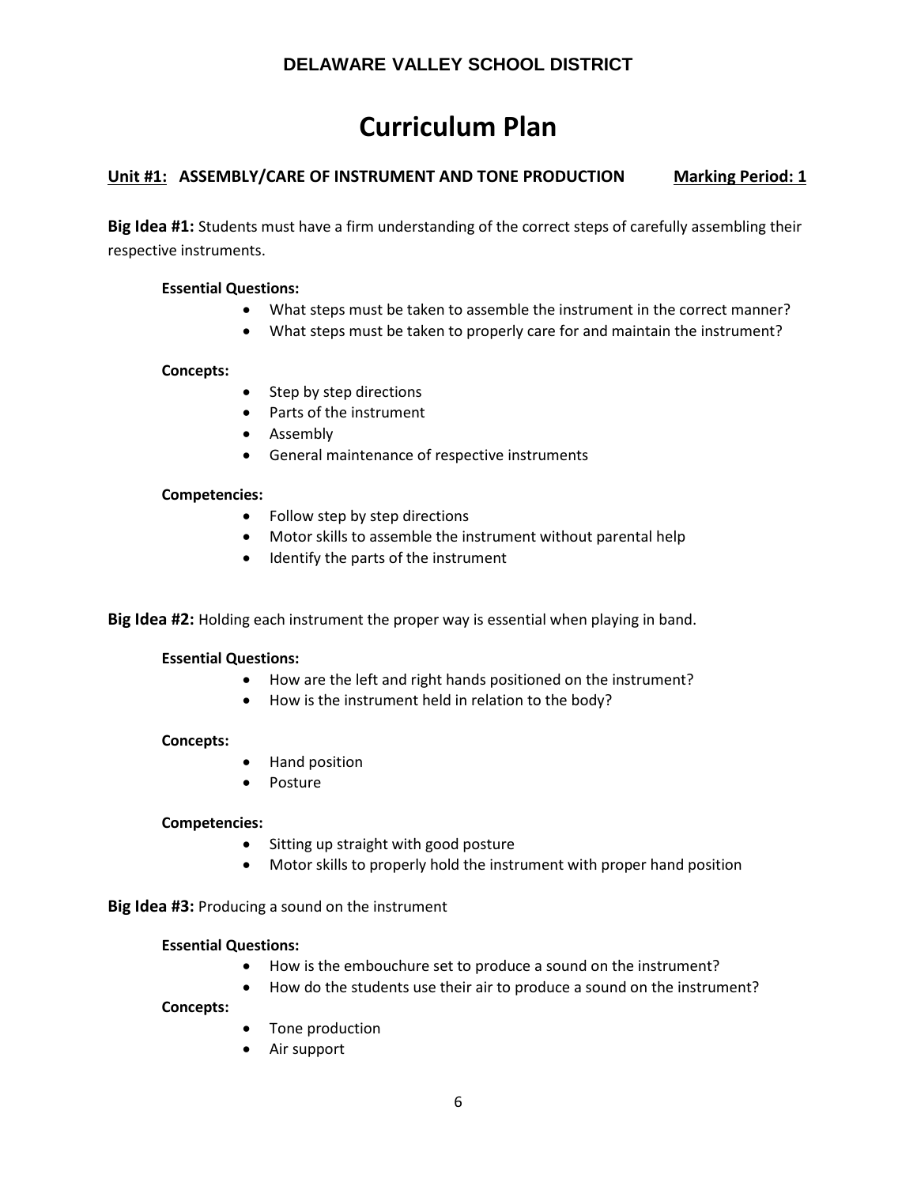**DELAWARE VALLEY SCHOOL DISTRICT**

# Curriculum Plan

**Unit #1: ASSEMBLY/CARE OF INSTRUMENT AND TONE PRODUCTION** **Marking Period: 1**

**Big Idea #1:** Students must have a firm understanding of the correct steps of carefully assembling their respective instruments.

**Essential Questions:**

- What steps must be taken to assemble the instrument in the correct manner?
- What steps must be taken to properly care for and maintain the instrument?

**Concepts:**

- Step by step directions
- Parts of the instrument
- Assembly
- General maintenance of respective instruments

**Competencies:**

- Follow step by step directions
- Motor skills to assemble the instrument without parental help
- Identify the parts of the instrument

**Big Idea #2:** Holding each instrument the proper way is essential when playing in band.

**Essential Questions:**

- How are the left and right hands positioned on the instrument?
- How is the instrument held in relation to the body?

**Concepts:**

- Hand position
- Posture

**Competencies:**

- Sitting up straight with good posture
- Motor skills to properly hold the instrument with proper hand position

**Big Idea #3:** Producing a sound on the instrument

**Essential Questions:**

- How is the embouchure set to produce a sound on the instrument?
- How do the students use their air to produce a sound on the instrument?

**Concepts:**

- Tone production
- Air support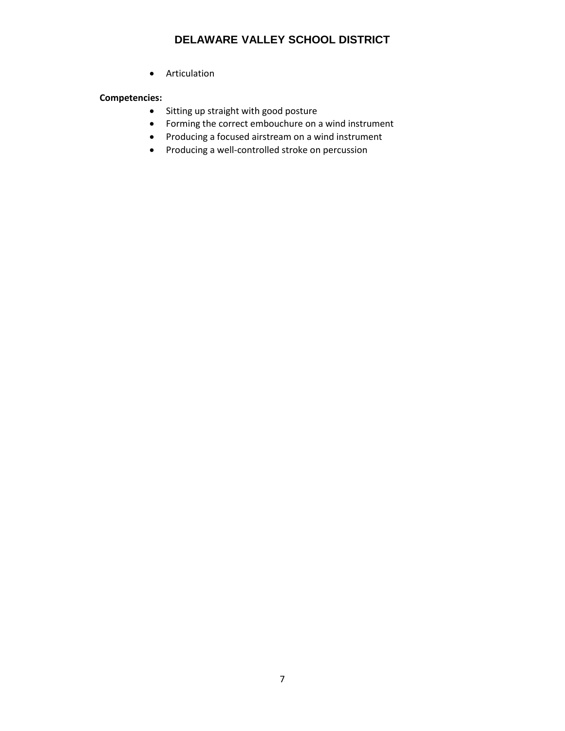- Articulation

**Competencies:**

- Sitting up straight with good posture
- Forming the correct embouchure on a wind instrument
- Producing a focused airstream on a wind instrument
- Producing a well-controlled stroke on percussion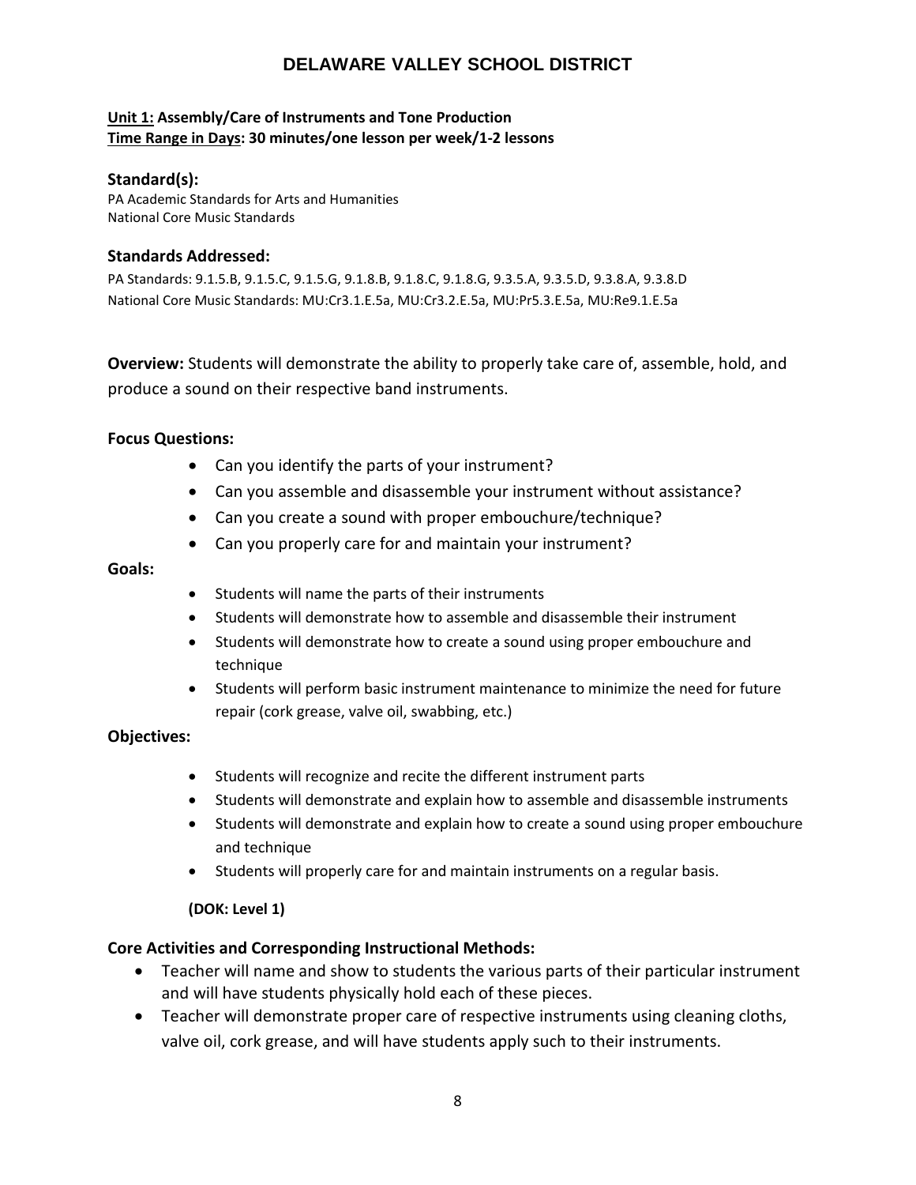# DELAWARE VALLEY SCHOOL DISTRICT

**Unit 1: Assembly/Care of Instruments and Tone Production**
**Time Range in Days: 30 minutes/one lesson per week/1-2 lessons**

### Standard(s):

PA Academic Standards for Arts and Humanities
National Core Music Standards

### Standards Addressed:

PA Standards: 9.1.5.B, 9.1.5.C, 9.1.5.G, 9.1.8.B, 9.1.8.C, 9.1.8.G, 9.3.5.A, 9.3.5.D, 9.3.8.A, 9.3.8.D
National Core Music Standards: MU:Cr3.1.E.5a, MU:Cr3.2.E.5a, MU:Pr5.3.E.5a, MU:Re9.1.E.5a

**Overview:** Students will demonstrate the ability to properly take care of, assemble, hold, and produce a sound on their respective band instruments.

**Focus Questions:**

- Can you identify the parts of your instrument?
- Can you assemble and disassemble your instrument without assistance?
- Can you create a sound with proper embouchure/technique?
- Can you properly care for and maintain your instrument?

**Goals:**

- Students will name the parts of their instruments
- Students will demonstrate how to assemble and disassemble their instrument
- Students will demonstrate how to create a sound using proper embouchure and technique
- Students will perform basic instrument maintenance to minimize the need for future repair (cork grease, valve oil, swabbing, etc.)

**Objectives:**

- Students will recognize and recite the different instrument parts
- Students will demonstrate and explain how to assemble and disassemble instruments
- Students will demonstrate and explain how to create a sound using proper embouchure and technique
- Students will properly care for and maintain instruments on a regular basis.

**(DOK: Level 1)**

**Core Activities and Corresponding Instructional Methods:**

- Teacher will name and show to students the various parts of their particular instrument and will have students physically hold each of these pieces.
- Teacher will demonstrate proper care of respective instruments using cleaning cloths, valve oil, cork grease, and will have students apply such to their instruments.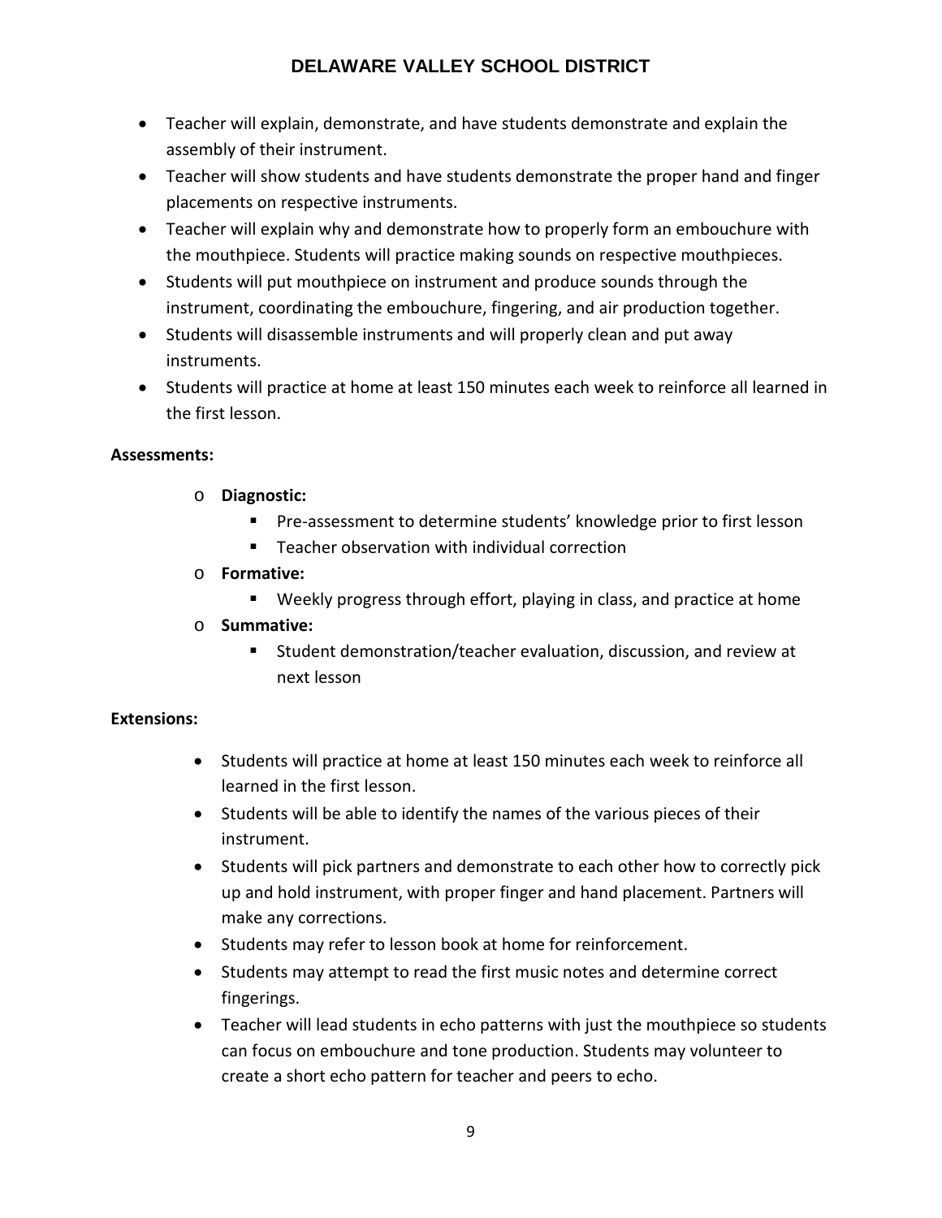- Teacher will explain, demonstrate, and have students demonstrate and explain the assembly of their instrument.
- Teacher will show students and have students demonstrate the proper hand and finger placements on respective instruments.
- Teacher will explain why and demonstrate how to properly form an embouchure with the mouthpiece. Students will practice making sounds on respective mouthpieces.
- Students will put mouthpiece on instrument and produce sounds through the instrument, coordinating the embouchure, fingering, and air production together.
- Students will disassemble instruments and will properly clean and put away instruments.
- Students will practice at home at least 150 minutes each week to reinforce all learned in the first lesson.

**Assessments:**

- **Diagnostic:**
  - Pre-assessment to determine students' knowledge prior to first lesson
  - Teacher observation with individual correction
- **Formative:**
  - Weekly progress through effort, playing in class, and practice at home
- **Summative:**
  - Student demonstration/teacher evaluation, discussion, and review at next lesson

**Extensions:**

- Students will practice at home at least 150 minutes each week to reinforce all learned in the first lesson.
- Students will be able to identify the names of the various pieces of their instrument.
- Students will pick partners and demonstrate to each other how to correctly pick up and hold instrument, with proper finger and hand placement. Partners will make any corrections.
- Students may refer to lesson book at home for reinforcement.
- Students may attempt to read the first music notes and determine correct fingerings.
- Teacher will lead students in echo patterns with just the mouthpiece so students can focus on embouchure and tone production. Students may volunteer to create a short echo pattern for teacher and peers to echo.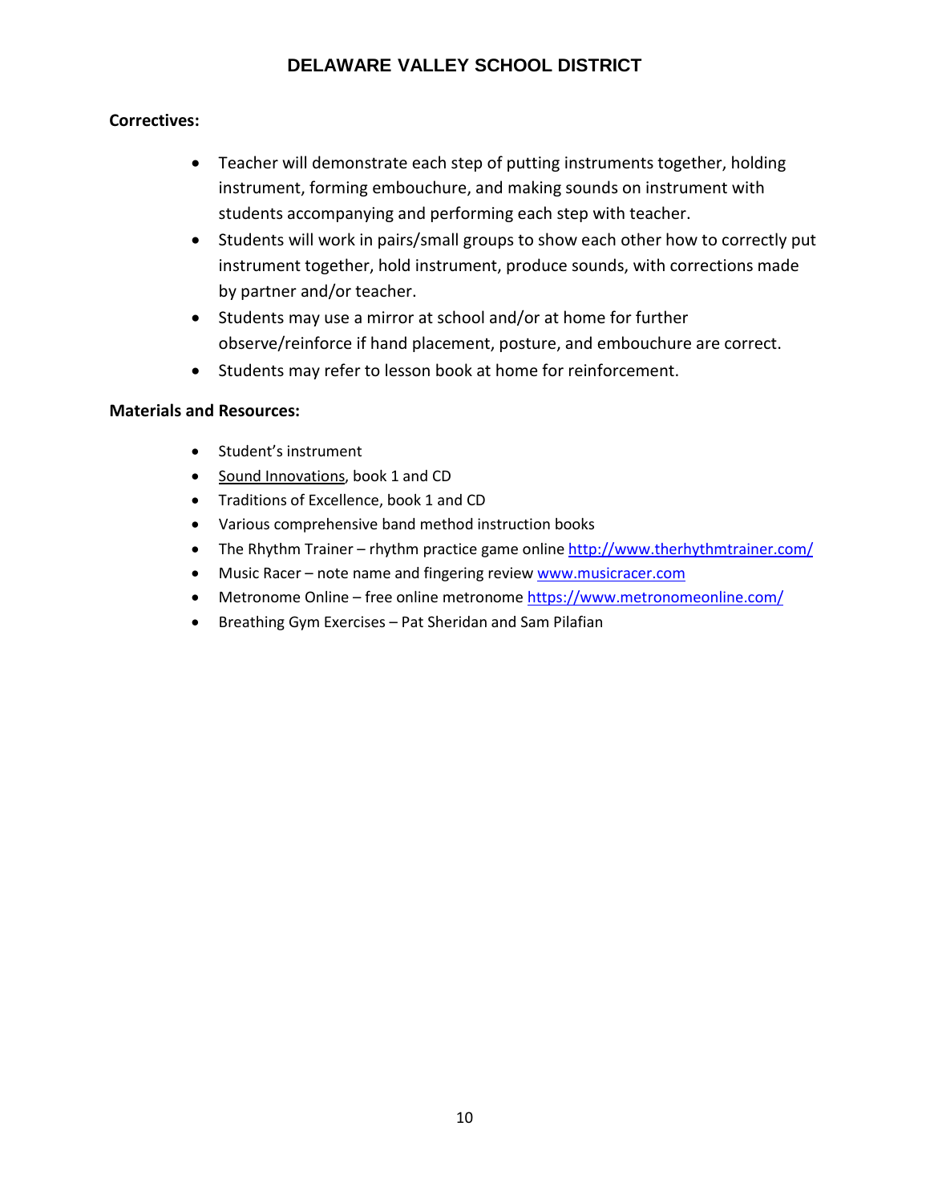**Correctives:**

- Teacher will demonstrate each step of putting instruments together, holding instrument, forming embouchure, and making sounds on instrument with students accompanying and performing each step with teacher.
- Students will work in pairs/small groups to show each other how to correctly put instrument together, hold instrument, produce sounds, with corrections made by partner and/or teacher.
- Students may use a mirror at school and/or at home for further observe/reinforce if hand placement, posture, and embouchure are correct.
- Students may refer to lesson book at home for reinforcement.

**Materials and Resources:**

- Student's instrument
- Sound Innovations, book 1 and CD
- Traditions of Excellence, book 1 and CD
- Various comprehensive band method instruction books
- The Rhythm Trainer – rhythm practice game online http://www.therhythmtrainer.com/
- Music Racer – note name and fingering review www.musicracer.com
- Metronome Online – free online metronome https://www.metronomeonline.com/
- Breathing Gym Exercises – Pat Sheridan and Sam Pilafian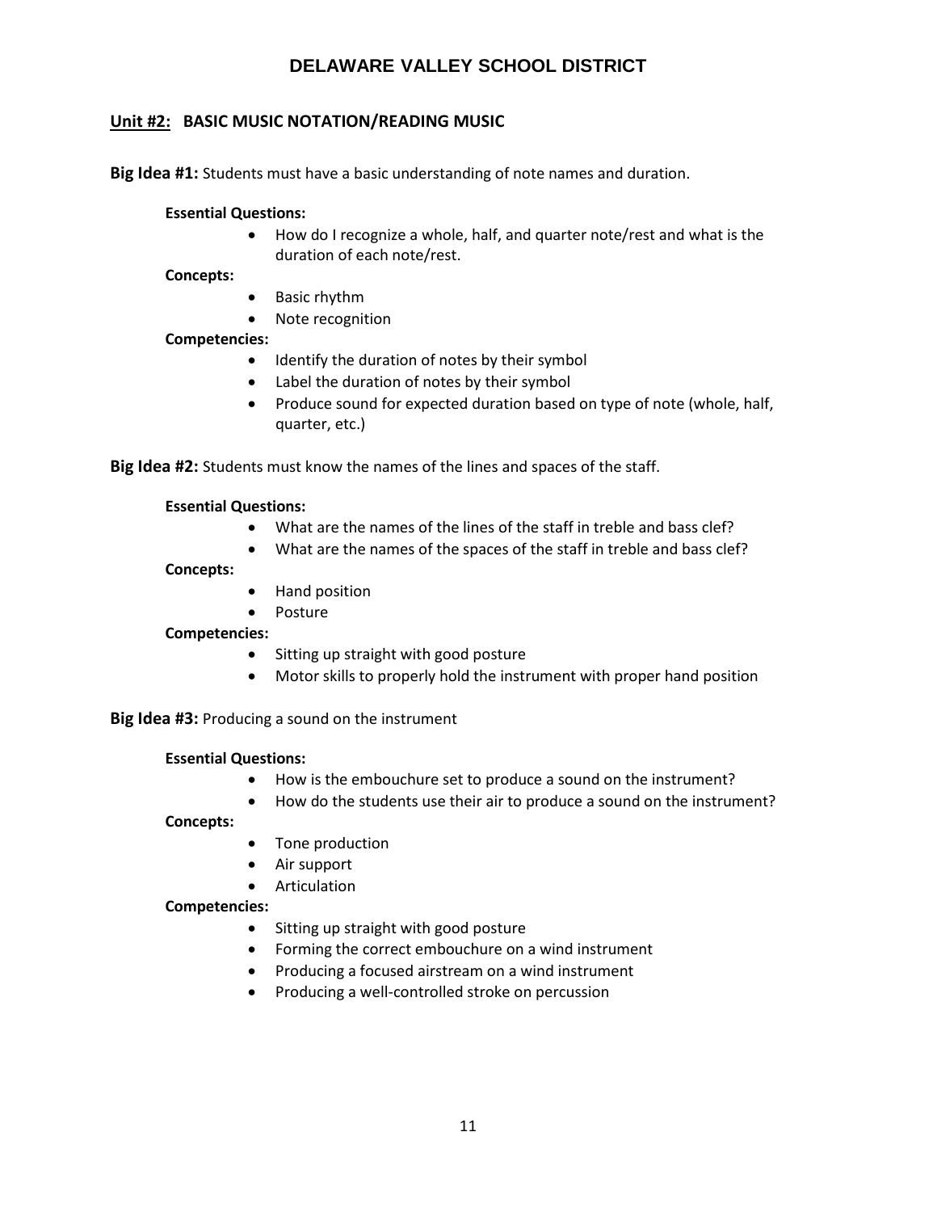# DELAWARE VALLEY SCHOOL DISTRICT

## Unit #2: BASIC MUSIC NOTATION/READING MUSIC

**Big Idea #1:** Students must have a basic understanding of note names and duration.

**Essential Questions:**

- How do I recognize a whole, half, and quarter note/rest and what is the duration of each note/rest.

**Concepts:**

- Basic rhythm
- Note recognition

**Competencies:**

- Identify the duration of notes by their symbol
- Label the duration of notes by their symbol
- Produce sound for expected duration based on type of note (whole, half, quarter, etc.)

**Big Idea #2:** Students must know the names of the lines and spaces of the staff.

**Essential Questions:**

- What are the names of the lines of the staff in treble and bass clef?
- What are the names of the spaces of the staff in treble and bass clef?

**Concepts:**

- Hand position
- Posture

**Competencies:**

- Sitting up straight with good posture
- Motor skills to properly hold the instrument with proper hand position

**Big Idea #3:** Producing a sound on the instrument

**Essential Questions:**

- How is the embouchure set to produce a sound on the instrument?
- How do the students use their air to produce a sound on the instrument?

**Concepts:**

- Tone production
- Air support
- Articulation

**Competencies:**

- Sitting up straight with good posture
- Forming the correct embouchure on a wind instrument
- Producing a focused airstream on a wind instrument
- Producing a well-controlled stroke on percussion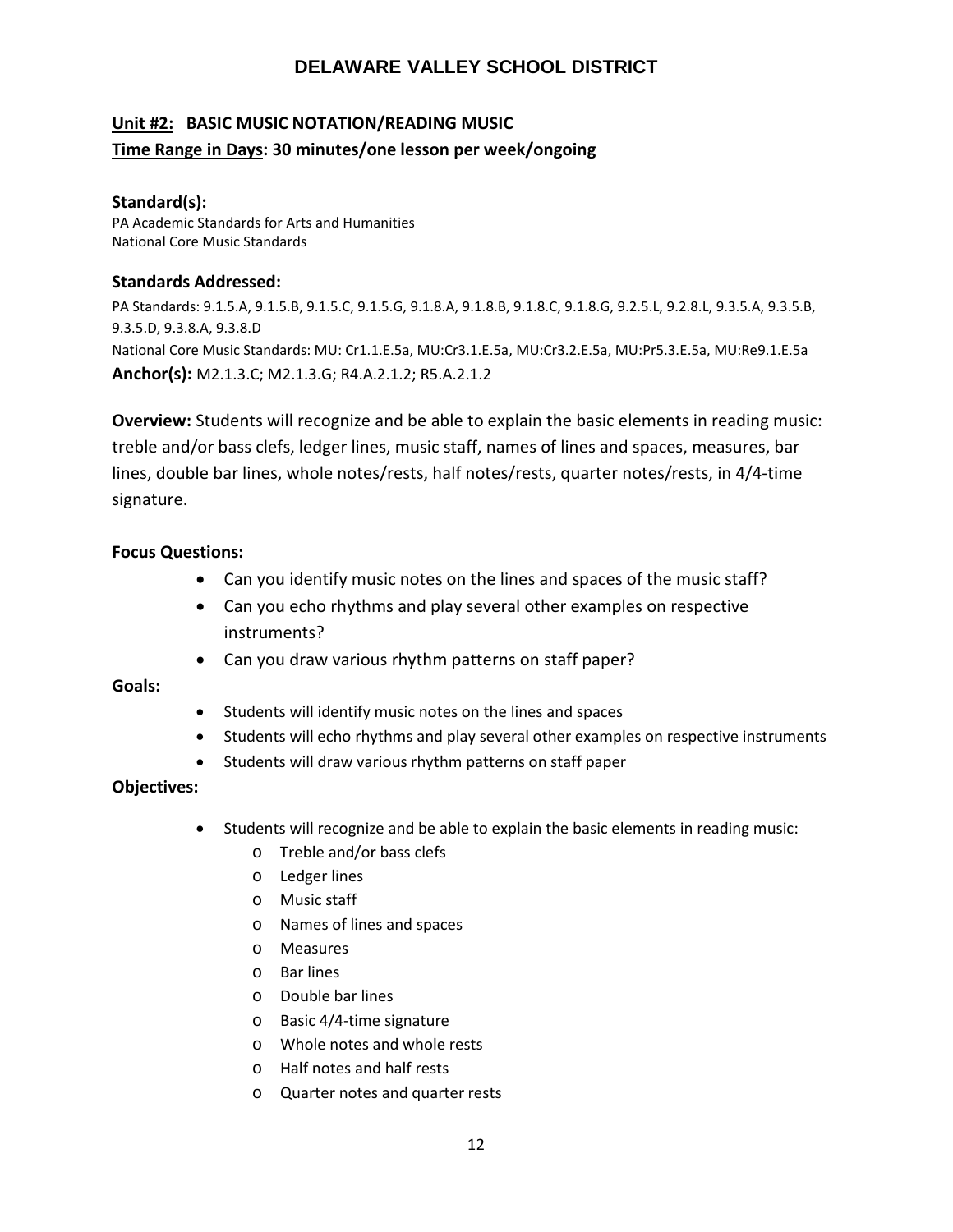# DELAWARE VALLEY SCHOOL DISTRICT

**Unit #2: BASIC MUSIC NOTATION/READING MUSIC**
**Time Range in Days: 30 minutes/one lesson per week/ongoing**

**Standard(s):**
PA Academic Standards for Arts and Humanities
National Core Music Standards

**Standards Addressed:**
PA Standards: 9.1.5.A, 9.1.5.B, 9.1.5.C, 9.1.5.G, 9.1.8.A, 9.1.8.B, 9.1.8.C, 9.1.8.G, 9.2.5.L, 9.2.8.L, 9.3.5.A, 9.3.5.B, 9.3.5.D, 9.3.8.A, 9.3.8.D
National Core Music Standards: MU: Cr1.1.E.5a, MU:Cr3.1.E.5a, MU:Cr3.2.E.5a, MU:Pr5.3.E.5a, MU:Re9.1.E.5a
**Anchor(s):** M2.1.3.C; M2.1.3.G; R4.A.2.1.2; R5.A.2.1.2

**Overview:** Students will recognize and be able to explain the basic elements in reading music: treble and/or bass clefs, ledger lines, music staff, names of lines and spaces, measures, bar lines, double bar lines, whole notes/rests, half notes/rests, quarter notes/rests, in 4/4-time signature.

**Focus Questions:**

- Can you identify music notes on the lines and spaces of the music staff?
- Can you echo rhythms and play several other examples on respective instruments?
- Can you draw various rhythm patterns on staff paper?

**Goals:**

- Students will identify music notes on the lines and spaces
- Students will echo rhythms and play several other examples on respective instruments
- Students will draw various rhythm patterns on staff paper

**Objectives:**

- Students will recognize and be able to explain the basic elements in reading music:
  - Treble and/or bass clefs
  - Ledger lines
  - Music staff
  - Names of lines and spaces
  - Measures
  - Bar lines
  - Double bar lines
  - Basic 4/4-time signature
  - Whole notes and whole rests
  - Half notes and half rests
  - Quarter notes and quarter rests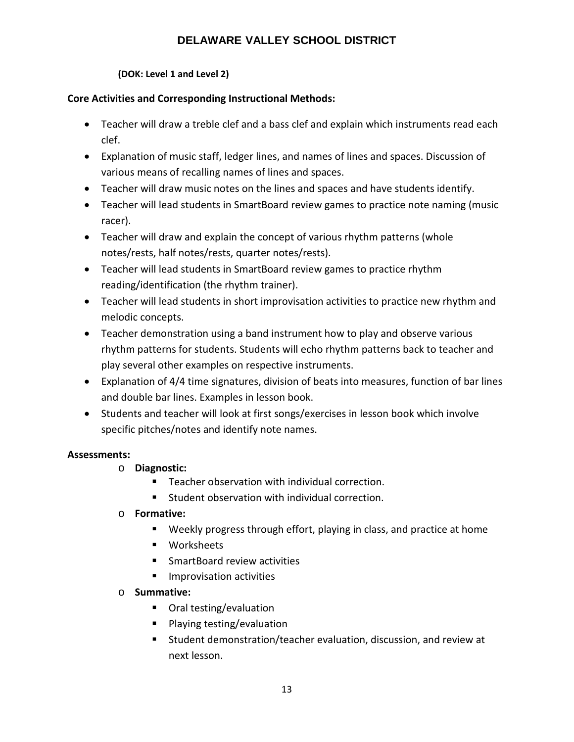**(DOK: Level 1 and Level 2)**

**Core Activities and Corresponding Instructional Methods:**

- Teacher will draw a treble clef and a bass clef and explain which instruments read each clef.
- Explanation of music staff, ledger lines, and names of lines and spaces. Discussion of various means of recalling names of lines and spaces.
- Teacher will draw music notes on the lines and spaces and have students identify.
- Teacher will lead students in SmartBoard review games to practice note naming (music racer).
- Teacher will draw and explain the concept of various rhythm patterns (whole notes/rests, half notes/rests, quarter notes/rests).
- Teacher will lead students in SmartBoard review games to practice rhythm reading/identification (the rhythm trainer).
- Teacher will lead students in short improvisation activities to practice new rhythm and melodic concepts.
- Teacher demonstration using a band instrument how to play and observe various rhythm patterns for students. Students will echo rhythm patterns back to teacher and play several other examples on respective instruments.
- Explanation of 4/4 time signatures, division of beats into measures, function of bar lines and double bar lines. Examples in lesson book.
- Students and teacher will look at first songs/exercises in lesson book which involve specific pitches/notes and identify note names.

**Assessments:**

- **Diagnostic:**
  - Teacher observation with individual correction.
  - Student observation with individual correction.
- **Formative:**
  - Weekly progress through effort, playing in class, and practice at home
  - Worksheets
  - SmartBoard review activities
  - Improvisation activities
- **Summative:**
  - Oral testing/evaluation
  - Playing testing/evaluation
  - Student demonstration/teacher evaluation, discussion, and review at next lesson.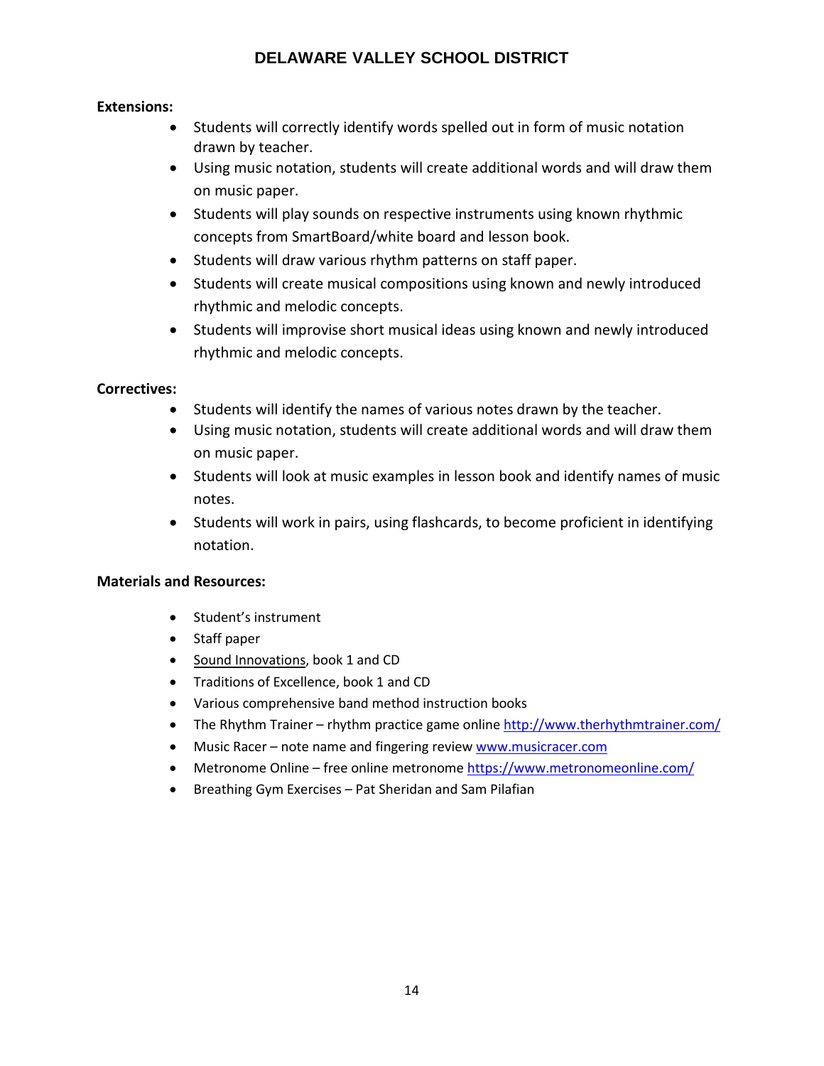**Extensions:**

- Students will correctly identify words spelled out in form of music notation drawn by teacher.
- Using music notation, students will create additional words and will draw them on music paper.
- Students will play sounds on respective instruments using known rhythmic concepts from SmartBoard/white board and lesson book.
- Students will draw various rhythm patterns on staff paper.
- Students will create musical compositions using known and newly introduced rhythmic and melodic concepts.
- Students will improvise short musical ideas using known and newly introduced rhythmic and melodic concepts.

**Correctives:**

- Students will identify the names of various notes drawn by the teacher.
- Using music notation, students will create additional words and will draw them on music paper.
- Students will look at music examples in lesson book and identify names of music notes.
- Students will work in pairs, using flashcards, to become proficient in identifying notation.

**Materials and Resources:**

- Student's instrument
- Staff paper
- Sound Innovations, book 1 and CD
- Traditions of Excellence, book 1 and CD
- Various comprehensive band method instruction books
- The Rhythm Trainer – rhythm practice game online http://www.therhythmtrainer.com/
- Music Racer – note name and fingering review www.musicracer.com
- Metronome Online – free online metronome https://www.metronomeonline.com/
- Breathing Gym Exercises – Pat Sheridan and Sam Pilafian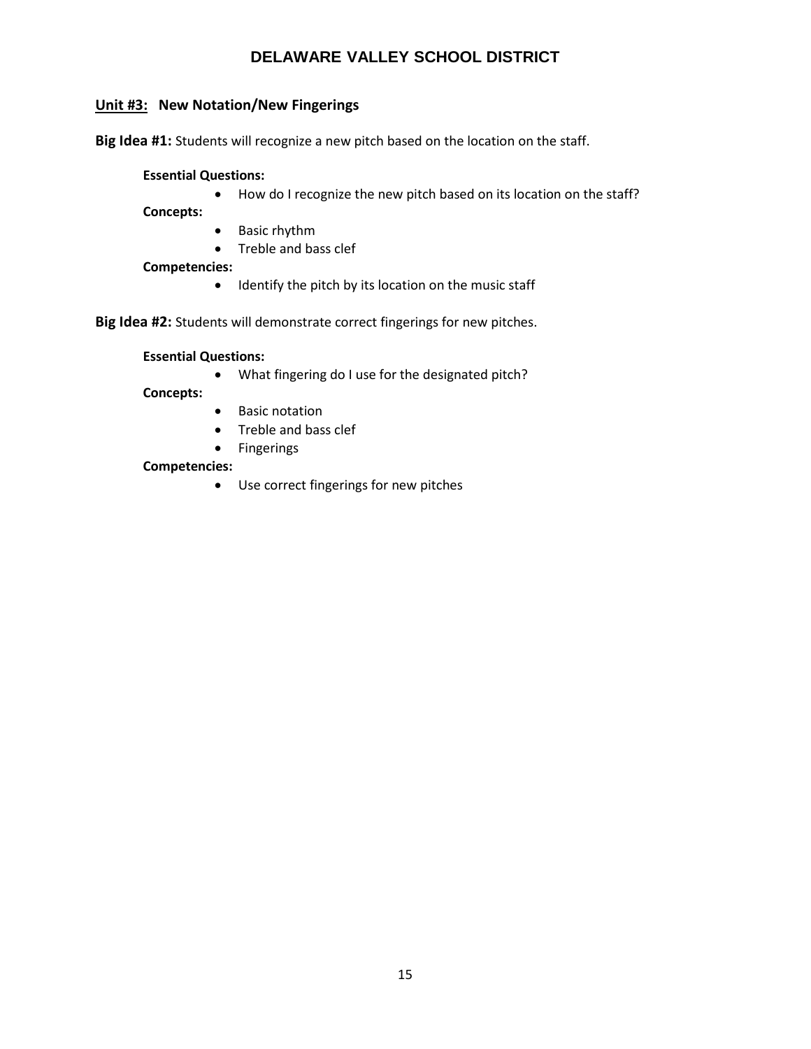# DELAWARE VALLEY SCHOOL DISTRICT

## Unit #3: New Notation/New Fingerings

**Big Idea #1:** Students will recognize a new pitch based on the location on the staff.

**Essential Questions:**

- How do I recognize the new pitch based on its location on the staff?

**Concepts:**

- Basic rhythm
- Treble and bass clef

**Competencies:**

- Identify the pitch by its location on the music staff

**Big Idea #2:** Students will demonstrate correct fingerings for new pitches.

**Essential Questions:**

- What fingering do I use for the designated pitch?

**Concepts:**

- Basic notation
- Treble and bass clef
- Fingerings

**Competencies:**

- Use correct fingerings for new pitches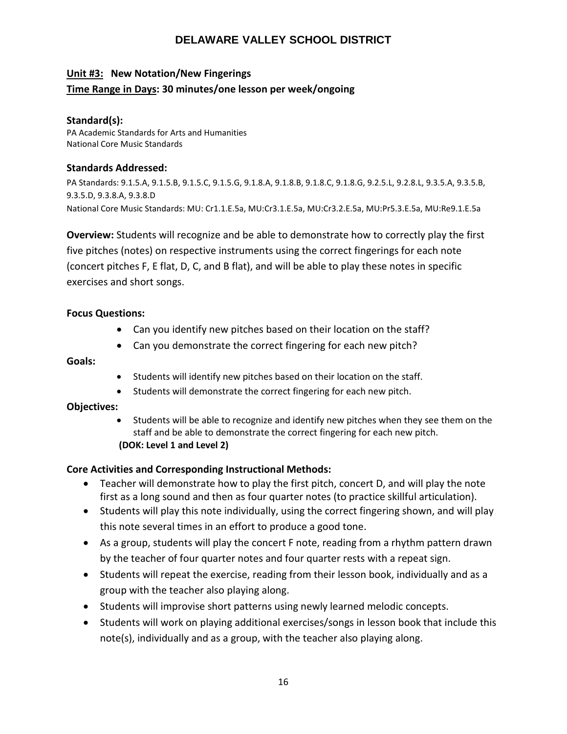# DELAWARE VALLEY SCHOOL DISTRICT

**Unit #3: New Notation/New Fingerings**

**Time Range in Days: 30 minutes/one lesson per week/ongoing**

**Standard(s):**

PA Academic Standards for Arts and Humanities
National Core Music Standards

**Standards Addressed:**

PA Standards: 9.1.5.A, 9.1.5.B, 9.1.5.C, 9.1.5.G, 9.1.8.A, 9.1.8.B, 9.1.8.C, 9.1.8.G, 9.2.5.L, 9.2.8.L, 9.3.5.A, 9.3.5.B, 9.3.5.D, 9.3.8.A, 9.3.8.D
National Core Music Standards: MU: Cr1.1.E.5a, MU:Cr3.1.E.5a, MU:Cr3.2.E.5a, MU:Pr5.3.E.5a, MU:Re9.1.E.5a

**Overview:** Students will recognize and be able to demonstrate how to correctly play the first five pitches (notes) on respective instruments using the correct fingerings for each note (concert pitches F, E flat, D, C, and B flat), and will be able to play these notes in specific exercises and short songs.

**Focus Questions:**

- Can you identify new pitches based on their location on the staff?
- Can you demonstrate the correct fingering for each new pitch?

**Goals:**

- Students will identify new pitches based on their location on the staff.
- Students will demonstrate the correct fingering for each new pitch.

**Objectives:**

- Students will be able to recognize and identify new pitches when they see them on the staff and be able to demonstrate the correct fingering for each new pitch.
 **(DOK: Level 1 and Level 2)**

**Core Activities and Corresponding Instructional Methods:**

- Teacher will demonstrate how to play the first pitch, concert D, and will play the note first as a long sound and then as four quarter notes (to practice skillful articulation).
- Students will play this note individually, using the correct fingering shown, and will play this note several times in an effort to produce a good tone.
- As a group, students will play the concert F note, reading from a rhythm pattern drawn by the teacher of four quarter notes and four quarter rests with a repeat sign.
- Students will repeat the exercise, reading from their lesson book, individually and as a group with the teacher also playing along.
- Students will improvise short patterns using newly learned melodic concepts.
- Students will work on playing additional exercises/songs in lesson book that include this note(s), individually and as a group, with the teacher also playing along.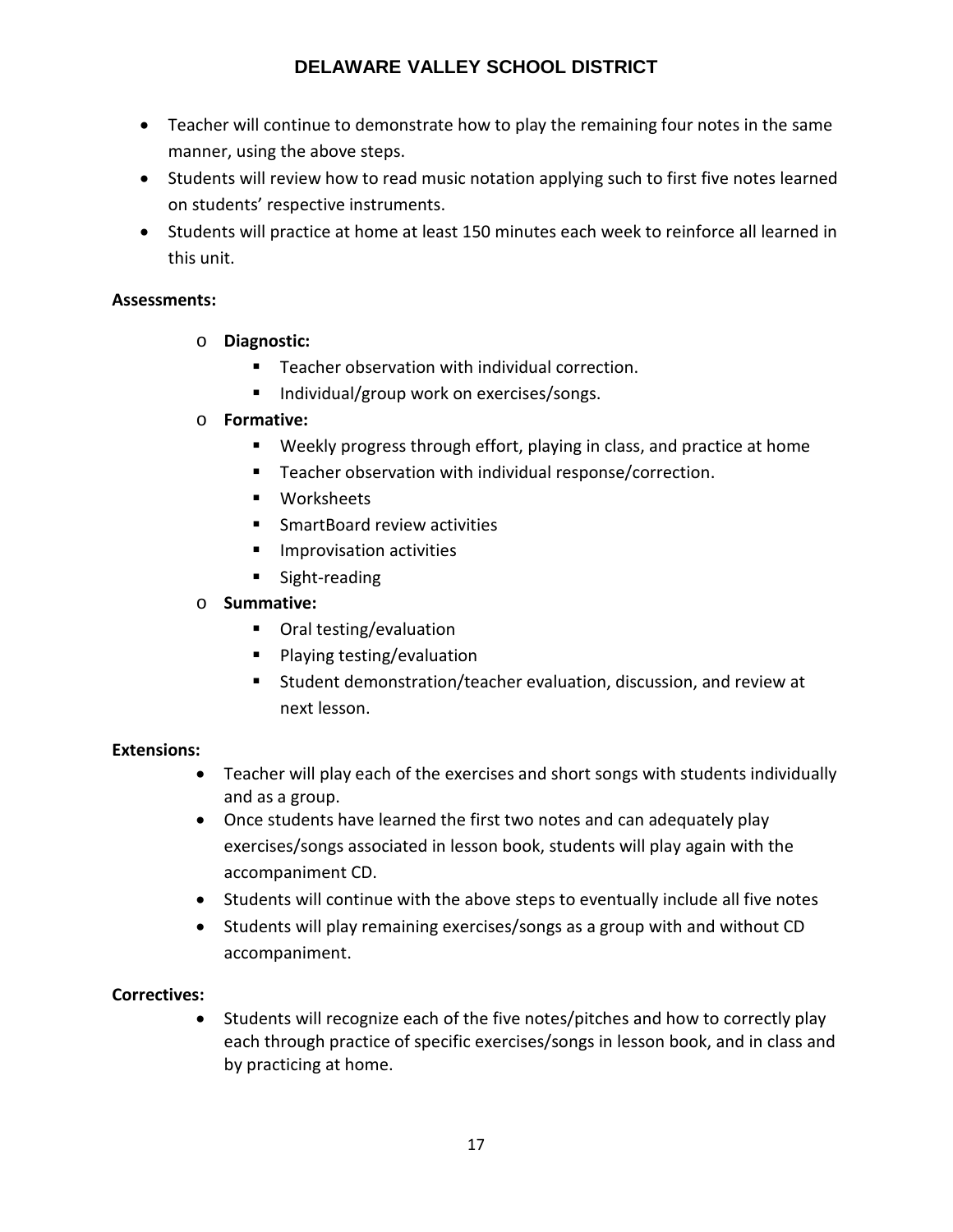- Teacher will continue to demonstrate how to play the remaining four notes in the same manner, using the above steps.
- Students will review how to read music notation applying such to first five notes learned on students' respective instruments.
- Students will practice at home at least 150 minutes each week to reinforce all learned in this unit.

**Assessments:**

- **Diagnostic:**
  - Teacher observation with individual correction.
  - Individual/group work on exercises/songs.
- **Formative:**
  - Weekly progress through effort, playing in class, and practice at home
  - Teacher observation with individual response/correction.
  - Worksheets
  - SmartBoard review activities
  - Improvisation activities
  - Sight-reading
- **Summative:**
  - Oral testing/evaluation
  - Playing testing/evaluation
  - Student demonstration/teacher evaluation, discussion, and review at next lesson.

**Extensions:**

- Teacher will play each of the exercises and short songs with students individually and as a group.
- Once students have learned the first two notes and can adequately play exercises/songs associated in lesson book, students will play again with the accompaniment CD.
- Students will continue with the above steps to eventually include all five notes
- Students will play remaining exercises/songs as a group with and without CD accompaniment.

**Correctives:**

- Students will recognize each of the five notes/pitches and how to correctly play each through practice of specific exercises/songs in lesson book, and in class and by practicing at home.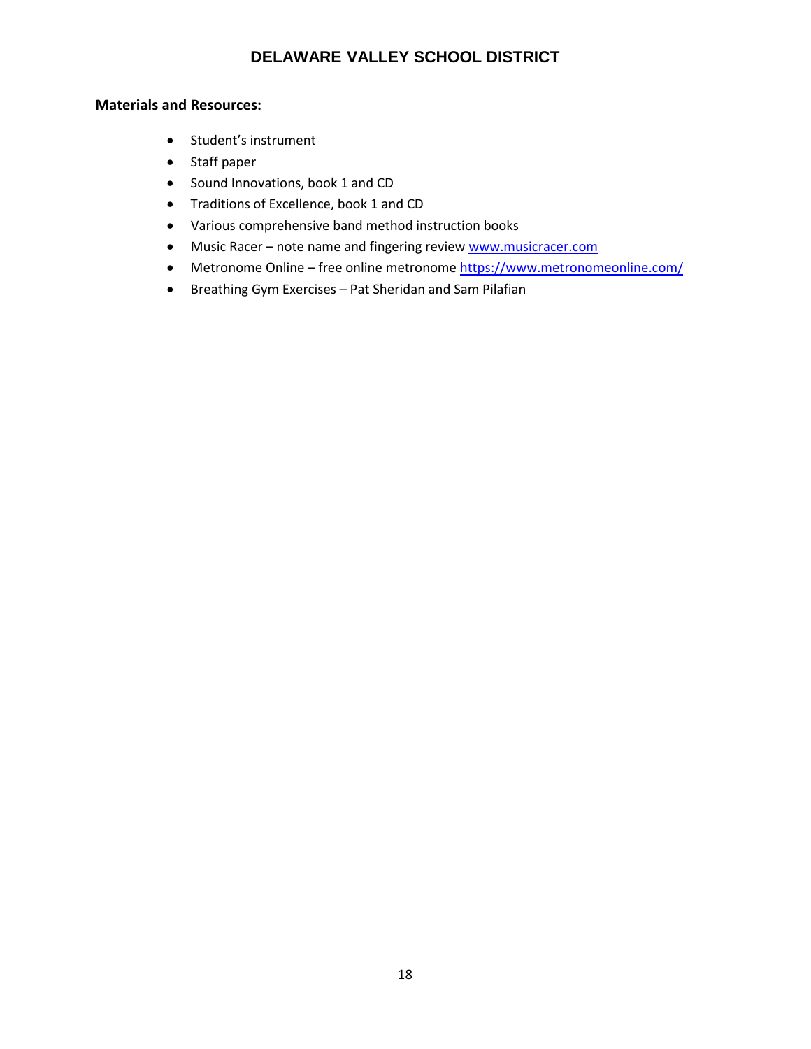**Materials and Resources:**

- Student's instrument
- Staff paper
- Sound Innovations, book 1 and CD
- Traditions of Excellence, book 1 and CD
- Various comprehensive band method instruction books
- Music Racer – note name and fingering review [www.musicracer.com](www.musicracer.com)
- Metronome Online – free online metronome [https://www.metronomeonline.com/](https://www.metronomeonline.com/)
- Breathing Gym Exercises – Pat Sheridan and Sam Pilafian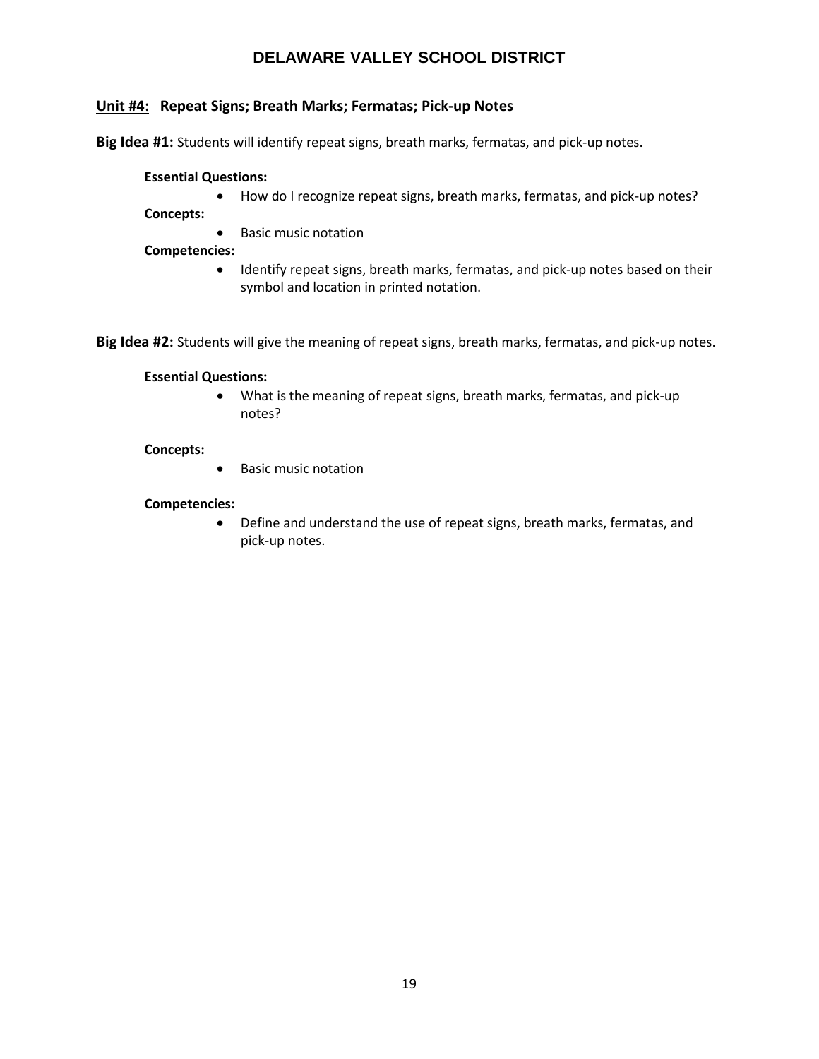## Unit #4: Repeat Signs; Breath Marks; Fermatas; Pick-up Notes

**Big Idea #1:** Students will identify repeat signs, breath marks, fermatas, and pick-up notes.

**Essential Questions:**

- How do I recognize repeat signs, breath marks, fermatas, and pick-up notes?

**Concepts:**

- Basic music notation

**Competencies:**

- Identify repeat signs, breath marks, fermatas, and pick-up notes based on their symbol and location in printed notation.

**Big Idea #2:** Students will give the meaning of repeat signs, breath marks, fermatas, and pick-up notes.

**Essential Questions:**

- What is the meaning of repeat signs, breath marks, fermatas, and pick-up notes?

**Concepts:**

- Basic music notation

**Competencies:**

- Define and understand the use of repeat signs, breath marks, fermatas, and pick-up notes.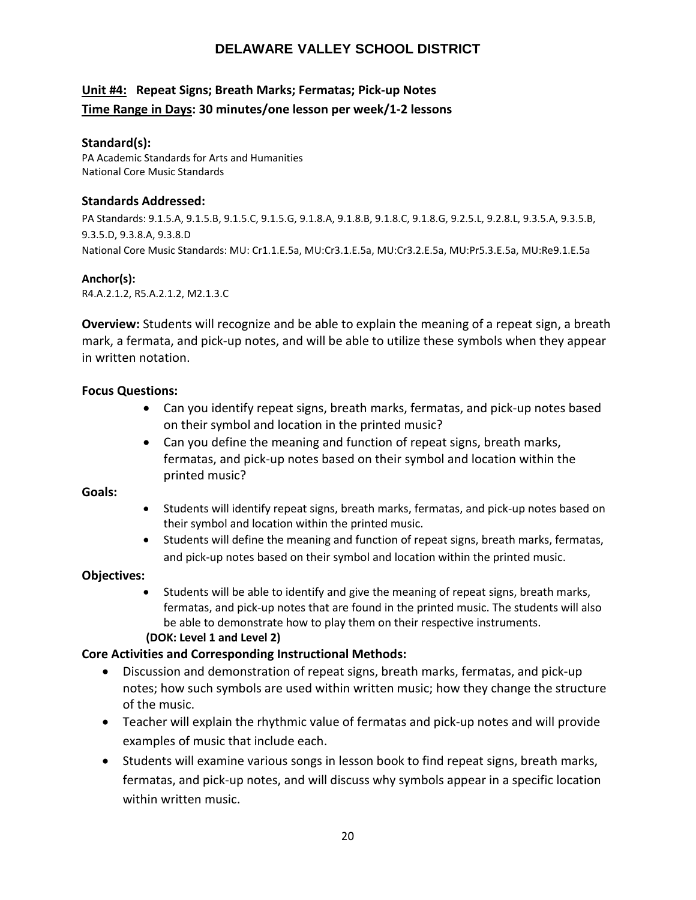# DELAWARE VALLEY SCHOOL DISTRICT

**Unit #4: Repeat Signs; Breath Marks; Fermatas; Pick-up Notes**
**Time Range in Days: 30 minutes/one lesson per week/1-2 lessons**

### Standard(s):

PA Academic Standards for Arts and Humanities
National Core Music Standards

### Standards Addressed:

PA Standards: 9.1.5.A, 9.1.5.B, 9.1.5.C, 9.1.5.G, 9.1.8.A, 9.1.8.B, 9.1.8.C, 9.1.8.G, 9.2.5.L, 9.2.8.L, 9.3.5.A, 9.3.5.B, 9.3.5.D, 9.3.8.A, 9.3.8.D
National Core Music Standards: MU: Cr1.1.E.5a, MU:Cr3.1.E.5a, MU:Cr3.2.E.5a, MU:Pr5.3.E.5a, MU:Re9.1.E.5a

**Anchor(s):**

R4.A.2.1.2, R5.A.2.1.2, M2.1.3.C

**Overview:** Students will recognize and be able to explain the meaning of a repeat sign, a breath mark, a fermata, and pick-up notes, and will be able to utilize these symbols when they appear in written notation.

**Focus Questions:**

- Can you identify repeat signs, breath marks, fermatas, and pick-up notes based on their symbol and location in the printed music?
- Can you define the meaning and function of repeat signs, breath marks, fermatas, and pick-up notes based on their symbol and location within the printed music?

**Goals:**

- Students will identify repeat signs, breath marks, fermatas, and pick-up notes based on their symbol and location within the printed music.
- Students will define the meaning and function of repeat signs, breath marks, fermatas, and pick-up notes based on their symbol and location within the printed music.

**Objectives:**

- Students will be able to identify and give the meaning of repeat signs, breath marks, fermatas, and pick-up notes that are found in the printed music. The students will also be able to demonstrate how to play them on their respective instruments.

**(DOK: Level 1 and Level 2)**

**Core Activities and Corresponding Instructional Methods:**

- Discussion and demonstration of repeat signs, breath marks, fermatas, and pick-up notes; how such symbols are used within written music; how they change the structure of the music.
- Teacher will explain the rhythmic value of fermatas and pick-up notes and will provide examples of music that include each.
- Students will examine various songs in lesson book to find repeat signs, breath marks, fermatas, and pick-up notes, and will discuss why symbols appear in a specific location within written music.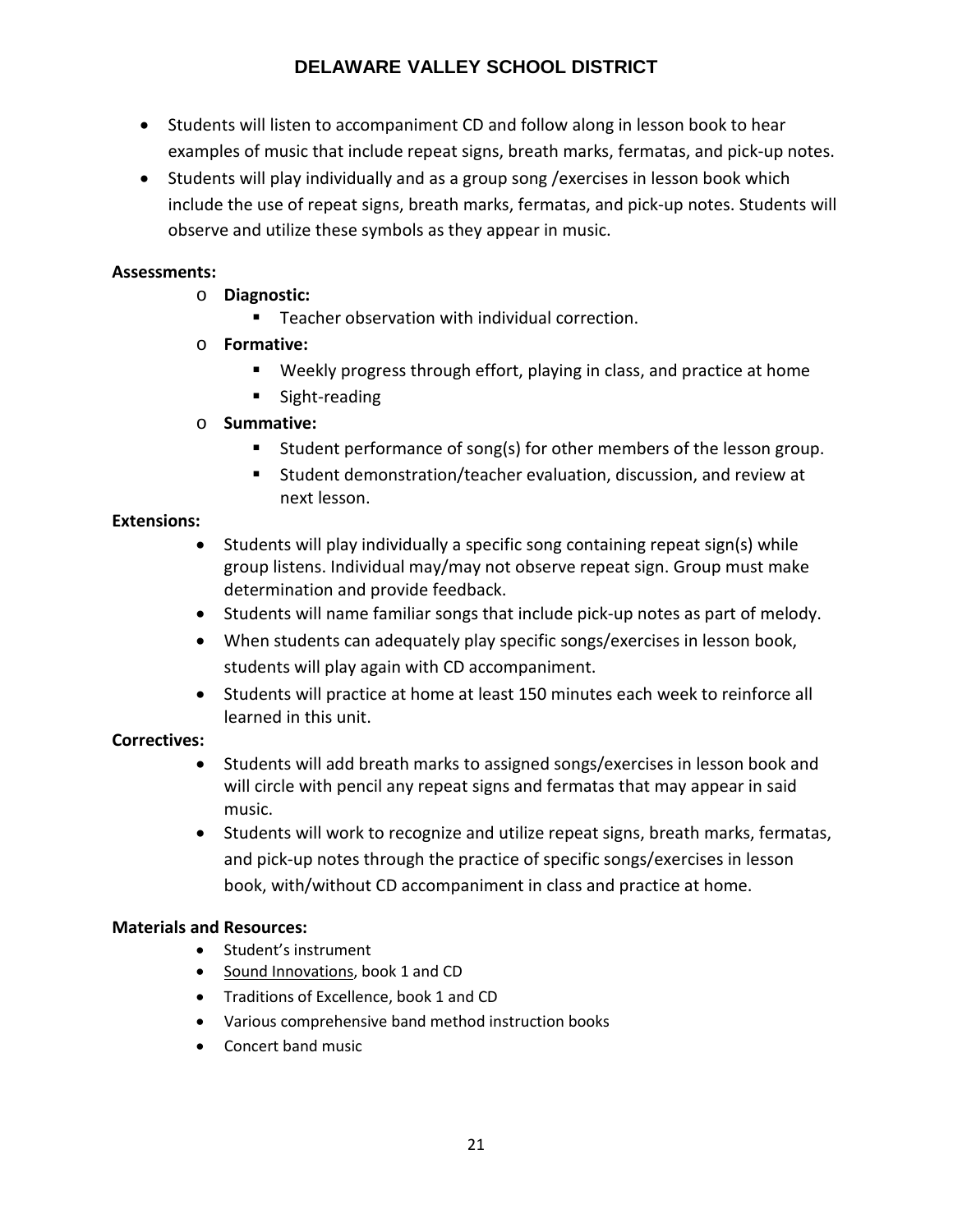- Students will listen to accompaniment CD and follow along in lesson book to hear examples of music that include repeat signs, breath marks, fermatas, and pick-up notes.
- Students will play individually and as a group song /exercises in lesson book which include the use of repeat signs, breath marks, fermatas, and pick-up notes. Students will observe and utilize these symbols as they appear in music.

**Assessments:**

- **Diagnostic:**
  - Teacher observation with individual correction.
- **Formative:**
  - Weekly progress through effort, playing in class, and practice at home
  - Sight-reading
- **Summative:**
  - Student performance of song(s) for other members of the lesson group.
  - Student demonstration/teacher evaluation, discussion, and review at next lesson.

**Extensions:**

- Students will play individually a specific song containing repeat sign(s) while group listens. Individual may/may not observe repeat sign. Group must make determination and provide feedback.
- Students will name familiar songs that include pick-up notes as part of melody.
- When students can adequately play specific songs/exercises in lesson book, students will play again with CD accompaniment.
- Students will practice at home at least 150 minutes each week to reinforce all learned in this unit.

**Correctives:**

- Students will add breath marks to assigned songs/exercises in lesson book and will circle with pencil any repeat signs and fermatas that may appear in said music.
- Students will work to recognize and utilize repeat signs, breath marks, fermatas, and pick-up notes through the practice of specific songs/exercises in lesson book, with/without CD accompaniment in class and practice at home.

**Materials and Resources:**

- Student's instrument
- Sound Innovations, book 1 and CD
- Traditions of Excellence, book 1 and CD
- Various comprehensive band method instruction books
- Concert band music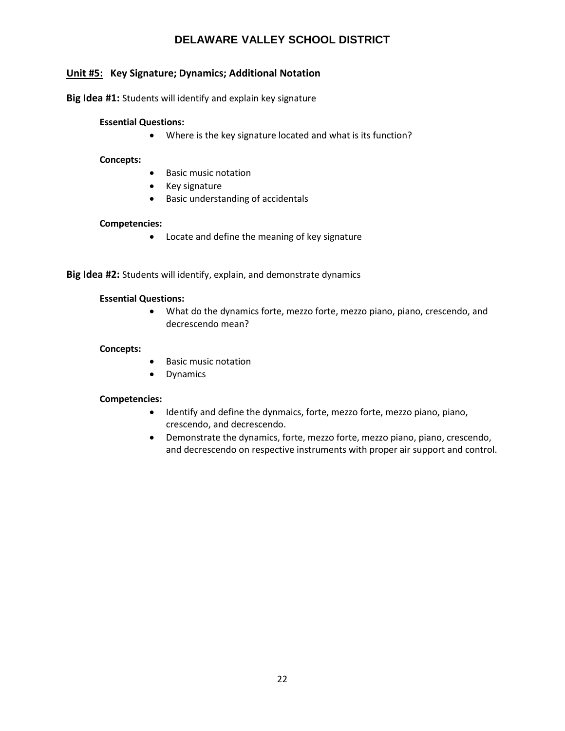## **Unit #5:** Key Signature; Dynamics; Additional Notation

**Big Idea #1:** Students will identify and explain key signature

**Essential Questions:**

- Where is the key signature located and what is its function?

**Concepts:**

- Basic music notation
- Key signature
- Basic understanding of accidentals

**Competencies:**

- Locate and define the meaning of key signature

**Big Idea #2:** Students will identify, explain, and demonstrate dynamics

**Essential Questions:**

- What do the dynamics forte, mezzo forte, mezzo piano, piano, crescendo, and decrescendo mean?

**Concepts:**

- Basic music notation
- Dynamics

**Competencies:**

- Identify and define the dynmaics, forte, mezzo forte, mezzo piano, piano, crescendo, and decrescendo.
- Demonstrate the dynamics, forte, mezzo forte, mezzo piano, piano, crescendo, and decrescendo on respective instruments with proper air support and control.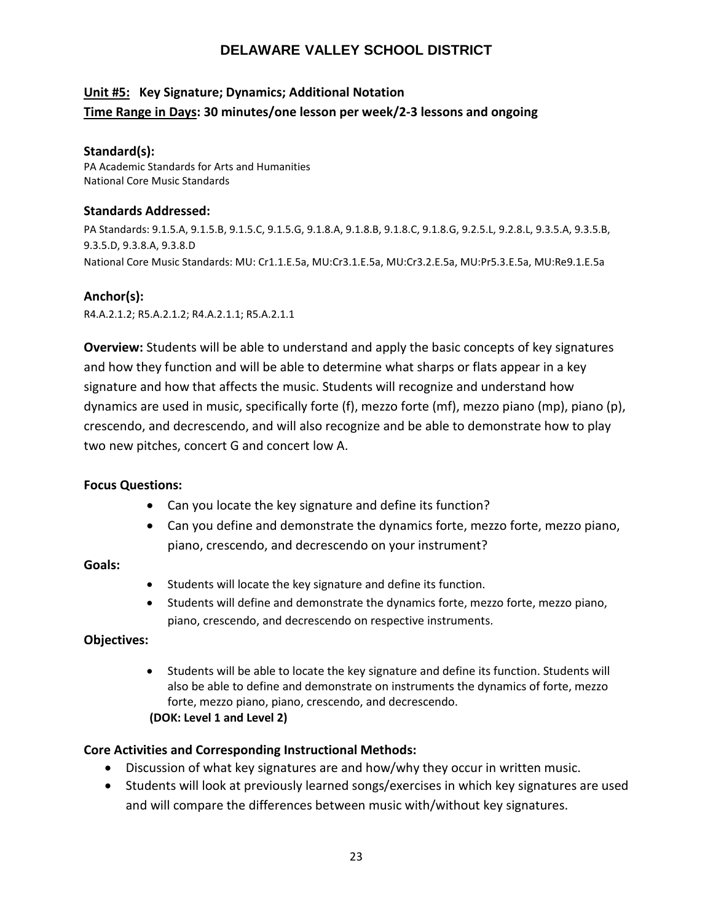# DELAWARE VALLEY SCHOOL DISTRICT

**Unit #5: Key Signature; Dynamics; Additional Notation**

**Time Range in Days: 30 minutes/one lesson per week/2-3 lessons and ongoing**

**Standard(s):**

PA Academic Standards for Arts and Humanities
National Core Music Standards

**Standards Addressed:**

PA Standards: 9.1.5.A, 9.1.5.B, 9.1.5.C, 9.1.5.G, 9.1.8.A, 9.1.8.B, 9.1.8.C, 9.1.8.G, 9.2.5.L, 9.2.8.L, 9.3.5.A, 9.3.5.B, 9.3.5.D, 9.3.8.A, 9.3.8.D
National Core Music Standards: MU: Cr1.1.E.5a, MU:Cr3.1.E.5a, MU:Cr3.2.E.5a, MU:Pr5.3.E.5a, MU:Re9.1.E.5a

**Anchor(s):**

R4.A.2.1.2; R5.A.2.1.2; R4.A.2.1.1; R5.A.2.1.1

**Overview:** Students will be able to understand and apply the basic concepts of key signatures and how they function and will be able to determine what sharps or flats appear in a key signature and how that affects the music. Students will recognize and understand how dynamics are used in music, specifically forte (f), mezzo forte (mf), mezzo piano (mp), piano (p), crescendo, and decrescendo, and will also recognize and be able to demonstrate how to play two new pitches, concert G and concert low A.

**Focus Questions:**

- Can you locate the key signature and define its function?
- Can you define and demonstrate the dynamics forte, mezzo forte, mezzo piano, piano, crescendo, and decrescendo on your instrument?

**Goals:**

- Students will locate the key signature and define its function.
- Students will define and demonstrate the dynamics forte, mezzo forte, mezzo piano, piano, crescendo, and decrescendo on respective instruments.

**Objectives:**

- Students will be able to locate the key signature and define its function. Students will also be able to define and demonstrate on instruments the dynamics of forte, mezzo forte, mezzo piano, piano, crescendo, and decrescendo.

**(DOK: Level 1 and Level 2)**

**Core Activities and Corresponding Instructional Methods:**

- Discussion of what key signatures are and how/why they occur in written music.
- Students will look at previously learned songs/exercises in which key signatures are used and will compare the differences between music with/without key signatures.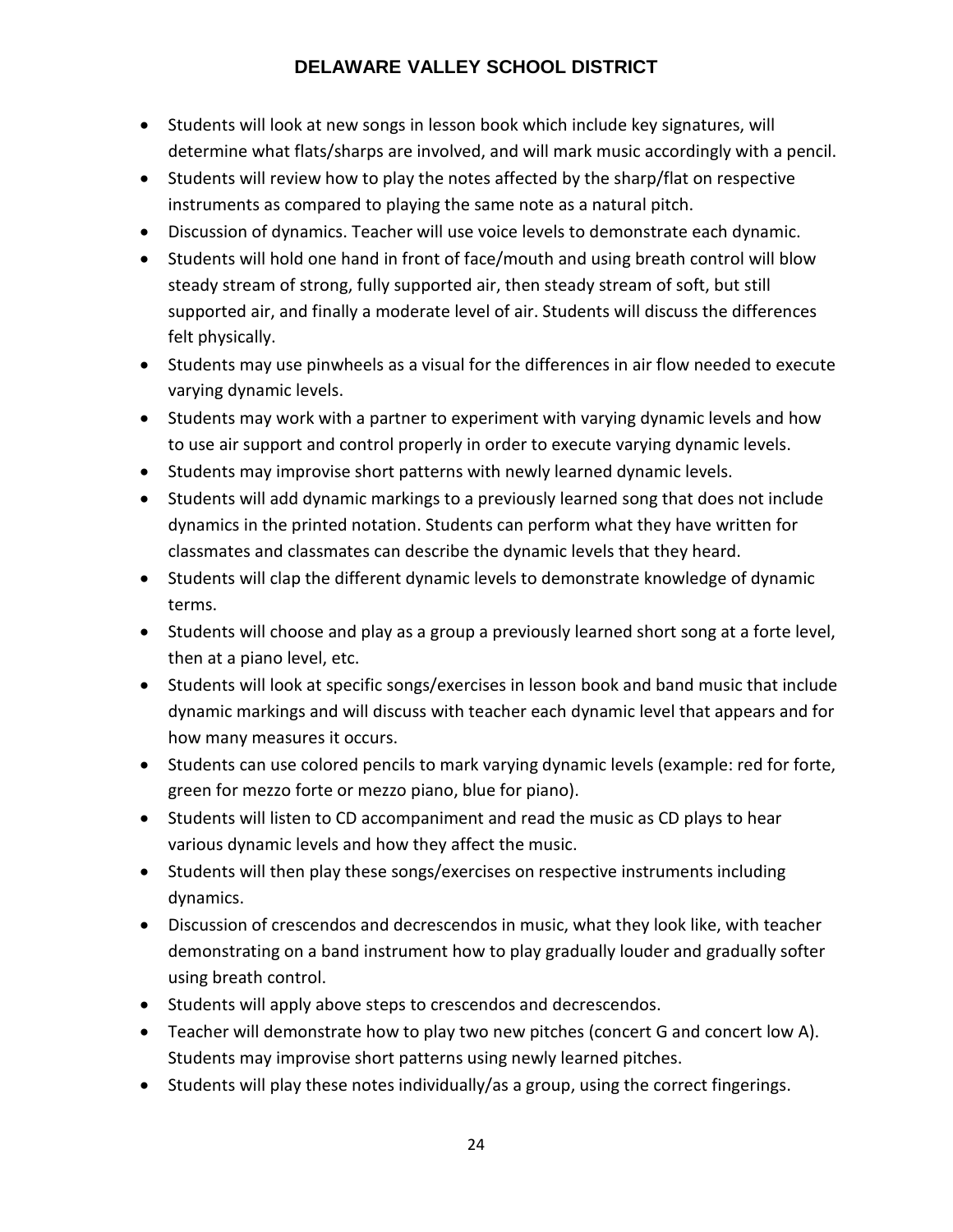- Students will look at new songs in lesson book which include key signatures, will determine what flats/sharps are involved, and will mark music accordingly with a pencil.
- Students will review how to play the notes affected by the sharp/flat on respective instruments as compared to playing the same note as a natural pitch.
- Discussion of dynamics. Teacher will use voice levels to demonstrate each dynamic.
- Students will hold one hand in front of face/mouth and using breath control will blow steady stream of strong, fully supported air, then steady stream of soft, but still supported air, and finally a moderate level of air. Students will discuss the differences felt physically.
- Students may use pinwheels as a visual for the differences in air flow needed to execute varying dynamic levels.
- Students may work with a partner to experiment with varying dynamic levels and how to use air support and control properly in order to execute varying dynamic levels.
- Students may improvise short patterns with newly learned dynamic levels.
- Students will add dynamic markings to a previously learned song that does not include dynamics in the printed notation. Students can perform what they have written for classmates and classmates can describe the dynamic levels that they heard.
- Students will clap the different dynamic levels to demonstrate knowledge of dynamic terms.
- Students will choose and play as a group a previously learned short song at a forte level, then at a piano level, etc.
- Students will look at specific songs/exercises in lesson book and band music that include dynamic markings and will discuss with teacher each dynamic level that appears and for how many measures it occurs.
- Students can use colored pencils to mark varying dynamic levels (example: red for forte, green for mezzo forte or mezzo piano, blue for piano).
- Students will listen to CD accompaniment and read the music as CD plays to hear various dynamic levels and how they affect the music.
- Students will then play these songs/exercises on respective instruments including dynamics.
- Discussion of crescendos and decrescendos in music, what they look like, with teacher demonstrating on a band instrument how to play gradually louder and gradually softer using breath control.
- Students will apply above steps to crescendos and decrescendos.
- Teacher will demonstrate how to play two new pitches (concert G and concert low A). Students may improvise short patterns using newly learned pitches.
- Students will play these notes individually/as a group, using the correct fingerings.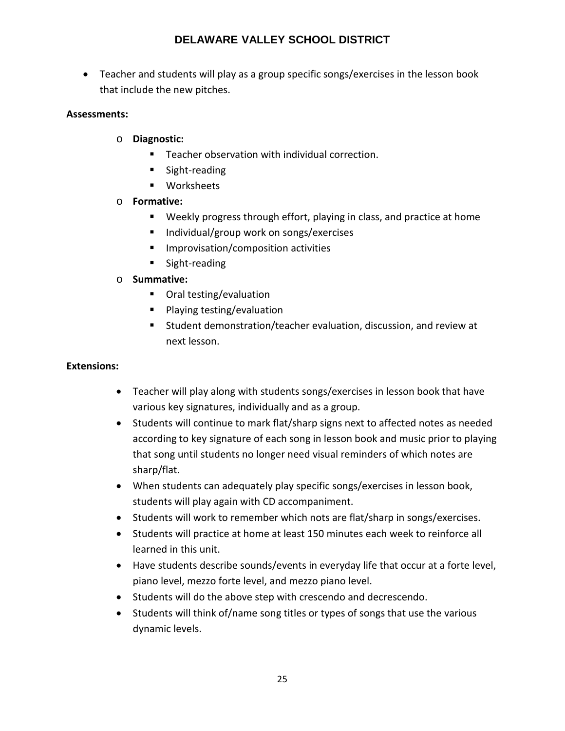- Teacher and students will play as a group specific songs/exercises in the lesson book that include the new pitches.

**Assessments:**

- **Diagnostic:**
  - Teacher observation with individual correction.
  - Sight-reading
  - Worksheets
- **Formative:**
  - Weekly progress through effort, playing in class, and practice at home
  - Individual/group work on songs/exercises
  - Improvisation/composition activities
  - Sight-reading
- **Summative:**
  - Oral testing/evaluation
  - Playing testing/evaluation
  - Student demonstration/teacher evaluation, discussion, and review at next lesson.

**Extensions:**

- Teacher will play along with students songs/exercises in lesson book that have various key signatures, individually and as a group.
- Students will continue to mark flat/sharp signs next to affected notes as needed according to key signature of each song in lesson book and music prior to playing that song until students no longer need visual reminders of which notes are sharp/flat.
- When students can adequately play specific songs/exercises in lesson book, students will play again with CD accompaniment.
- Students will work to remember which nots are flat/sharp in songs/exercises.
- Students will practice at home at least 150 minutes each week to reinforce all learned in this unit.
- Have students describe sounds/events in everyday life that occur at a forte level, piano level, mezzo forte level, and mezzo piano level.
- Students will do the above step with crescendo and decrescendo.
- Students will think of/name song titles or types of songs that use the various dynamic levels.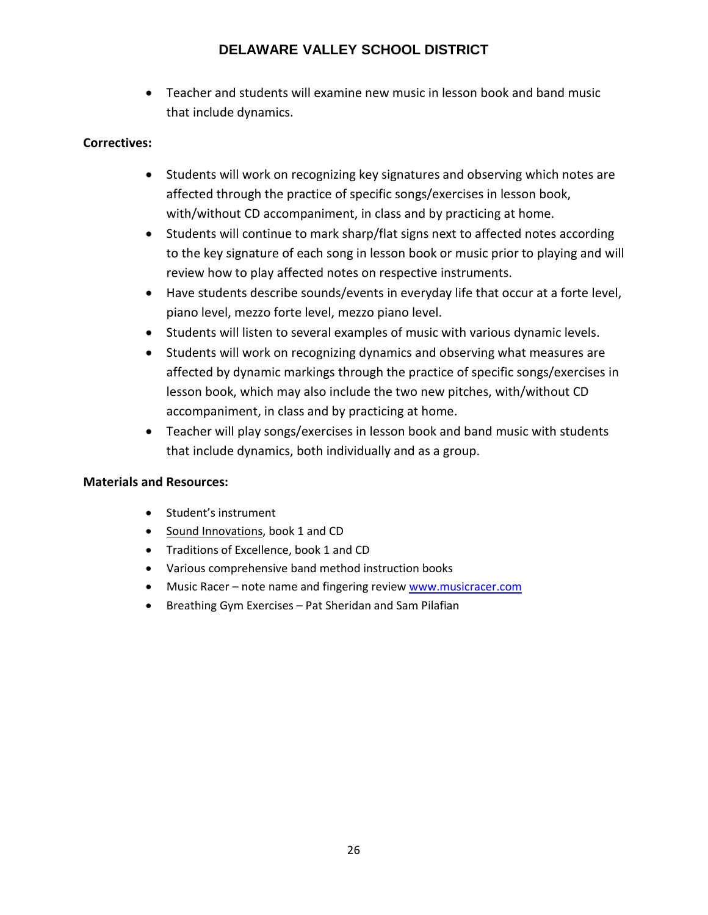- Teacher and students will examine new music in lesson book and band music that include dynamics.

**Correctives:**

- Students will work on recognizing key signatures and observing which notes are affected through the practice of specific songs/exercises in lesson book, with/without CD accompaniment, in class and by practicing at home.
- Students will continue to mark sharp/flat signs next to affected notes according to the key signature of each song in lesson book or music prior to playing and will review how to play affected notes on respective instruments.
- Have students describe sounds/events in everyday life that occur at a forte level, piano level, mezzo forte level, mezzo piano level.
- Students will listen to several examples of music with various dynamic levels.
- Students will work on recognizing dynamics and observing what measures are affected by dynamic markings through the practice of specific songs/exercises in lesson book, which may also include the two new pitches, with/without CD accompaniment, in class and by practicing at home.
- Teacher will play songs/exercises in lesson book and band music with students that include dynamics, both individually and as a group.

**Materials and Resources:**

- Student's instrument
- Sound Innovations, book 1 and CD
- Traditions of Excellence, book 1 and CD
- Various comprehensive band method instruction books
- Music Racer – note name and fingering review [www.musicracer.com](http://www.musicracer.com)
- Breathing Gym Exercises – Pat Sheridan and Sam Pilafian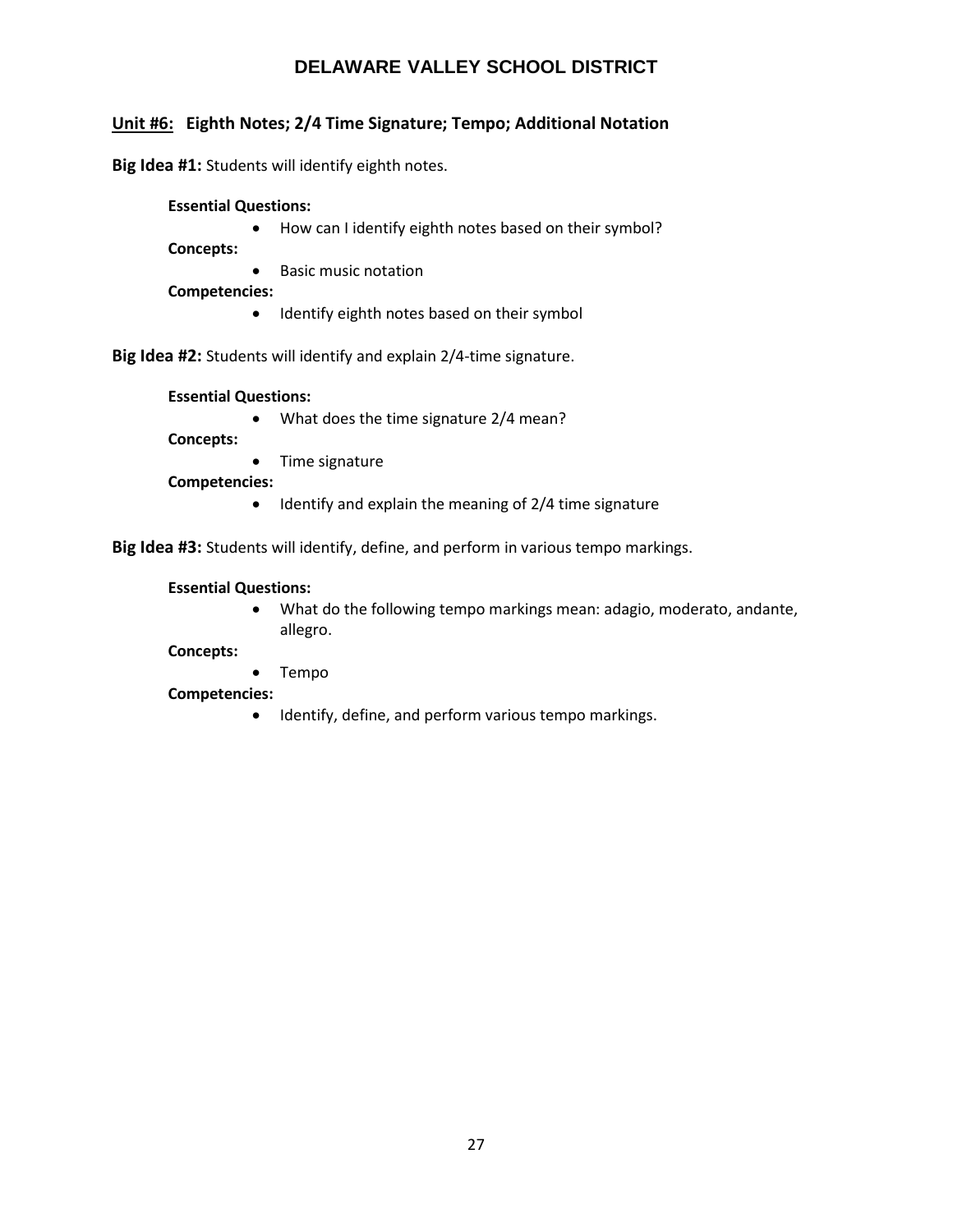## Unit #6: Eighth Notes; 2/4 Time Signature; Tempo; Additional Notation

**Big Idea #1:** Students will identify eighth notes.

**Essential Questions:**

- How can I identify eighth notes based on their symbol?

**Concepts:**

- Basic music notation

**Competencies:**

- Identify eighth notes based on their symbol

**Big Idea #2:** Students will identify and explain 2/4-time signature.

**Essential Questions:**

- What does the time signature 2/4 mean?

**Concepts:**

- Time signature

**Competencies:**

- Identify and explain the meaning of 2/4 time signature

**Big Idea #3:** Students will identify, define, and perform in various tempo markings.

**Essential Questions:**

- What do the following tempo markings mean: adagio, moderato, andante, allegro.

**Concepts:**

- Tempo

**Competencies:**

- Identify, define, and perform various tempo markings.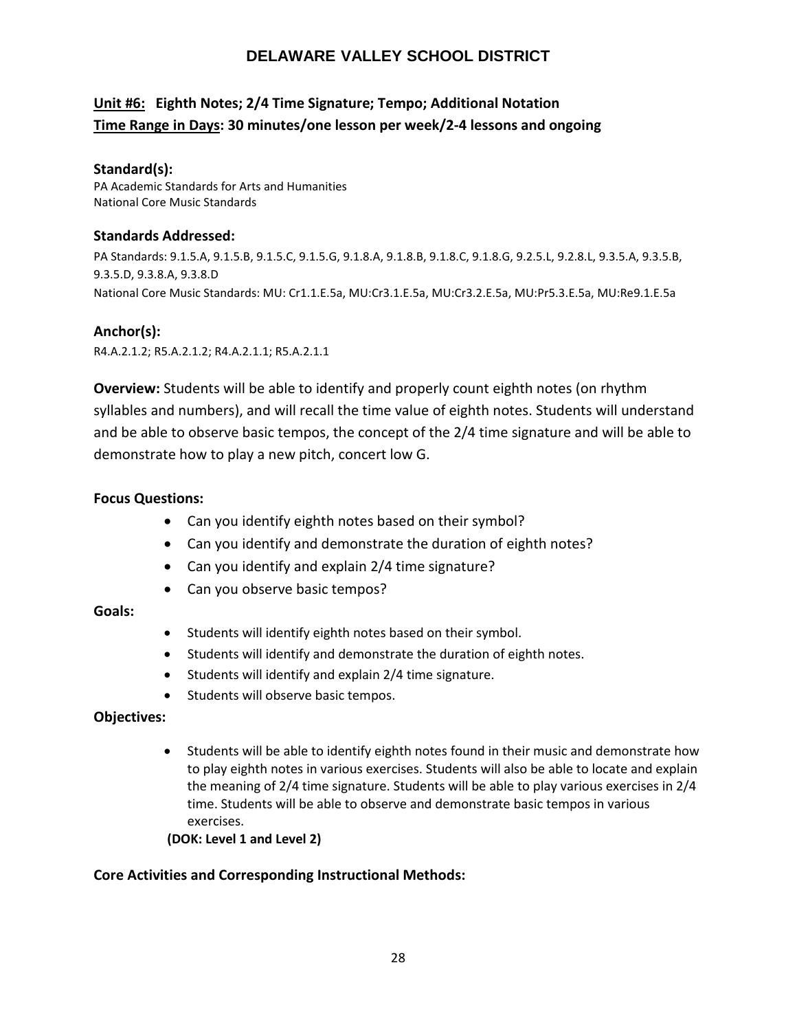# DELAWARE VALLEY SCHOOL DISTRICT

## Unit #6: Eighth Notes; 2/4 Time Signature; Tempo; Additional Notation

**Time Range in Days: 30 minutes/one lesson per week/2-4 lessons and ongoing**

### Standard(s):

PA Academic Standards for Arts and Humanities
National Core Music Standards

### Standards Addressed:

PA Standards: 9.1.5.A, 9.1.5.B, 9.1.5.C, 9.1.5.G, 9.1.8.A, 9.1.8.B, 9.1.8.C, 9.1.8.G, 9.2.5.L, 9.2.8.L, 9.3.5.A, 9.3.5.B, 9.3.5.D, 9.3.8.A, 9.3.8.D
National Core Music Standards: MU: Cr1.1.E.5a, MU:Cr3.1.E.5a, MU:Cr3.2.E.5a, MU:Pr5.3.E.5a, MU:Re9.1.E.5a

### Anchor(s):

R4.A.2.1.2; R5.A.2.1.2; R4.A.2.1.1; R5.A.2.1.1

**Overview:** Students will be able to identify and properly count eighth notes (on rhythm syllables and numbers), and will recall the time value of eighth notes. Students will understand and be able to observe basic tempos, the concept of the 2/4 time signature and will be able to demonstrate how to play a new pitch, concert low G.

### Focus Questions:

- Can you identify eighth notes based on their symbol?
- Can you identify and demonstrate the duration of eighth notes?
- Can you identify and explain 2/4 time signature?
- Can you observe basic tempos?

### Goals:

- Students will identify eighth notes based on their symbol.
- Students will identify and demonstrate the duration of eighth notes.
- Students will identify and explain 2/4 time signature.
- Students will observe basic tempos.

### Objectives:

- Students will be able to identify eighth notes found in their music and demonstrate how to play eighth notes in various exercises. Students will also be able to locate and explain the meaning of 2/4 time signature. Students will be able to play various exercises in 2/4 time. Students will be able to observe and demonstrate basic tempos in various exercises.

  **(DOK: Level 1 and Level 2)**

### Core Activities and Corresponding Instructional Methods: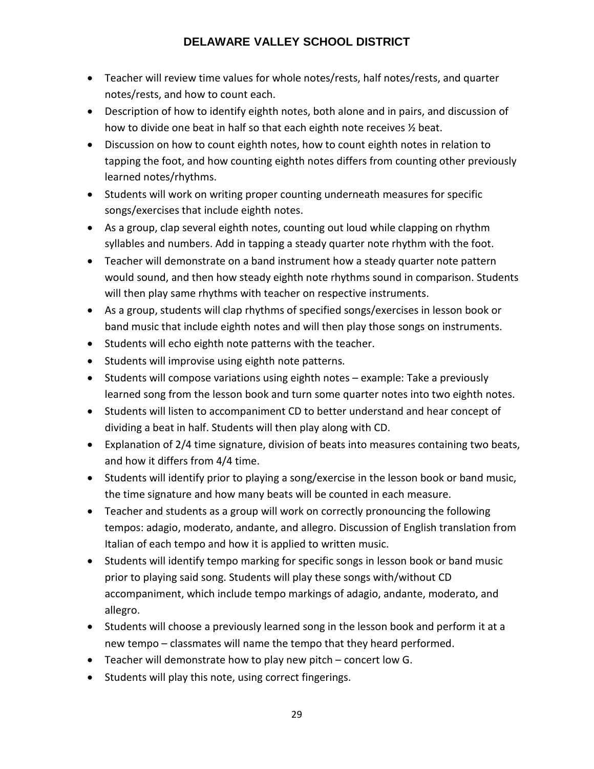- Teacher will review time values for whole notes/rests, half notes/rests, and quarter notes/rests, and how to count each.
- Description of how to identify eighth notes, both alone and in pairs, and discussion of how to divide one beat in half so that each eighth note receives ½ beat.
- Discussion on how to count eighth notes, how to count eighth notes in relation to tapping the foot, and how counting eighth notes differs from counting other previously learned notes/rhythms.
- Students will work on writing proper counting underneath measures for specific songs/exercises that include eighth notes.
- As a group, clap several eighth notes, counting out loud while clapping on rhythm syllables and numbers. Add in tapping a steady quarter note rhythm with the foot.
- Teacher will demonstrate on a band instrument how a steady quarter note pattern would sound, and then how steady eighth note rhythms sound in comparison. Students will then play same rhythms with teacher on respective instruments.
- As a group, students will clap rhythms of specified songs/exercises in lesson book or band music that include eighth notes and will then play those songs on instruments.
- Students will echo eighth note patterns with the teacher.
- Students will improvise using eighth note patterns.
- Students will compose variations using eighth notes – example: Take a previously learned song from the lesson book and turn some quarter notes into two eighth notes.
- Students will listen to accompaniment CD to better understand and hear concept of dividing a beat in half. Students will then play along with CD.
- Explanation of 2/4 time signature, division of beats into measures containing two beats, and how it differs from 4/4 time.
- Students will identify prior to playing a song/exercise in the lesson book or band music, the time signature and how many beats will be counted in each measure.
- Teacher and students as a group will work on correctly pronouncing the following tempos: adagio, moderato, andante, and allegro. Discussion of English translation from Italian of each tempo and how it is applied to written music.
- Students will identify tempo marking for specific songs in lesson book or band music prior to playing said song. Students will play these songs with/without CD accompaniment, which include tempo markings of adagio, andante, moderato, and allegro.
- Students will choose a previously learned song in the lesson book and perform it at a new tempo – classmates will name the tempo that they heard performed.
- Teacher will demonstrate how to play new pitch – concert low G.
- Students will play this note, using correct fingerings.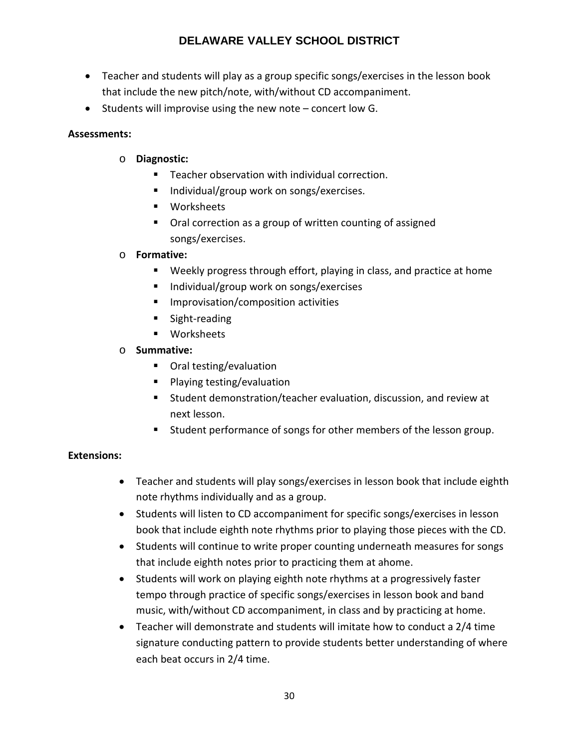- Teacher and students will play as a group specific songs/exercises in the lesson book that include the new pitch/note, with/without CD accompaniment.
- Students will improvise using the new note – concert low G.

**Assessments:**

- **Diagnostic:**
  - Teacher observation with individual correction.
  - Individual/group work on songs/exercises.
  - Worksheets
  - Oral correction as a group of written counting of assigned songs/exercises.
- **Formative:**
  - Weekly progress through effort, playing in class, and practice at home
  - Individual/group work on songs/exercises
  - Improvisation/composition activities
  - Sight-reading
  - Worksheets
- **Summative:**
  - Oral testing/evaluation
  - Playing testing/evaluation
  - Student demonstration/teacher evaluation, discussion, and review at next lesson.
  - Student performance of songs for other members of the lesson group.

**Extensions:**

- Teacher and students will play songs/exercises in lesson book that include eighth note rhythms individually and as a group.
- Students will listen to CD accompaniment for specific songs/exercises in lesson book that include eighth note rhythms prior to playing those pieces with the CD.
- Students will continue to write proper counting underneath measures for songs that include eighth notes prior to practicing them at ahome.
- Students will work on playing eighth note rhythms at a progressively faster tempo through practice of specific songs/exercises in lesson book and band music, with/without CD accompaniment, in class and by practicing at home.
- Teacher will demonstrate and students will imitate how to conduct a 2/4 time signature conducting pattern to provide students better understanding of where each beat occurs in 2/4 time.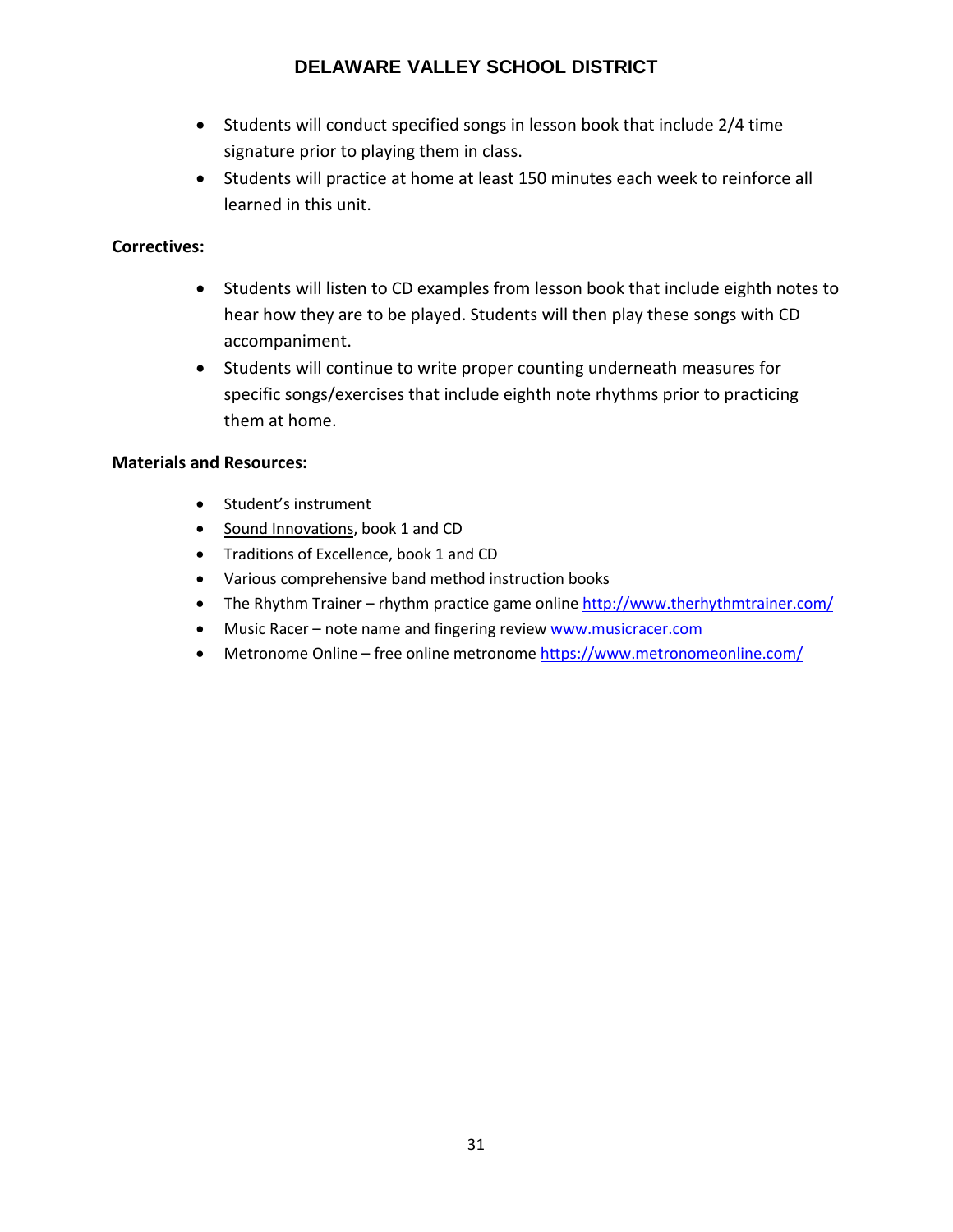- Students will conduct specified songs in lesson book that include 2/4 time signature prior to playing them in class.
- Students will practice at home at least 150 minutes each week to reinforce all learned in this unit.

**Correctives:**

- Students will listen to CD examples from lesson book that include eighth notes to hear how they are to be played. Students will then play these songs with CD accompaniment.
- Students will continue to write proper counting underneath measures for specific songs/exercises that include eighth note rhythms prior to practicing them at home.

**Materials and Resources:**

- Student's instrument
- Sound Innovations, book 1 and CD
- Traditions of Excellence, book 1 and CD
- Various comprehensive band method instruction books
- The Rhythm Trainer – rhythm practice game online http://www.therhythmtrainer.com/
- Music Racer – note name and fingering review www.musicracer.com
- Metronome Online – free online metronome https://www.metronomeonline.com/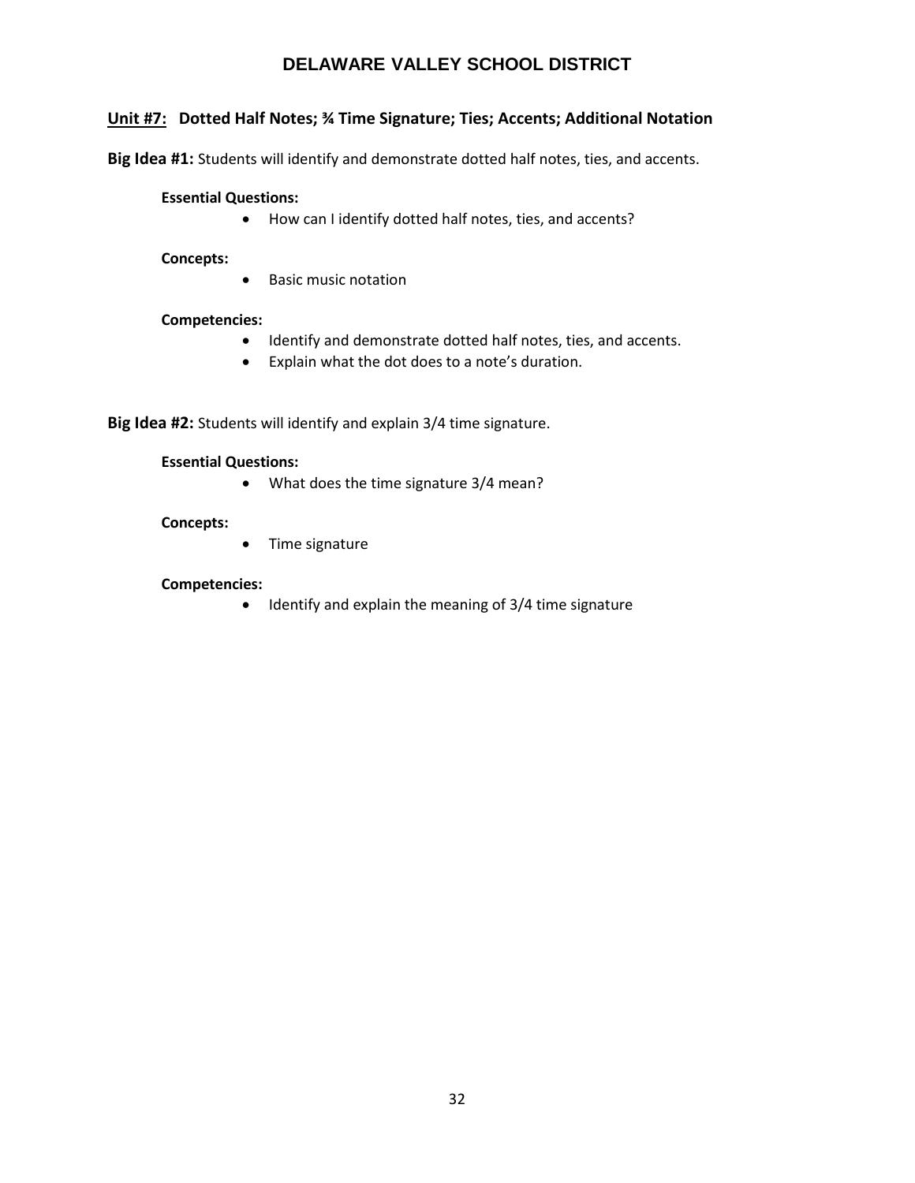## DELAWARE VALLEY SCHOOL DISTRICT

**Unit #7: Dotted Half Notes; ¾ Time Signature; Ties; Accents; Additional Notation**

**Big Idea #1:** Students will identify and demonstrate dotted half notes, ties, and accents.

**Essential Questions:**

- How can I identify dotted half notes, ties, and accents?

**Concepts:**

- Basic music notation

**Competencies:**

- Identify and demonstrate dotted half notes, ties, and accents.
- Explain what the dot does to a note's duration.

**Big Idea #2:** Students will identify and explain 3/4 time signature.

**Essential Questions:**

- What does the time signature 3/4 mean?

**Concepts:**

- Time signature

**Competencies:**

- Identify and explain the meaning of 3/4 time signature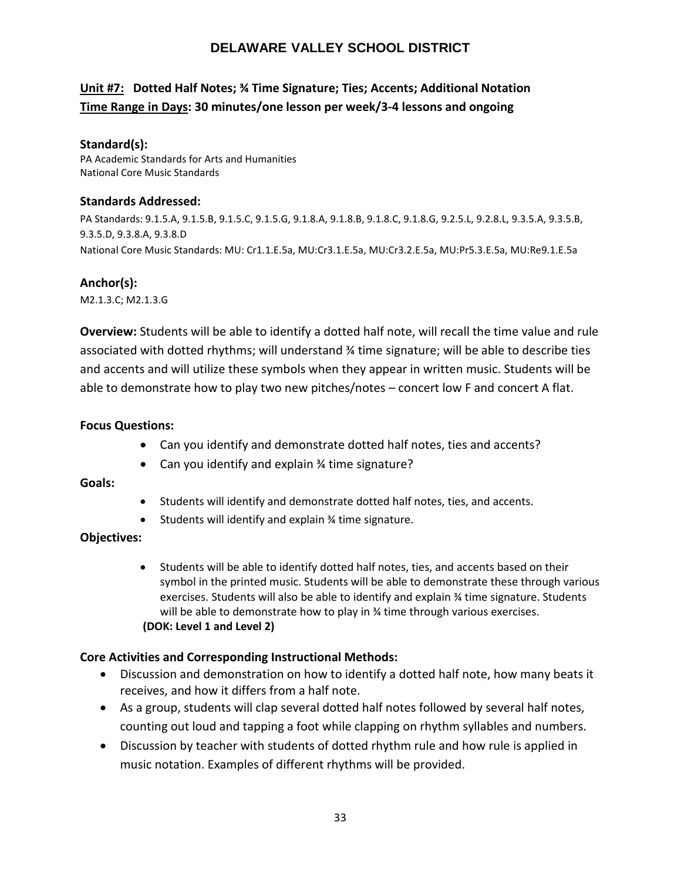# DELAWARE VALLEY SCHOOL DISTRICT

**Unit #7: Dotted Half Notes; ¾ Time Signature; Ties; Accents; Additional Notation**
**Time Range in Days: 30 minutes/one lesson per week/3-4 lessons and ongoing**

### Standard(s):

PA Academic Standards for Arts and Humanities
National Core Music Standards

### Standards Addressed:

PA Standards: 9.1.5.A, 9.1.5.B, 9.1.5.C, 9.1.5.G, 9.1.8.A, 9.1.8.B, 9.1.8.C, 9.1.8.G, 9.2.5.L, 9.2.8.L, 9.3.5.A, 9.3.5.B, 9.3.5.D, 9.3.8.A, 9.3.8.D
National Core Music Standards: MU: Cr1.1.E.5a, MU:Cr3.1.E.5a, MU:Cr3.2.E.5a, MU:Pr5.3.E.5a, MU:Re9.1.E.5a

### Anchor(s):

M2.1.3.C; M2.1.3.G

**Overview:** Students will be able to identify a dotted half note, will recall the time value and rule associated with dotted rhythms; will understand ¾ time signature; will be able to describe ties and accents and will utilize these symbols when they appear in written music. Students will be able to demonstrate how to play two new pitches/notes – concert low F and concert A flat.

**Focus Questions:**

- Can you identify and demonstrate dotted half notes, ties and accents?
- Can you identify and explain ¾ time signature?

**Goals:**

- Students will identify and demonstrate dotted half notes, ties, and accents.
- Students will identify and explain ¾ time signature.

**Objectives:**

- Students will be able to identify dotted half notes, ties, and accents based on their symbol in the printed music. Students will be able to demonstrate these through various exercises. Students will also be able to identify and explain ¾ time signature. Students will be able to demonstrate how to play in ¾ time through various exercises.
  **(DOK: Level 1 and Level 2)**

**Core Activities and Corresponding Instructional Methods:**

- Discussion and demonstration on how to identify a dotted half note, how many beats it receives, and how it differs from a half note.
- As a group, students will clap several dotted half notes followed by several half notes, counting out loud and tapping a foot while clapping on rhythm syllables and numbers.
- Discussion by teacher with students of dotted rhythm rule and how rule is applied in music notation. Examples of different rhythms will be provided.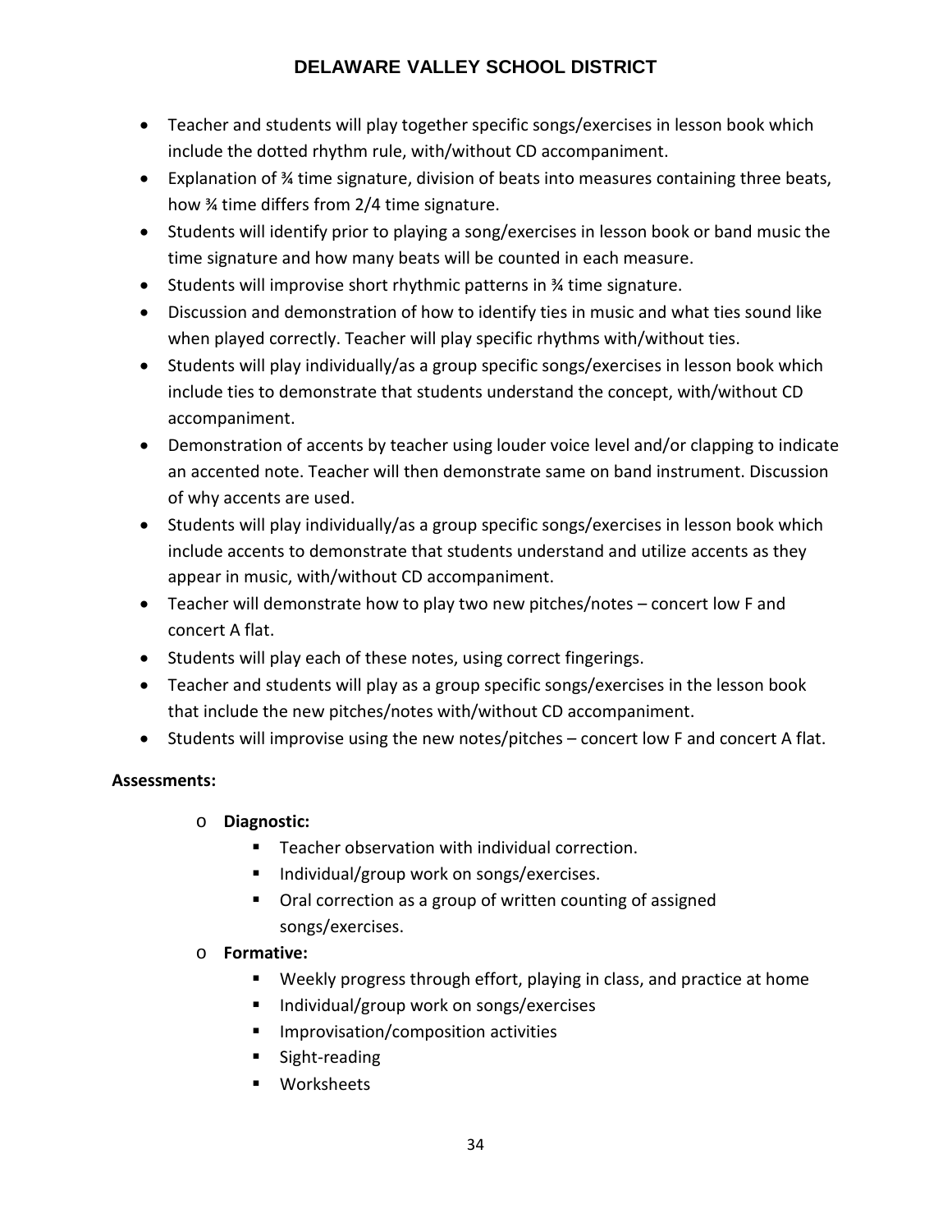- Teacher and students will play together specific songs/exercises in lesson book which include the dotted rhythm rule, with/without CD accompaniment.
- Explanation of ¾ time signature, division of beats into measures containing three beats, how ¾ time differs from 2/4 time signature.
- Students will identify prior to playing a song/exercises in lesson book or band music the time signature and how many beats will be counted in each measure.
- Students will improvise short rhythmic patterns in ¾ time signature.
- Discussion and demonstration of how to identify ties in music and what ties sound like when played correctly. Teacher will play specific rhythms with/without ties.
- Students will play individually/as a group specific songs/exercises in lesson book which include ties to demonstrate that students understand the concept, with/without CD accompaniment.
- Demonstration of accents by teacher using louder voice level and/or clapping to indicate an accented note. Teacher will then demonstrate same on band instrument. Discussion of why accents are used.
- Students will play individually/as a group specific songs/exercises in lesson book which include accents to demonstrate that students understand and utilize accents as they appear in music, with/without CD accompaniment.
- Teacher will demonstrate how to play two new pitches/notes – concert low F and concert A flat.
- Students will play each of these notes, using correct fingerings.
- Teacher and students will play as a group specific songs/exercises in the lesson book that include the new pitches/notes with/without CD accompaniment.
- Students will improvise using the new notes/pitches – concert low F and concert A flat.

**Assessments:**

- **Diagnostic:**
  - Teacher observation with individual correction.
  - Individual/group work on songs/exercises.
  - Oral correction as a group of written counting of assigned songs/exercises.
- **Formative:**
  - Weekly progress through effort, playing in class, and practice at home
  - Individual/group work on songs/exercises
  - Improvisation/composition activities
  - Sight-reading
  - Worksheets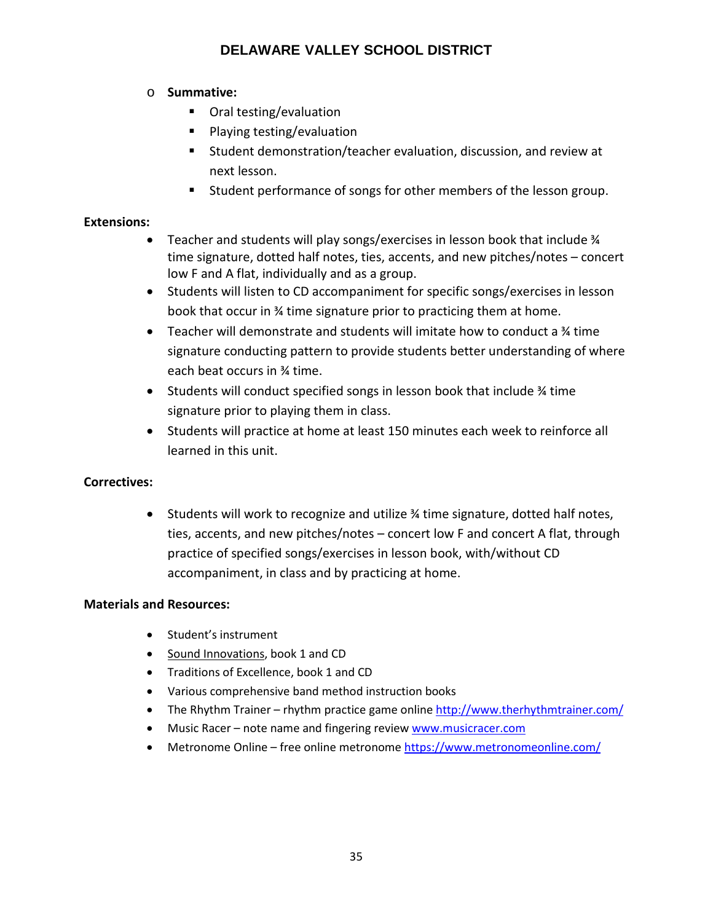- **Summative:**
  - Oral testing/evaluation
  - Playing testing/evaluation
  - Student demonstration/teacher evaluation, discussion, and review at next lesson.
  - Student performance of songs for other members of the lesson group.

**Extensions:**

- Teacher and students will play songs/exercises in lesson book that include ¾ time signature, dotted half notes, ties, accents, and new pitches/notes – concert low F and A flat, individually and as a group.
- Students will listen to CD accompaniment for specific songs/exercises in lesson book that occur in ¾ time signature prior to practicing them at home.
- Teacher will demonstrate and students will imitate how to conduct a ¾ time signature conducting pattern to provide students better understanding of where each beat occurs in ¾ time.
- Students will conduct specified songs in lesson book that include ¾ time signature prior to playing them in class.
- Students will practice at home at least 150 minutes each week to reinforce all learned in this unit.

**Correctives:**

- Students will work to recognize and utilize ¾ time signature, dotted half notes, ties, accents, and new pitches/notes – concert low F and concert A flat, through practice of specified songs/exercises in lesson book, with/without CD accompaniment, in class and by practicing at home.

**Materials and Resources:**

- Student's instrument
- Sound Innovations, book 1 and CD
- Traditions of Excellence, book 1 and CD
- Various comprehensive band method instruction books
- The Rhythm Trainer – rhythm practice game online http://www.therhythmtrainer.com/
- Music Racer – note name and fingering review www.musicracer.com
- Metronome Online – free online metronome https://www.metronomeonline.com/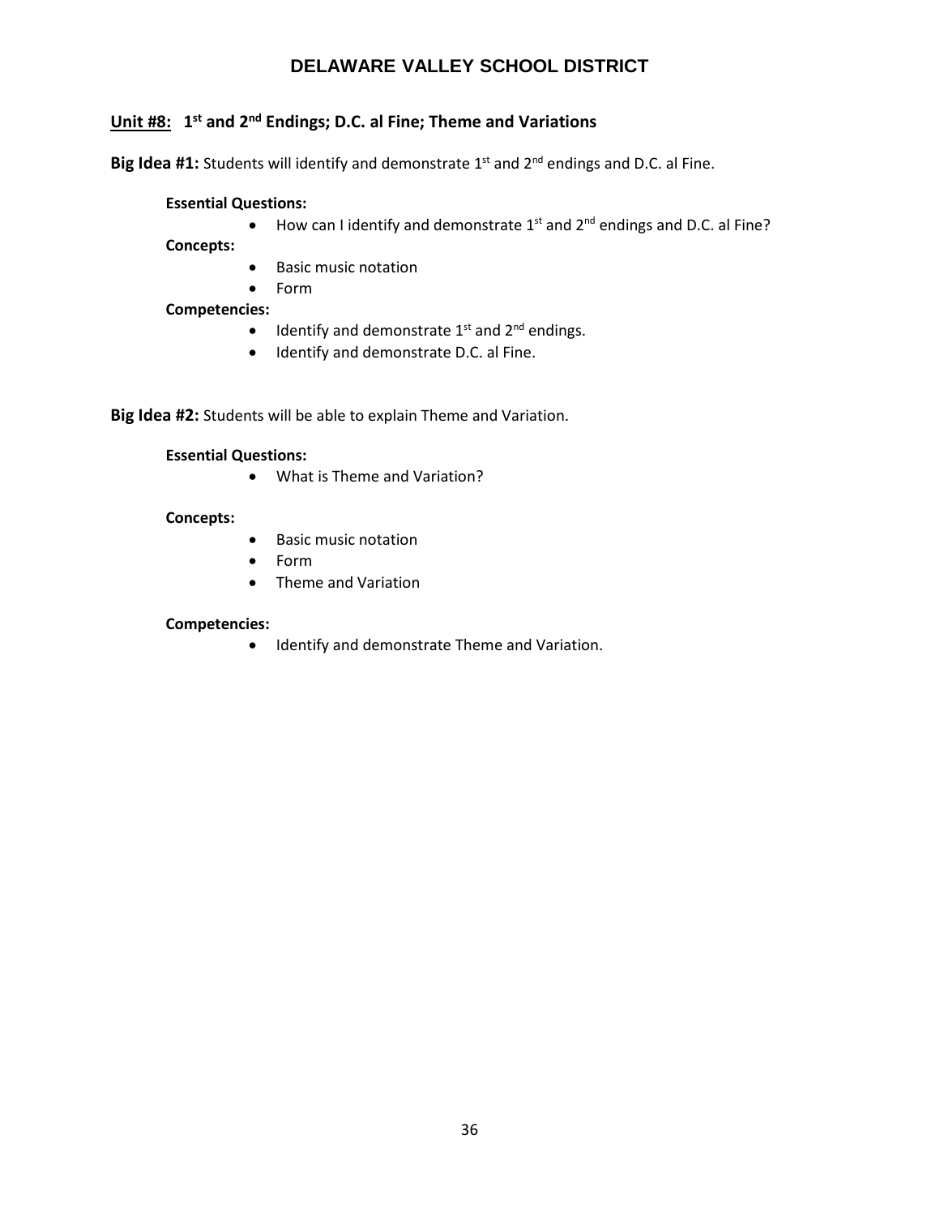# DELAWARE VALLEY SCHOOL DISTRICT

## Unit #8: 1st and 2nd Endings; D.C. al Fine; Theme and Variations

**Big Idea #1:** Students will identify and demonstrate 1st and 2nd endings and D.C. al Fine.

**Essential Questions:**

- How can I identify and demonstrate 1st and 2nd endings and D.C. al Fine?

**Concepts:**

- Basic music notation
- Form

**Competencies:**

- Identify and demonstrate 1st and 2nd endings.
- Identify and demonstrate D.C. al Fine.

**Big Idea #2:** Students will be able to explain Theme and Variation.

**Essential Questions:**

- What is Theme and Variation?

**Concepts:**

- Basic music notation
- Form
- Theme and Variation

**Competencies:**

- Identify and demonstrate Theme and Variation.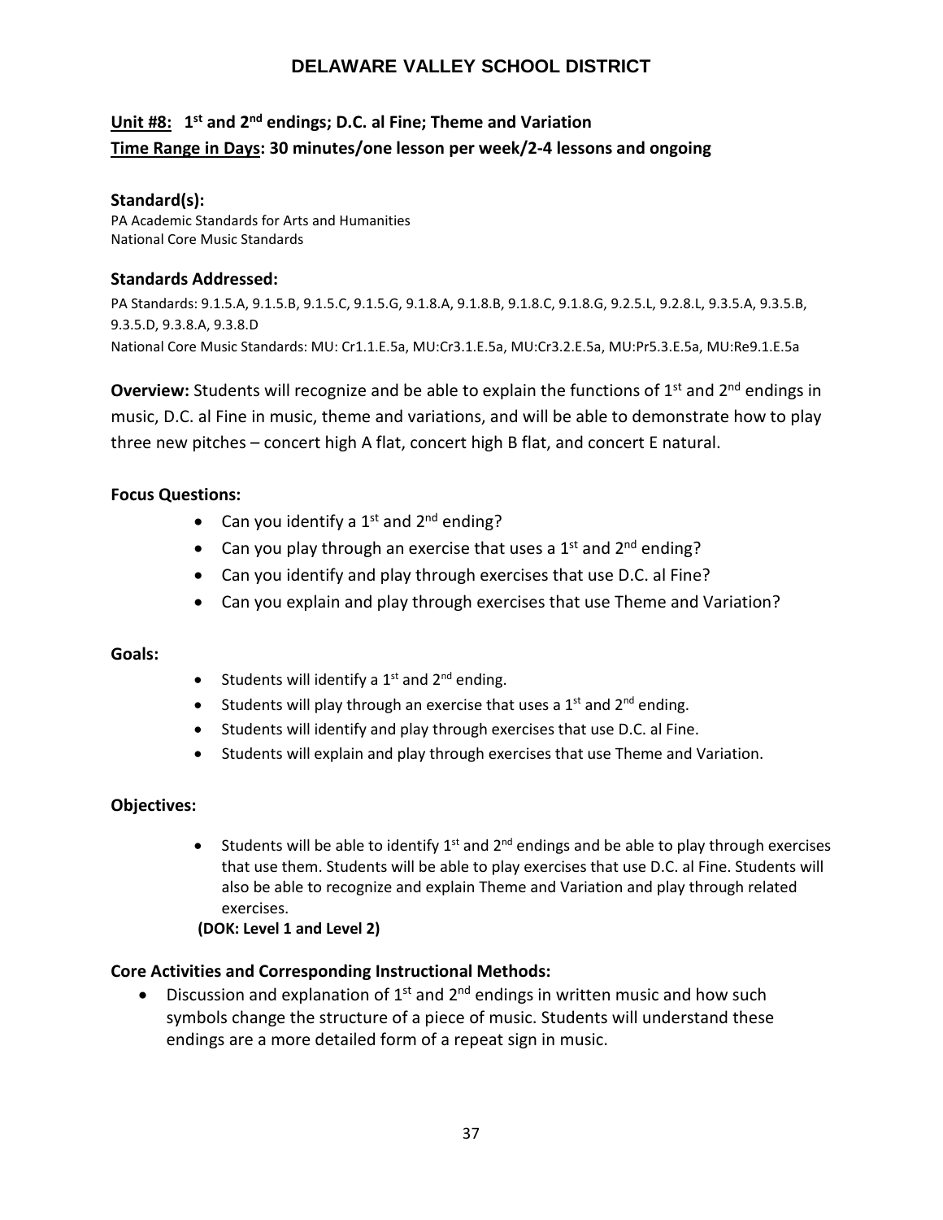# DELAWARE VALLEY SCHOOL DISTRICT

**Unit #8:** **1st and 2nd endings; D.C. al Fine; Theme and Variation**
**Time Range in Days: 30 minutes/one lesson per week/2-4 lessons and ongoing**

### Standard(s):

PA Academic Standards for Arts and Humanities
National Core Music Standards

### Standards Addressed:

PA Standards: 9.1.5.A, 9.1.5.B, 9.1.5.C, 9.1.5.G, 9.1.8.A, 9.1.8.B, 9.1.8.C, 9.1.8.G, 9.2.5.L, 9.2.8.L, 9.3.5.A, 9.3.5.B, 9.3.5.D, 9.3.8.A, 9.3.8.D
National Core Music Standards: MU: Cr1.1.E.5a, MU:Cr3.1.E.5a, MU:Cr3.2.E.5a, MU:Pr5.3.E.5a, MU:Re9.1.E.5a

**Overview:** Students will recognize and be able to explain the functions of 1st and 2nd endings in music, D.C. al Fine in music, theme and variations, and will be able to demonstrate how to play three new pitches – concert high A flat, concert high B flat, and concert E natural.

### Focus Questions:

- Can you identify a 1st and 2nd ending?
- Can you play through an exercise that uses a 1st and 2nd ending?
- Can you identify and play through exercises that use D.C. al Fine?
- Can you explain and play through exercises that use Theme and Variation?

### Goals:

- Students will identify a 1st and 2nd ending.
- Students will play through an exercise that uses a 1st and 2nd ending.
- Students will identify and play through exercises that use D.C. al Fine.
- Students will explain and play through exercises that use Theme and Variation.

### Objectives:

- Students will be able to identify 1st and 2nd endings and be able to play through exercises that use them. Students will be able to play exercises that use D.C. al Fine. Students will also be able to recognize and explain Theme and Variation and play through related exercises.

**(DOK: Level 1 and Level 2)**

### Core Activities and Corresponding Instructional Methods:

- Discussion and explanation of 1st and 2nd endings in written music and how such symbols change the structure of a piece of music. Students will understand these endings are a more detailed form of a repeat sign in music.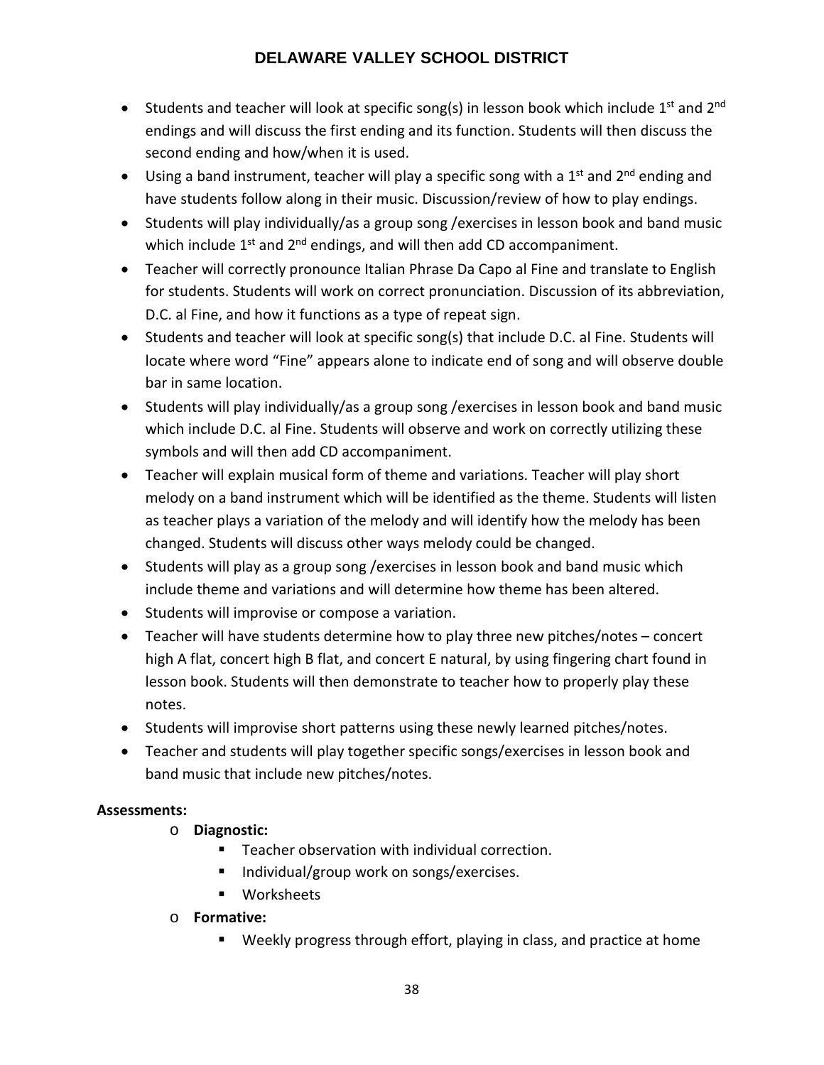- Students and teacher will look at specific song(s) in lesson book which include 1st and 2nd endings and will discuss the first ending and its function. Students will then discuss the second ending and how/when it is used.
- Using a band instrument, teacher will play a specific song with a 1st and 2nd ending and have students follow along in their music. Discussion/review of how to play endings.
- Students will play individually/as a group song /exercises in lesson book and band music which include 1st and 2nd endings, and will then add CD accompaniment.
- Teacher will correctly pronounce Italian Phrase Da Capo al Fine and translate to English for students. Students will work on correct pronunciation. Discussion of its abbreviation, D.C. al Fine, and how it functions as a type of repeat sign.
- Students and teacher will look at specific song(s) that include D.C. al Fine. Students will locate where word "Fine" appears alone to indicate end of song and will observe double bar in same location.
- Students will play individually/as a group song /exercises in lesson book and band music which include D.C. al Fine. Students will observe and work on correctly utilizing these symbols and will then add CD accompaniment.
- Teacher will explain musical form of theme and variations. Teacher will play short melody on a band instrument which will be identified as the theme. Students will listen as teacher plays a variation of the melody and will identify how the melody has been changed. Students will discuss other ways melody could be changed.
- Students will play as a group song /exercises in lesson book and band music which include theme and variations and will determine how theme has been altered.
- Students will improvise or compose a variation.
- Teacher will have students determine how to play three new pitches/notes – concert high A flat, concert high B flat, and concert E natural, by using fingering chart found in lesson book. Students will then demonstrate to teacher how to properly play these notes.
- Students will improvise short patterns using these newly learned pitches/notes.
- Teacher and students will play together specific songs/exercises in lesson book and band music that include new pitches/notes.

**Assessments:**

- **Diagnostic:**
  - Teacher observation with individual correction.
  - Individual/group work on songs/exercises.
  - Worksheets
- **Formative:**
  - Weekly progress through effort, playing in class, and practice at home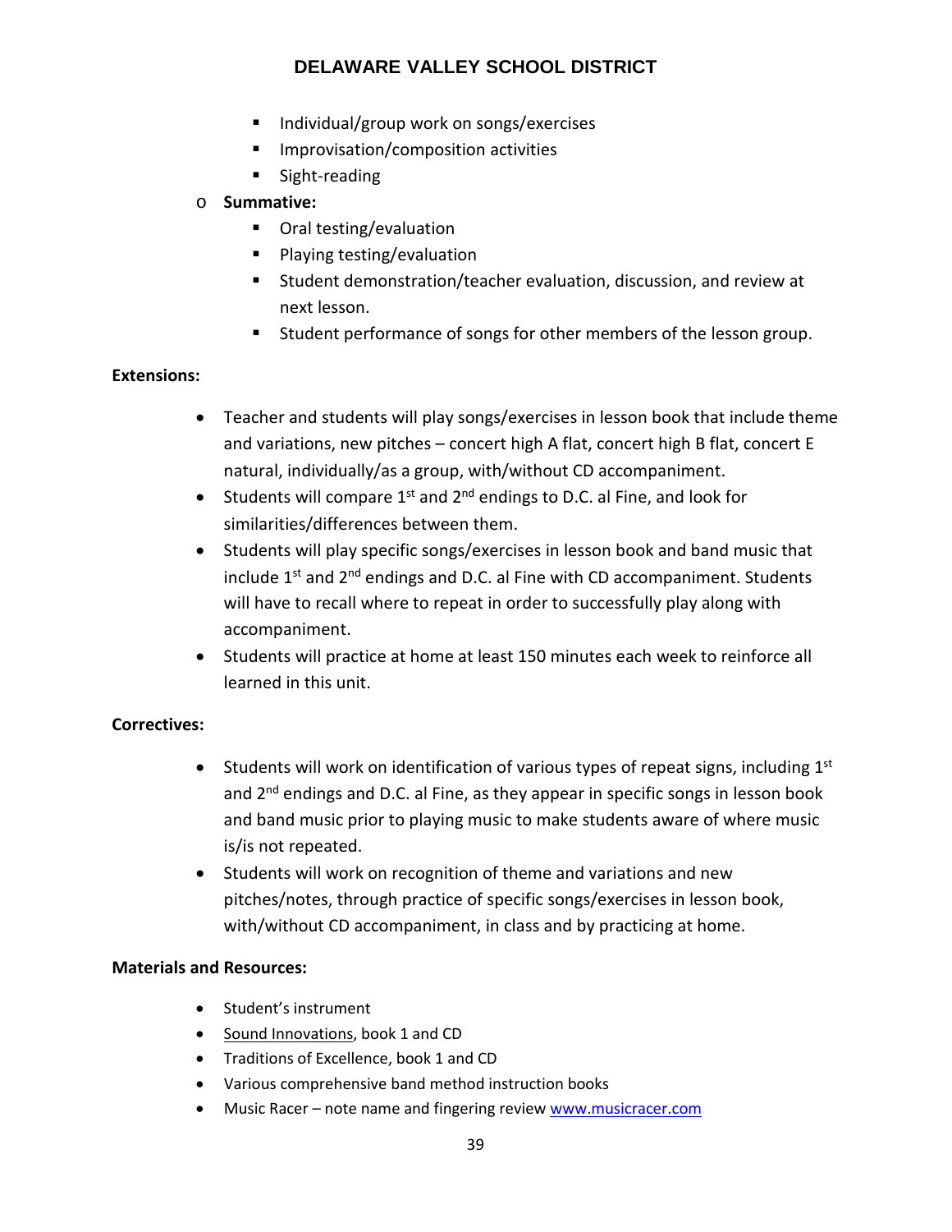- Individual/group work on songs/exercises
    - Improvisation/composition activities
    - Sight-reading
- **Summative:**
    - Oral testing/evaluation
    - Playing testing/evaluation
    - Student demonstration/teacher evaluation, discussion, and review at next lesson.
    - Student performance of songs for other members of the lesson group.

**Extensions:**

- Teacher and students will play songs/exercises in lesson book that include theme and variations, new pitches – concert high A flat, concert high B flat, concert E natural, individually/as a group, with/without CD accompaniment.
- Students will compare 1st and 2nd endings to D.C. al Fine, and look for similarities/differences between them.
- Students will play specific songs/exercises in lesson book and band music that include 1st and 2nd endings and D.C. al Fine with CD accompaniment. Students will have to recall where to repeat in order to successfully play along with accompaniment.
- Students will practice at home at least 150 minutes each week to reinforce all learned in this unit.

**Correctives:**

- Students will work on identification of various types of repeat signs, including 1st and 2nd endings and D.C. al Fine, as they appear in specific songs in lesson book and band music prior to playing music to make students aware of where music is/is not repeated.
- Students will work on recognition of theme and variations and new pitches/notes, through practice of specific songs/exercises in lesson book, with/without CD accompaniment, in class and by practicing at home.

**Materials and Resources:**

- Student's instrument
- Sound Innovations, book 1 and CD
- Traditions of Excellence, book 1 and CD
- Various comprehensive band method instruction books
- Music Racer – note name and fingering review www.musicracer.com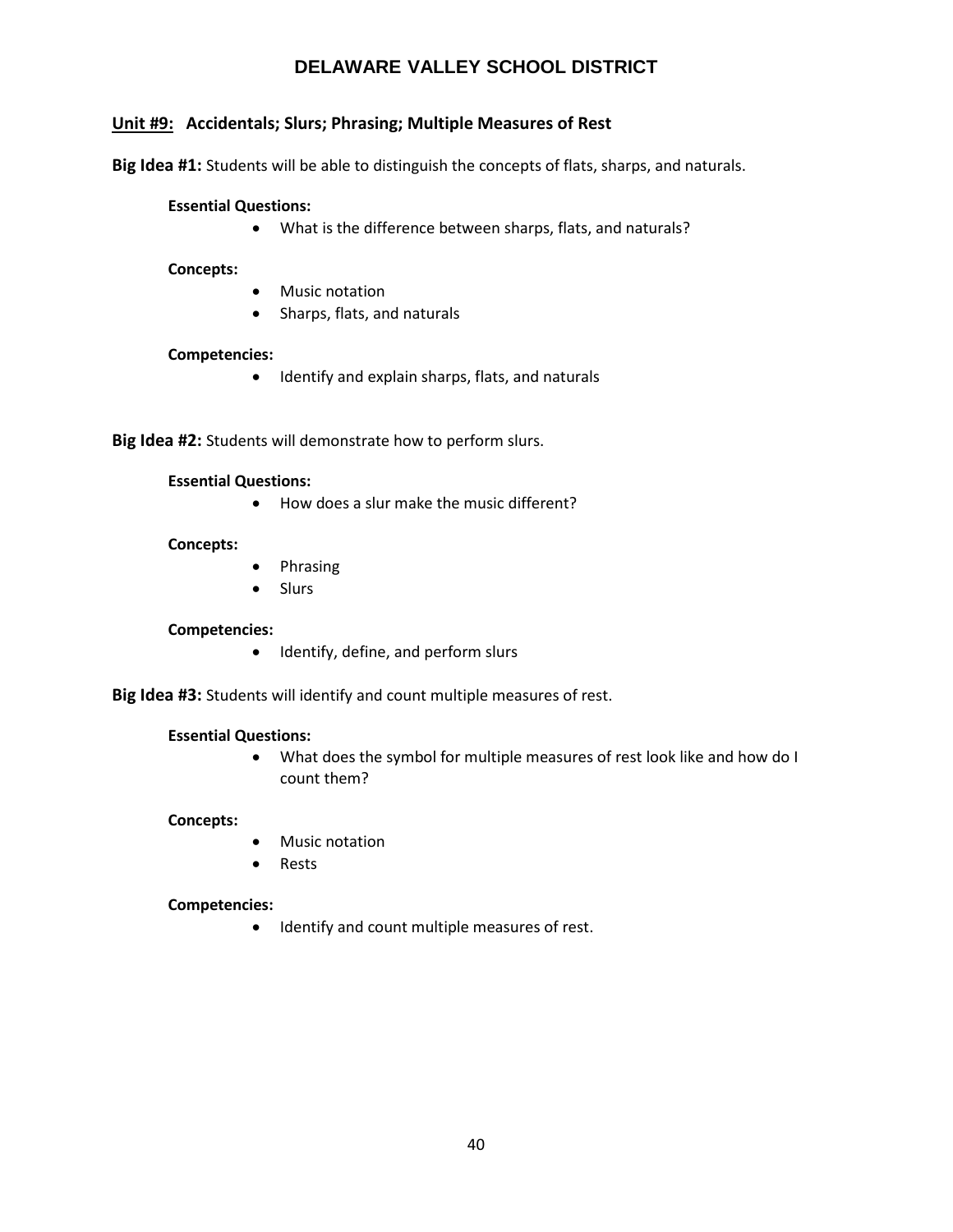## Unit #9: Accidentals; Slurs; Phrasing; Multiple Measures of Rest

**Big Idea #1:** Students will be able to distinguish the concepts of flats, sharps, and naturals.

**Essential Questions:**

- What is the difference between sharps, flats, and naturals?

**Concepts:**

- Music notation
- Sharps, flats, and naturals

**Competencies:**

- Identify and explain sharps, flats, and naturals

**Big Idea #2:** Students will demonstrate how to perform slurs.

**Essential Questions:**

- How does a slur make the music different?

**Concepts:**

- Phrasing
- Slurs

**Competencies:**

- Identify, define, and perform slurs

**Big Idea #3:** Students will identify and count multiple measures of rest.

**Essential Questions:**

- What does the symbol for multiple measures of rest look like and how do I count them?

**Concepts:**

- Music notation
- Rests

**Competencies:**

- Identify and count multiple measures of rest.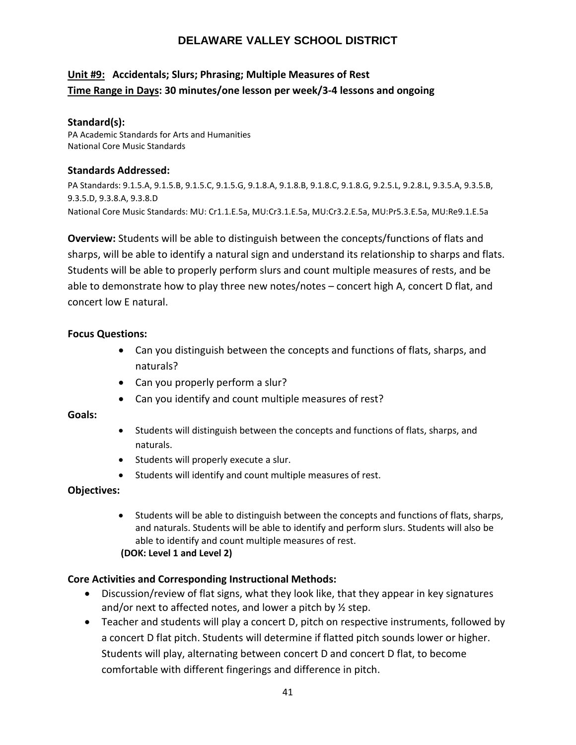# DELAWARE VALLEY SCHOOL DISTRICT

**Unit #9: Accidentals; Slurs; Phrasing; Multiple Measures of Rest**
**Time Range in Days: 30 minutes/one lesson per week/3-4 lessons and ongoing**

**Standard(s):**
PA Academic Standards for Arts and Humanities
National Core Music Standards

**Standards Addressed:**
PA Standards: 9.1.5.A, 9.1.5.B, 9.1.5.C, 9.1.5.G, 9.1.8.A, 9.1.8.B, 9.1.8.C, 9.1.8.G, 9.2.5.L, 9.2.8.L, 9.3.5.A, 9.3.5.B, 9.3.5.D, 9.3.8.A, 9.3.8.D
National Core Music Standards: MU: Cr1.1.E.5a, MU:Cr3.1.E.5a, MU:Cr3.2.E.5a, MU:Pr5.3.E.5a, MU:Re9.1.E.5a

**Overview:** Students will be able to distinguish between the concepts/functions of flats and sharps, will be able to identify a natural sign and understand its relationship to sharps and flats. Students will be able to properly perform slurs and count multiple measures of rests, and be able to demonstrate how to play three new notes/notes – concert high A, concert D flat, and concert low E natural.

**Focus Questions:**

- Can you distinguish between the concepts and functions of flats, sharps, and naturals?
- Can you properly perform a slur?
- Can you identify and count multiple measures of rest?

**Goals:**

- Students will distinguish between the concepts and functions of flats, sharps, and naturals.
- Students will properly execute a slur.
- Students will identify and count multiple measures of rest.

**Objectives:**

- Students will be able to distinguish between the concepts and functions of flats, sharps, and naturals. Students will be able to identify and perform slurs. Students will also be able to identify and count multiple measures of rest.

**(DOK: Level 1 and Level 2)**

**Core Activities and Corresponding Instructional Methods:**

- Discussion/review of flat signs, what they look like, that they appear in key signatures and/or next to affected notes, and lower a pitch by ½ step.
- Teacher and students will play a concert D, pitch on respective instruments, followed by a concert D flat pitch. Students will determine if flatted pitch sounds lower or higher. Students will play, alternating between concert D and concert D flat, to become comfortable with different fingerings and difference in pitch.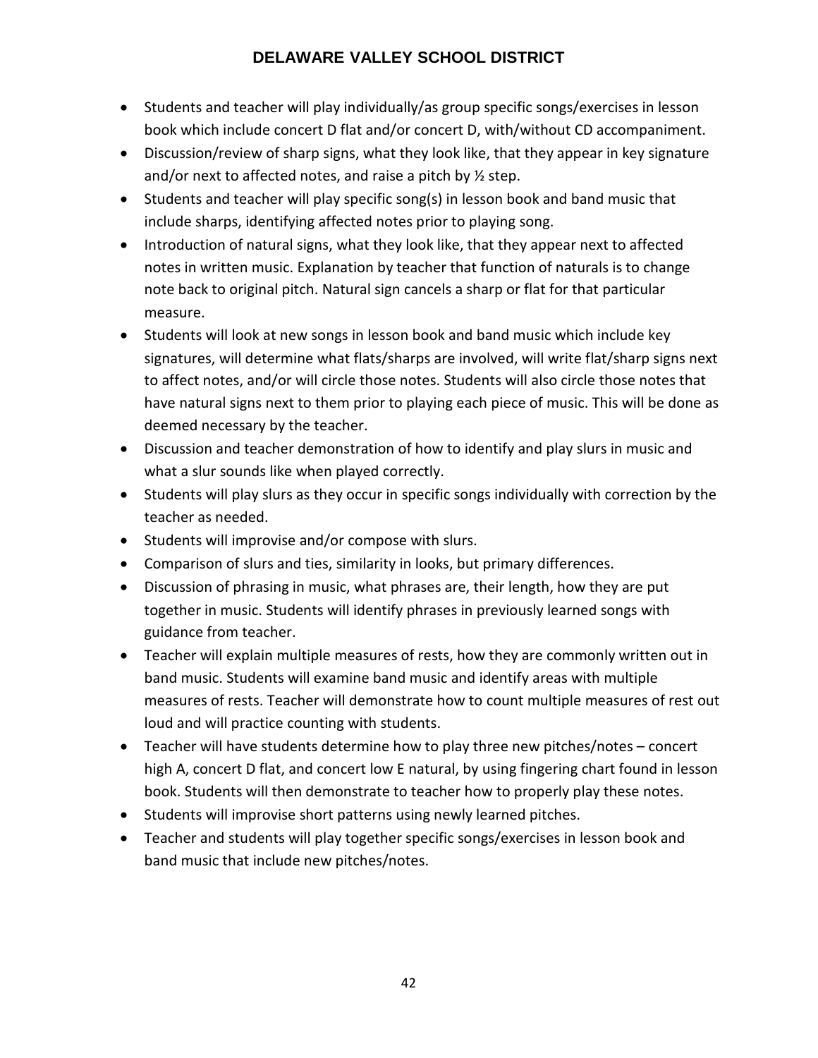- Students and teacher will play individually/as group specific songs/exercises in lesson book which include concert D flat and/or concert D, with/without CD accompaniment.
- Discussion/review of sharp signs, what they look like, that they appear in key signature and/or next to affected notes, and raise a pitch by ½ step.
- Students and teacher will play specific song(s) in lesson book and band music that include sharps, identifying affected notes prior to playing song.
- Introduction of natural signs, what they look like, that they appear next to affected notes in written music. Explanation by teacher that function of naturals is to change note back to original pitch. Natural sign cancels a sharp or flat for that particular measure.
- Students will look at new songs in lesson book and band music which include key signatures, will determine what flats/sharps are involved, will write flat/sharp signs next to affect notes, and/or will circle those notes. Students will also circle those notes that have natural signs next to them prior to playing each piece of music. This will be done as deemed necessary by the teacher.
- Discussion and teacher demonstration of how to identify and play slurs in music and what a slur sounds like when played correctly.
- Students will play slurs as they occur in specific songs individually with correction by the teacher as needed.
- Students will improvise and/or compose with slurs.
- Comparison of slurs and ties, similarity in looks, but primary differences.
- Discussion of phrasing in music, what phrases are, their length, how they are put together in music. Students will identify phrases in previously learned songs with guidance from teacher.
- Teacher will explain multiple measures of rests, how they are commonly written out in band music. Students will examine band music and identify areas with multiple measures of rests. Teacher will demonstrate how to count multiple measures of rest out loud and will practice counting with students.
- Teacher will have students determine how to play three new pitches/notes – concert high A, concert D flat, and concert low E natural, by using fingering chart found in lesson book. Students will then demonstrate to teacher how to properly play these notes.
- Students will improvise short patterns using newly learned pitches.
- Teacher and students will play together specific songs/exercises in lesson book and band music that include new pitches/notes.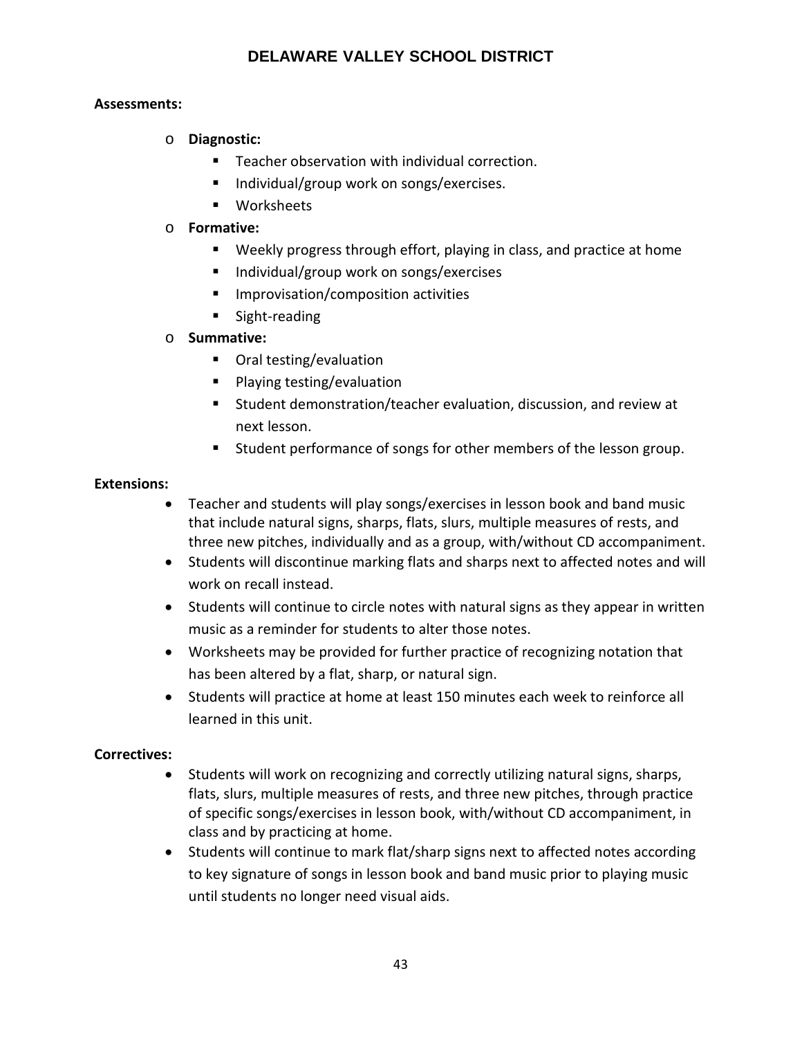**Assessments:**

- **Diagnostic:**
    - Teacher observation with individual correction.
    - Individual/group work on songs/exercises.
    - Worksheets
- **Formative:**
    - Weekly progress through effort, playing in class, and practice at home
    - Individual/group work on songs/exercises
    - Improvisation/composition activities
    - Sight-reading
- **Summative:**
    - Oral testing/evaluation
    - Playing testing/evaluation
    - Student demonstration/teacher evaluation, discussion, and review at next lesson.
    - Student performance of songs for other members of the lesson group.

**Extensions:**

- Teacher and students will play songs/exercises in lesson book and band music that include natural signs, sharps, flats, slurs, multiple measures of rests, and three new pitches, individually and as a group, with/without CD accompaniment.
- Students will discontinue marking flats and sharps next to affected notes and will work on recall instead.
- Students will continue to circle notes with natural signs as they appear in written music as a reminder for students to alter those notes.
- Worksheets may be provided for further practice of recognizing notation that has been altered by a flat, sharp, or natural sign.
- Students will practice at home at least 150 minutes each week to reinforce all learned in this unit.

**Correctives:**

- Students will work on recognizing and correctly utilizing natural signs, sharps, flats, slurs, multiple measures of rests, and three new pitches, through practice of specific songs/exercises in lesson book, with/without CD accompaniment, in class and by practicing at home.
- Students will continue to mark flat/sharp signs next to affected notes according to key signature of songs in lesson book and band music prior to playing music until students no longer need visual aids.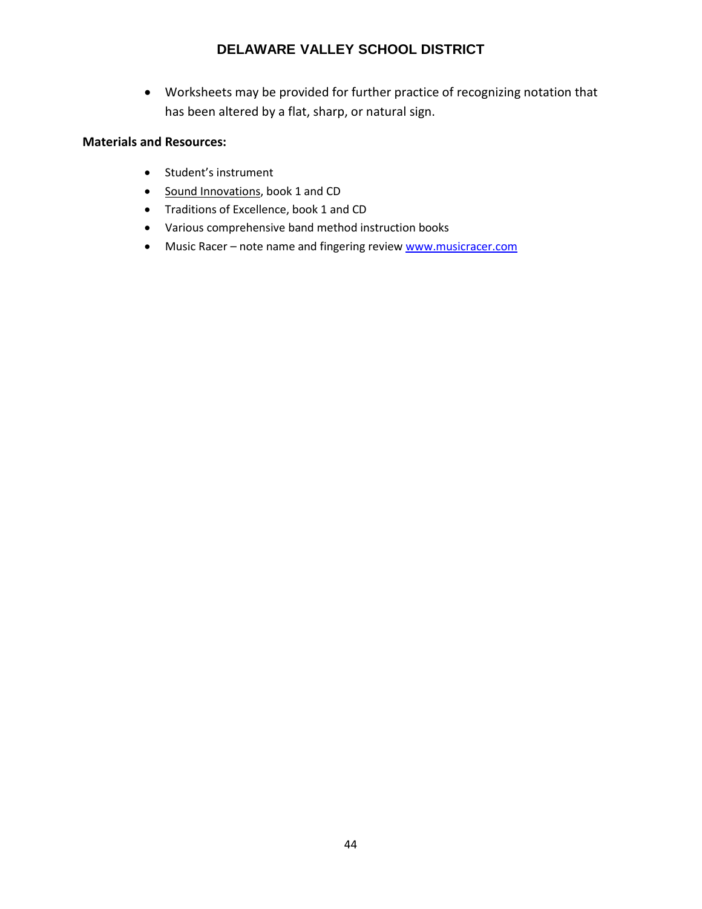- Worksheets may be provided for further practice of recognizing notation that has been altered by a flat, sharp, or natural sign.

**Materials and Resources:**

- Student's instrument
- Sound Innovations, book 1 and CD
- Traditions of Excellence, book 1 and CD
- Various comprehensive band method instruction books
- Music Racer – note name and fingering review www.musicracer.com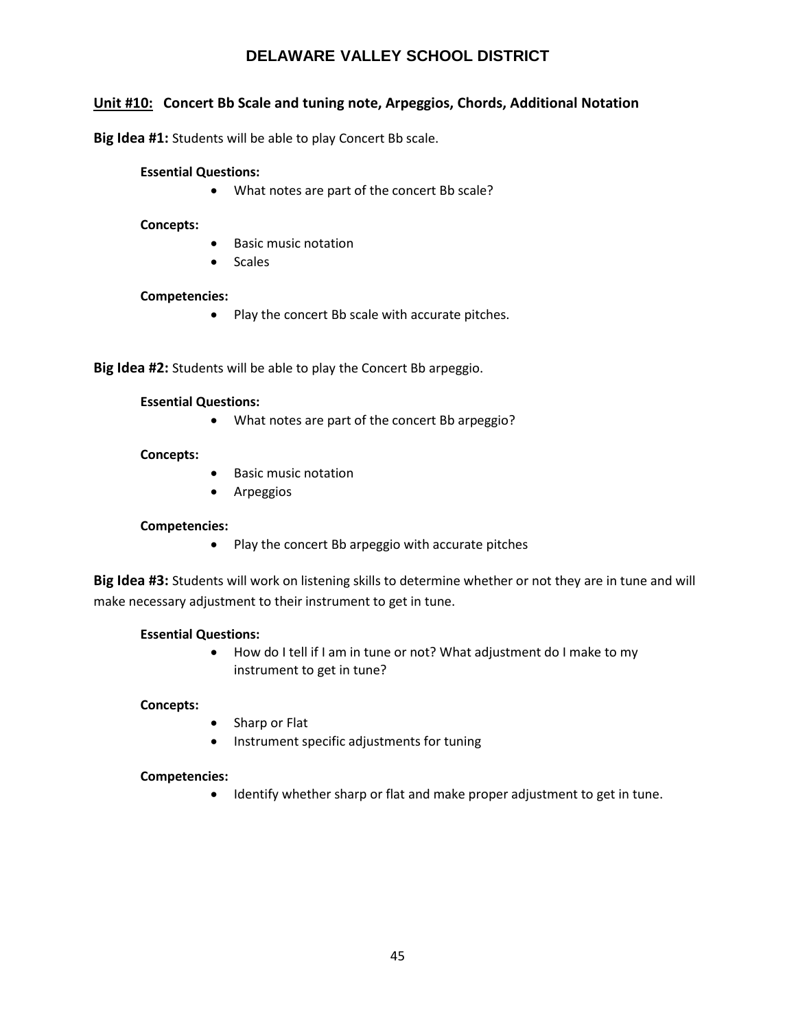# DELAWARE VALLEY SCHOOL DISTRICT

## Unit #10: Concert Bb Scale and tuning note, Arpeggios, Chords, Additional Notation

**Big Idea #1:** Students will be able to play Concert Bb scale.

**Essential Questions:**

- What notes are part of the concert Bb scale?

**Concepts:**

- Basic music notation
- Scales

**Competencies:**

- Play the concert Bb scale with accurate pitches.

**Big Idea #2:** Students will be able to play the Concert Bb arpeggio.

**Essential Questions:**

- What notes are part of the concert Bb arpeggio?

**Concepts:**

- Basic music notation
- Arpeggios

**Competencies:**

- Play the concert Bb arpeggio with accurate pitches

**Big Idea #3:** Students will work on listening skills to determine whether or not they are in tune and will make necessary adjustment to their instrument to get in tune.

**Essential Questions:**

- How do I tell if I am in tune or not? What adjustment do I make to my instrument to get in tune?

**Concepts:**

- Sharp or Flat
- Instrument specific adjustments for tuning

**Competencies:**

- Identify whether sharp or flat and make proper adjustment to get in tune.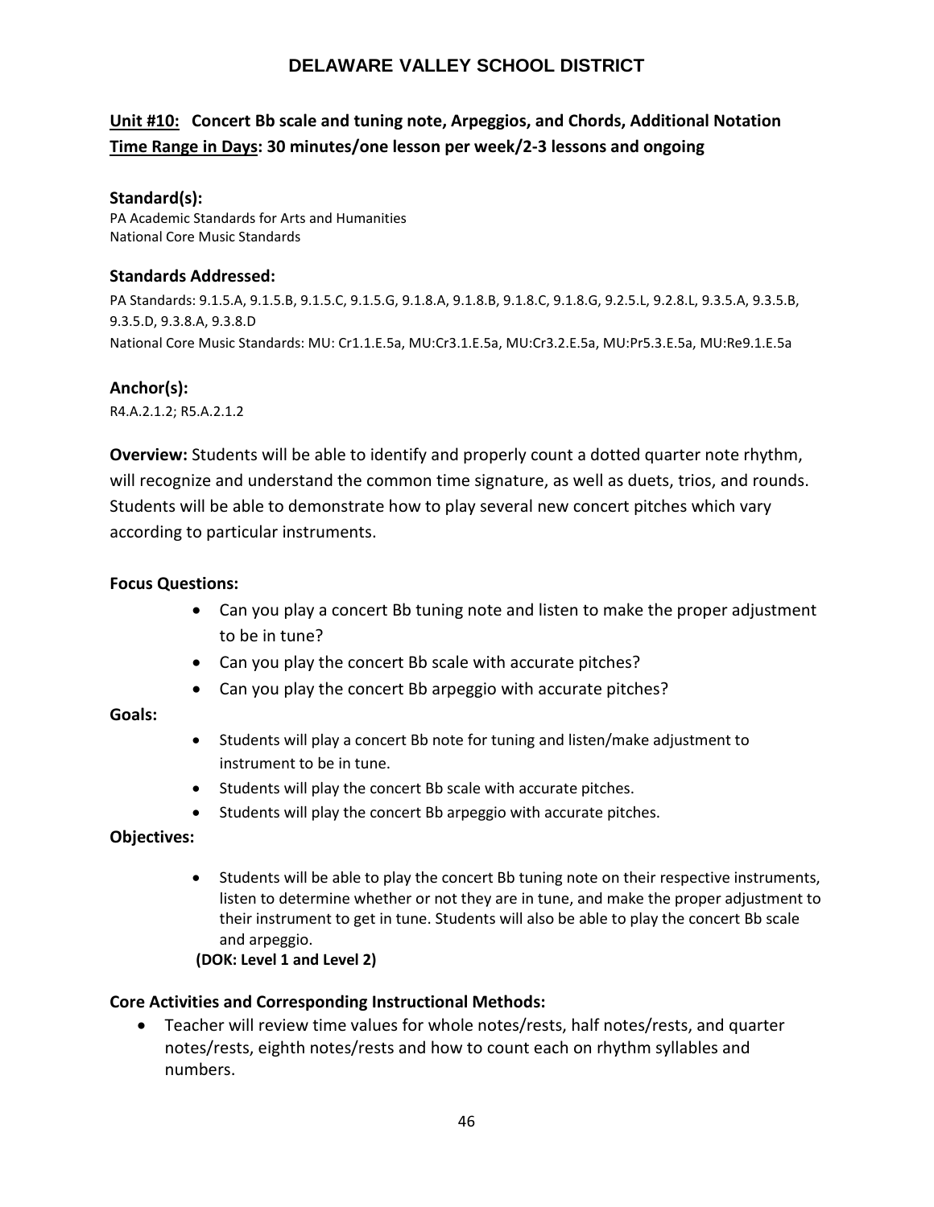# DELAWARE VALLEY SCHOOL DISTRICT

**Unit #10: Concert Bb scale and tuning note, Arpeggios, and Chords, Additional Notation**
**Time Range in Days: 30 minutes/one lesson per week/2-3 lessons and ongoing**

**Standard(s):**
PA Academic Standards for Arts and Humanities
National Core Music Standards

**Standards Addressed:**
PA Standards: 9.1.5.A, 9.1.5.B, 9.1.5.C, 9.1.5.G, 9.1.8.A, 9.1.8.B, 9.1.8.C, 9.1.8.G, 9.2.5.L, 9.2.8.L, 9.3.5.A, 9.3.5.B, 9.3.5.D, 9.3.8.A, 9.3.8.D
National Core Music Standards: MU: Cr1.1.E.5a, MU:Cr3.1.E.5a, MU:Cr3.2.E.5a, MU:Pr5.3.E.5a, MU:Re9.1.E.5a

**Anchor(s):**
R4.A.2.1.2; R5.A.2.1.2

**Overview:** Students will be able to identify and properly count a dotted quarter note rhythm, will recognize and understand the common time signature, as well as duets, trios, and rounds. Students will be able to demonstrate how to play several new concert pitches which vary according to particular instruments.

**Focus Questions:**

- Can you play a concert Bb tuning note and listen to make the proper adjustment to be in tune?
- Can you play the concert Bb scale with accurate pitches?
- Can you play the concert Bb arpeggio with accurate pitches?

**Goals:**

- Students will play a concert Bb note for tuning and listen/make adjustment to instrument to be in tune.
- Students will play the concert Bb scale with accurate pitches.
- Students will play the concert Bb arpeggio with accurate pitches.

**Objectives:**

- Students will be able to play the concert Bb tuning note on their respective instruments, listen to determine whether or not they are in tune, and make the proper adjustment to their instrument to get in tune. Students will also be able to play the concert Bb scale and arpeggio.

  **(DOK: Level 1 and Level 2)**

**Core Activities and Corresponding Instructional Methods:**

- Teacher will review time values for whole notes/rests, half notes/rests, and quarter notes/rests, eighth notes/rests and how to count each on rhythm syllables and numbers.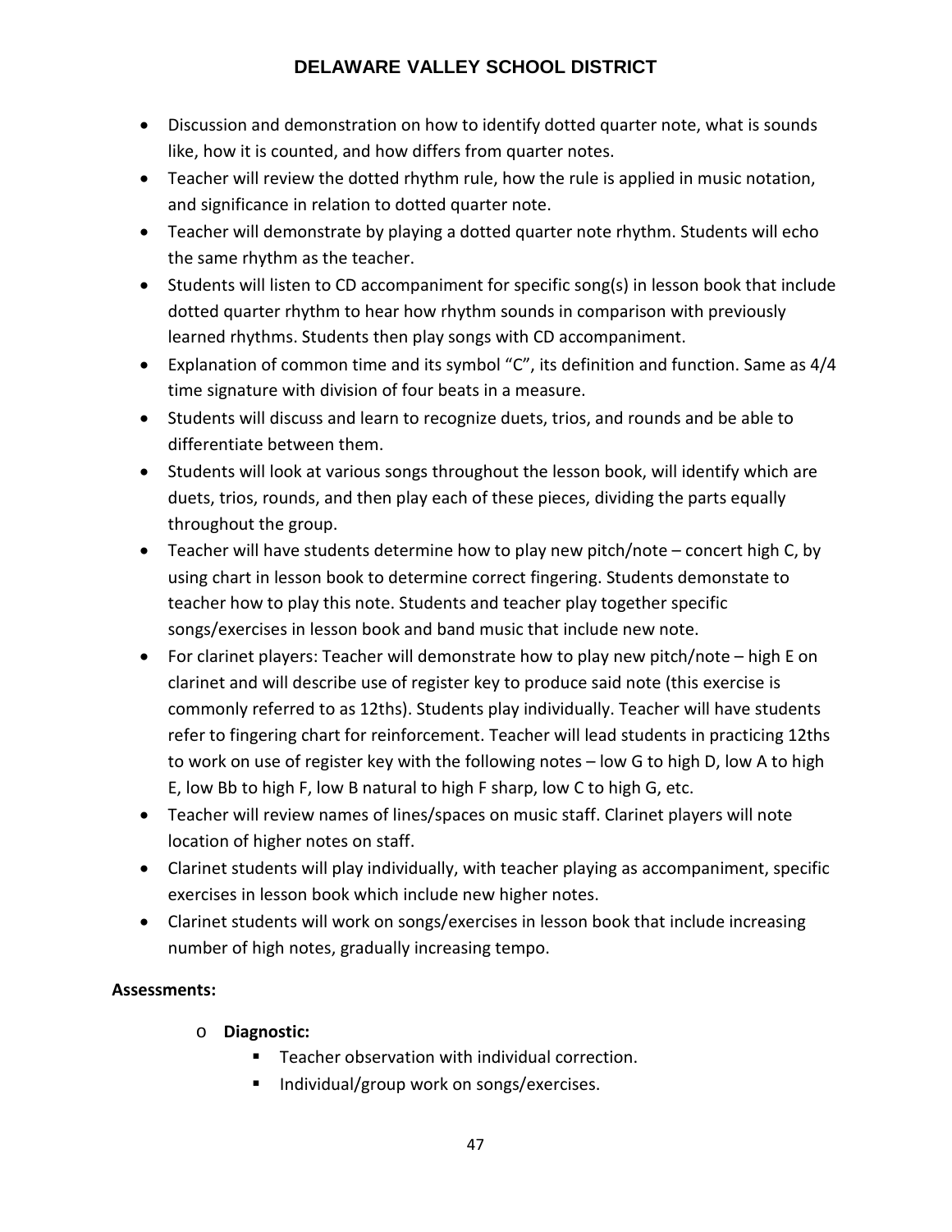- Discussion and demonstration on how to identify dotted quarter note, what is sounds like, how it is counted, and how differs from quarter notes.
- Teacher will review the dotted rhythm rule, how the rule is applied in music notation, and significance in relation to dotted quarter note.
- Teacher will demonstrate by playing a dotted quarter note rhythm. Students will echo the same rhythm as the teacher.
- Students will listen to CD accompaniment for specific song(s) in lesson book that include dotted quarter rhythm to hear how rhythm sounds in comparison with previously learned rhythms. Students then play songs with CD accompaniment.
- Explanation of common time and its symbol "C", its definition and function. Same as 4/4 time signature with division of four beats in a measure.
- Students will discuss and learn to recognize duets, trios, and rounds and be able to differentiate between them.
- Students will look at various songs throughout the lesson book, will identify which are duets, trios, rounds, and then play each of these pieces, dividing the parts equally throughout the group.
- Teacher will have students determine how to play new pitch/note – concert high C, by using chart in lesson book to determine correct fingering. Students demonstate to teacher how to play this note. Students and teacher play together specific songs/exercises in lesson book and band music that include new note.
- For clarinet players: Teacher will demonstrate how to play new pitch/note – high E on clarinet and will describe use of register key to produce said note (this exercise is commonly referred to as 12ths). Students play individually. Teacher will have students refer to fingering chart for reinforcement. Teacher will lead students in practicing 12ths to work on use of register key with the following notes – low G to high D, low A to high E, low Bb to high F, low B natural to high F sharp, low C to high G, etc.
- Teacher will review names of lines/spaces on music staff. Clarinet players will note location of higher notes on staff.
- Clarinet students will play individually, with teacher playing as accompaniment, specific exercises in lesson book which include new higher notes.
- Clarinet students will work on songs/exercises in lesson book that include increasing number of high notes, gradually increasing tempo.

**Assessments:**

- **Diagnostic:**
  - Teacher observation with individual correction.
  - Individual/group work on songs/exercises.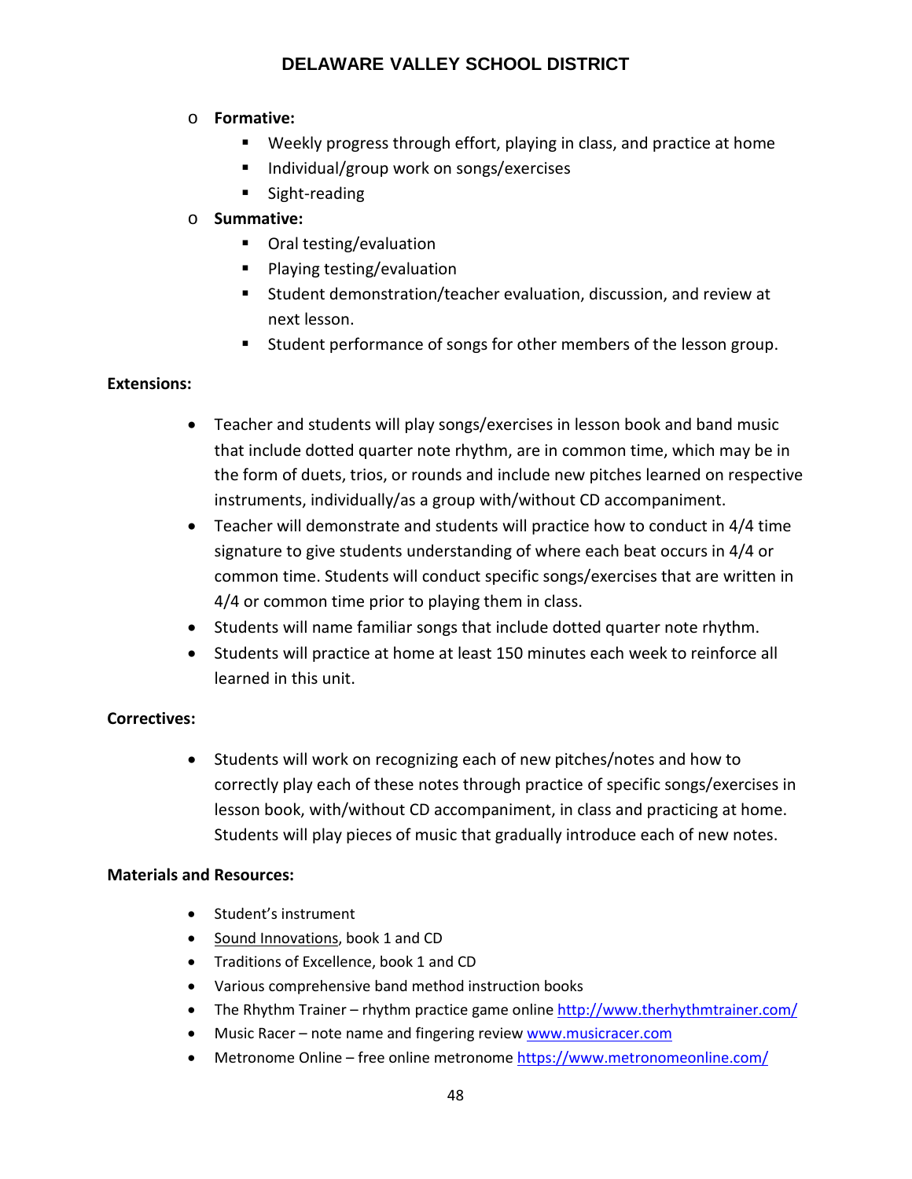- **Formative:**
  - Weekly progress through effort, playing in class, and practice at home
  - Individual/group work on songs/exercises
  - Sight-reading
- **Summative:**
  - Oral testing/evaluation
  - Playing testing/evaluation
  - Student demonstration/teacher evaluation, discussion, and review at next lesson.
  - Student performance of songs for other members of the lesson group.

**Extensions:**

- Teacher and students will play songs/exercises in lesson book and band music that include dotted quarter note rhythm, are in common time, which may be in the form of duets, trios, or rounds and include new pitches learned on respective instruments, individually/as a group with/without CD accompaniment.
- Teacher will demonstrate and students will practice how to conduct in 4/4 time signature to give students understanding of where each beat occurs in 4/4 or common time. Students will conduct specific songs/exercises that are written in 4/4 or common time prior to playing them in class.
- Students will name familiar songs that include dotted quarter note rhythm.
- Students will practice at home at least 150 minutes each week to reinforce all learned in this unit.

**Correctives:**

- Students will work on recognizing each of new pitches/notes and how to correctly play each of these notes through practice of specific songs/exercises in lesson book, with/without CD accompaniment, in class and practicing at home. Students will play pieces of music that gradually introduce each of new notes.

**Materials and Resources:**

- Student's instrument
- Sound Innovations, book 1 and CD
- Traditions of Excellence, book 1 and CD
- Various comprehensive band method instruction books
- The Rhythm Trainer – rhythm practice game online http://www.therhythmtrainer.com/
- Music Racer – note name and fingering review www.musicracer.com
- Metronome Online – free online metronome https://www.metronomeonline.com/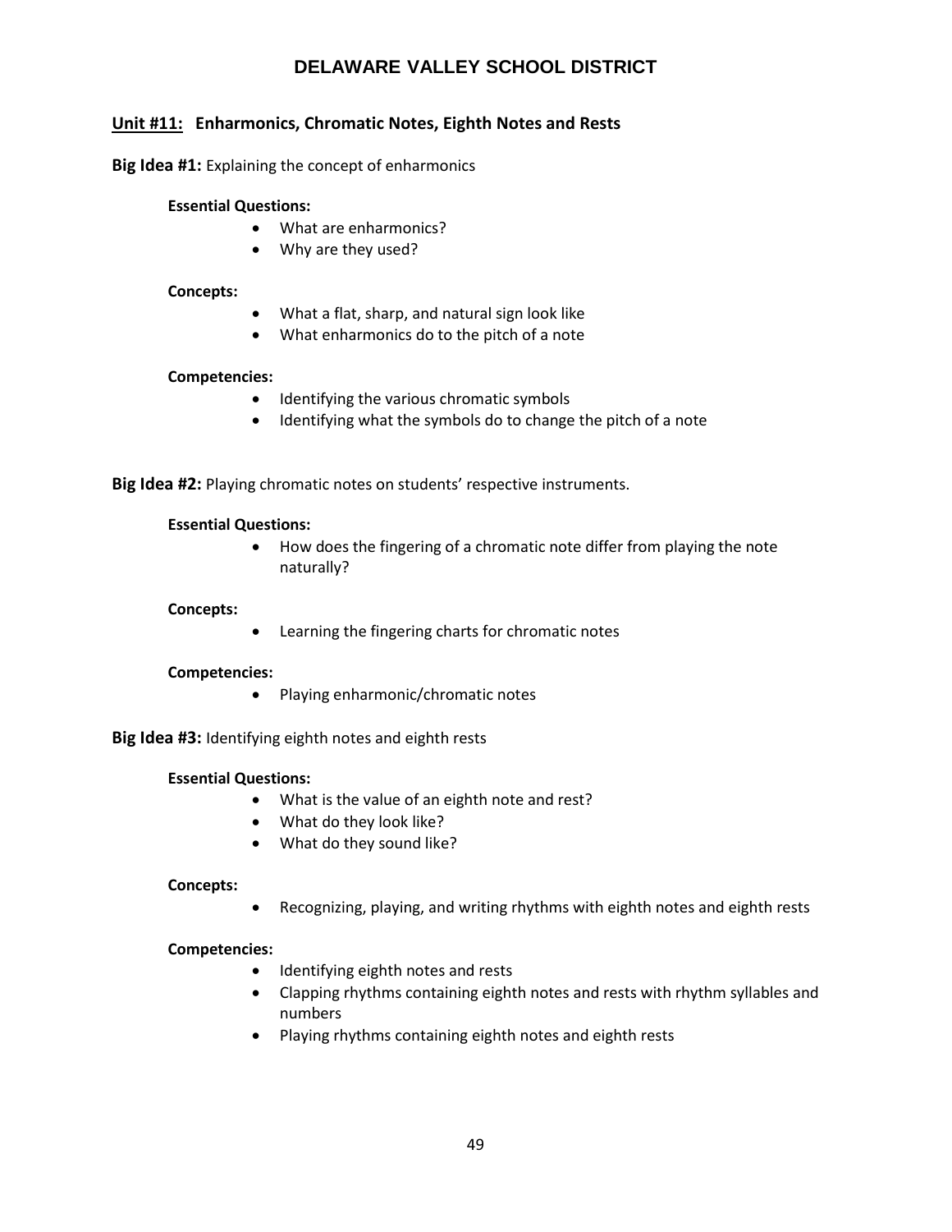# DELAWARE VALLEY SCHOOL DISTRICT

## Unit #11: Enharmonics, Chromatic Notes, Eighth Notes and Rests

**Big Idea #1:** Explaining the concept of enharmonics

**Essential Questions:**

- What are enharmonics?
- Why are they used?

**Concepts:**

- What a flat, sharp, and natural sign look like
- What enharmonics do to the pitch of a note

**Competencies:**

- Identifying the various chromatic symbols
- Identifying what the symbols do to change the pitch of a note

**Big Idea #2:** Playing chromatic notes on students' respective instruments.

**Essential Questions:**

- How does the fingering of a chromatic note differ from playing the note naturally?

**Concepts:**

- Learning the fingering charts for chromatic notes

**Competencies:**

- Playing enharmonic/chromatic notes

**Big Idea #3:** Identifying eighth notes and eighth rests

**Essential Questions:**

- What is the value of an eighth note and rest?
- What do they look like?
- What do they sound like?

**Concepts:**

- Recognizing, playing, and writing rhythms with eighth notes and eighth rests

**Competencies:**

- Identifying eighth notes and rests
- Clapping rhythms containing eighth notes and rests with rhythm syllables and numbers
- Playing rhythms containing eighth notes and eighth rests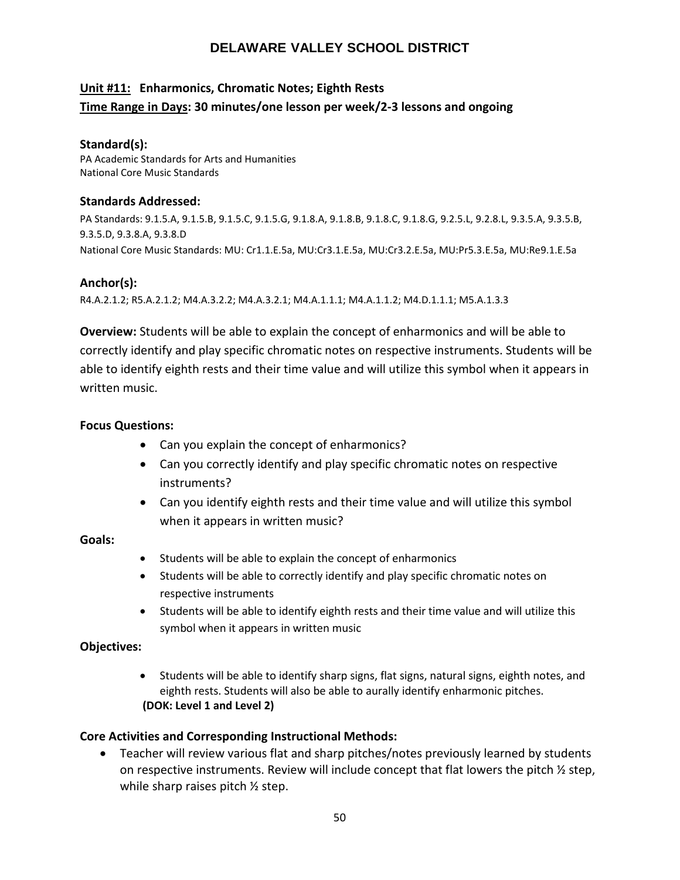# DELAWARE VALLEY SCHOOL DISTRICT

**Unit #11: Enharmonics, Chromatic Notes; Eighth Rests**
**Time Range in Days: 30 minutes/one lesson per week/2-3 lessons and ongoing**

### Standard(s):

PA Academic Standards for Arts and Humanities
National Core Music Standards

### Standards Addressed:

PA Standards: 9.1.5.A, 9.1.5.B, 9.1.5.C, 9.1.5.G, 9.1.8.A, 9.1.8.B, 9.1.8.C, 9.1.8.G, 9.2.5.L, 9.2.8.L, 9.3.5.A, 9.3.5.B, 9.3.5.D, 9.3.8.A, 9.3.8.D
National Core Music Standards: MU: Cr1.1.E.5a, MU:Cr3.1.E.5a, MU:Cr3.2.E.5a, MU:Pr5.3.E.5a, MU:Re9.1.E.5a

### Anchor(s):

R4.A.2.1.2; R5.A.2.1.2; M4.A.3.2.2; M4.A.3.2.1; M4.A.1.1.1; M4.A.1.1.2; M4.D.1.1.1; M5.A.1.3.3

**Overview:** Students will be able to explain the concept of enharmonics and will be able to correctly identify and play specific chromatic notes on respective instruments. Students will be able to identify eighth rests and their time value and will utilize this symbol when it appears in written music.

**Focus Questions:**

- Can you explain the concept of enharmonics?
- Can you correctly identify and play specific chromatic notes on respective instruments?
- Can you identify eighth rests and their time value and will utilize this symbol when it appears in written music?

**Goals:**

- Students will be able to explain the concept of enharmonics
- Students will be able to correctly identify and play specific chromatic notes on respective instruments
- Students will be able to identify eighth rests and their time value and will utilize this symbol when it appears in written music

**Objectives:**

- Students will be able to identify sharp signs, flat signs, natural signs, eighth notes, and eighth rests. Students will also be able to aurally identify enharmonic pitches.
  **(DOK: Level 1 and Level 2)**

**Core Activities and Corresponding Instructional Methods:**

- Teacher will review various flat and sharp pitches/notes previously learned by students on respective instruments. Review will include concept that flat lowers the pitch ½ step, while sharp raises pitch ½ step.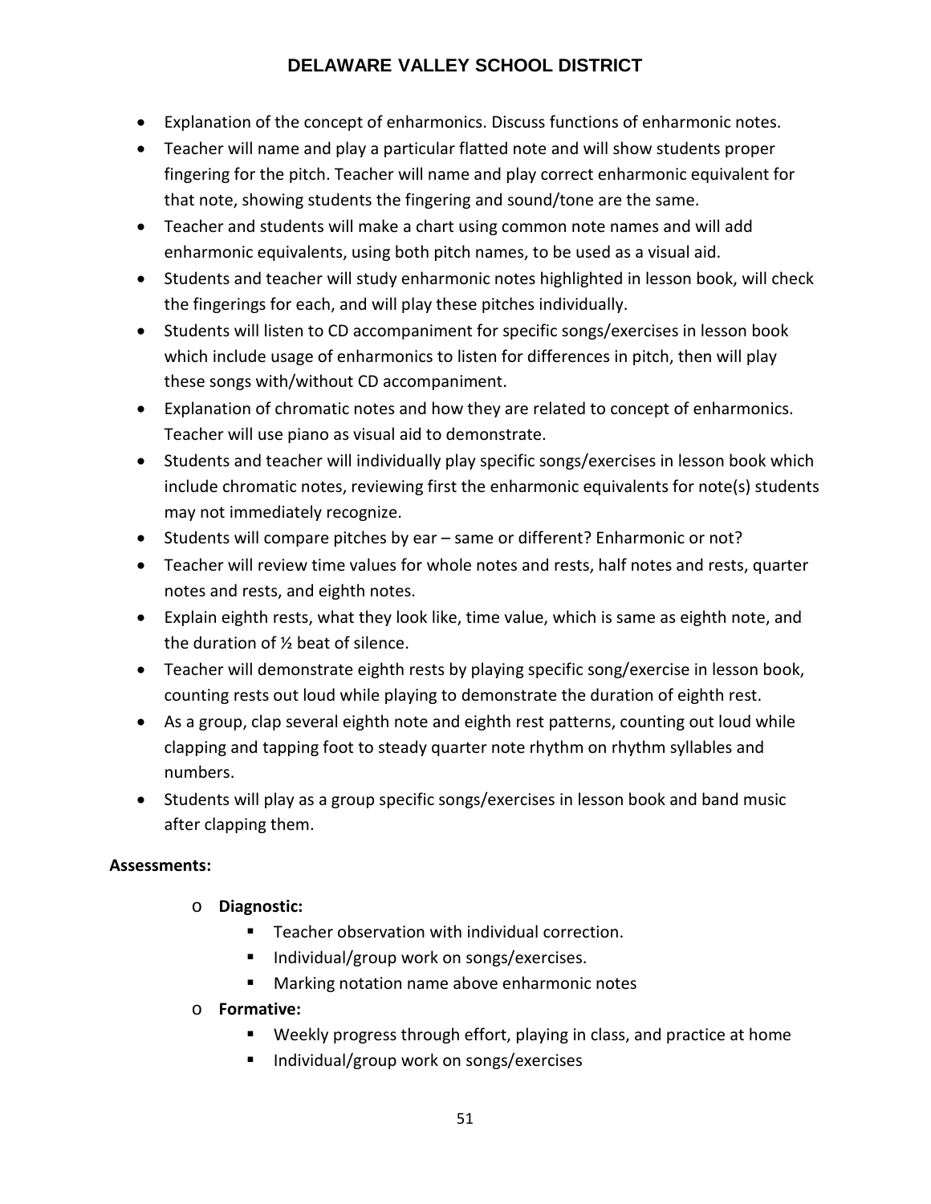- Explanation of the concept of enharmonics. Discuss functions of enharmonic notes.
- Teacher will name and play a particular flatted note and will show students proper fingering for the pitch. Teacher will name and play correct enharmonic equivalent for that note, showing students the fingering and sound/tone are the same.
- Teacher and students will make a chart using common note names and will add enharmonic equivalents, using both pitch names, to be used as a visual aid.
- Students and teacher will study enharmonic notes highlighted in lesson book, will check the fingerings for each, and will play these pitches individually.
- Students will listen to CD accompaniment for specific songs/exercises in lesson book which include usage of enharmonics to listen for differences in pitch, then will play these songs with/without CD accompaniment.
- Explanation of chromatic notes and how they are related to concept of enharmonics. Teacher will use piano as visual aid to demonstrate.
- Students and teacher will individually play specific songs/exercises in lesson book which include chromatic notes, reviewing first the enharmonic equivalents for note(s) students may not immediately recognize.
- Students will compare pitches by ear – same or different? Enharmonic or not?
- Teacher will review time values for whole notes and rests, half notes and rests, quarter notes and rests, and eighth notes.
- Explain eighth rests, what they look like, time value, which is same as eighth note, and the duration of ½ beat of silence.
- Teacher will demonstrate eighth rests by playing specific song/exercise in lesson book, counting rests out loud while playing to demonstrate the duration of eighth rest.
- As a group, clap several eighth note and eighth rest patterns, counting out loud while clapping and tapping foot to steady quarter note rhythm on rhythm syllables and numbers.
- Students will play as a group specific songs/exercises in lesson book and band music after clapping them.

**Assessments:**

- **Diagnostic:**
  - Teacher observation with individual correction.
  - Individual/group work on songs/exercises.
  - Marking notation name above enharmonic notes
- **Formative:**
  - Weekly progress through effort, playing in class, and practice at home
  - Individual/group work on songs/exercises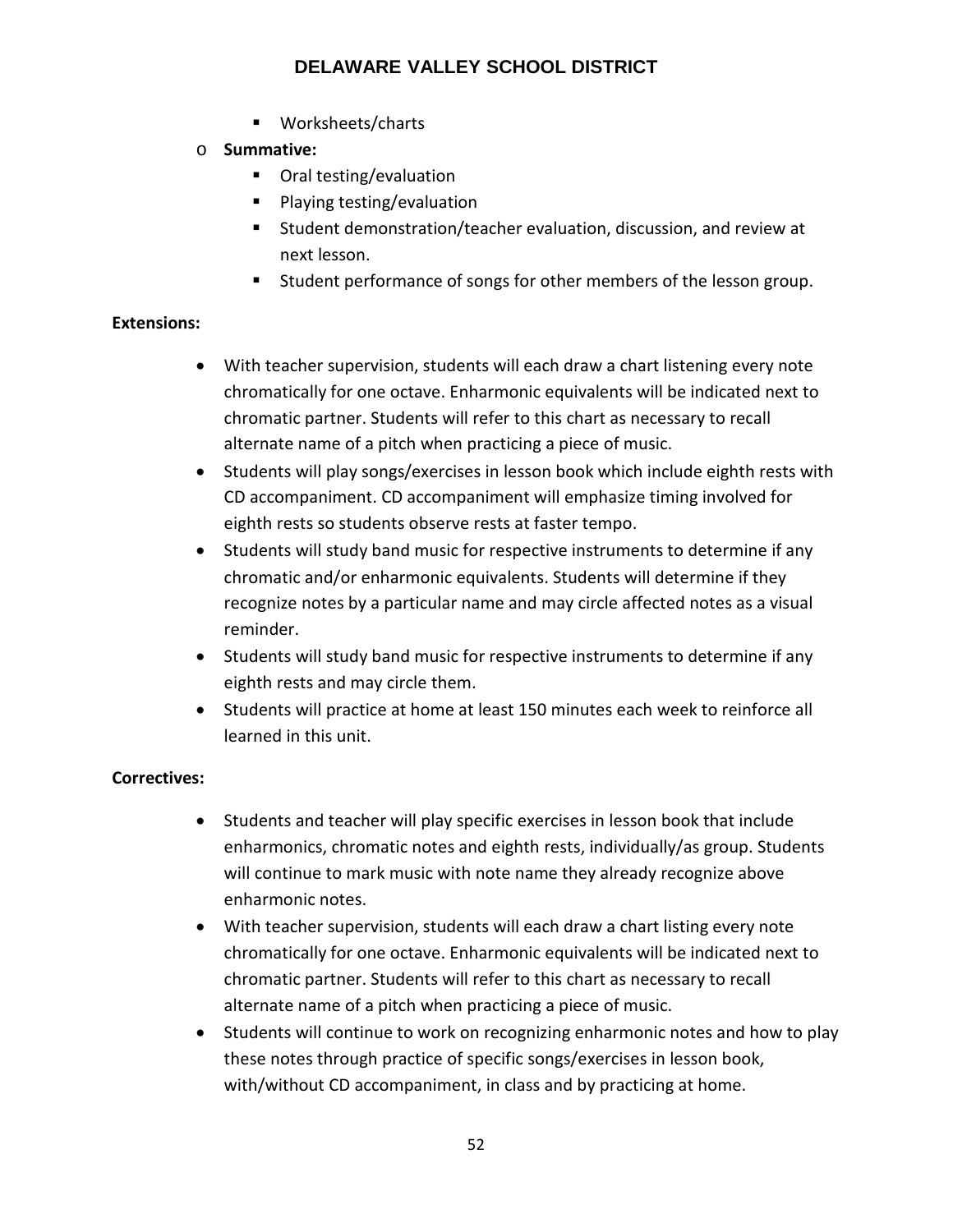- Worksheets/charts
- **Summative:**
  - Oral testing/evaluation
  - Playing testing/evaluation
  - Student demonstration/teacher evaluation, discussion, and review at next lesson.
  - Student performance of songs for other members of the lesson group.

**Extensions:**

- With teacher supervision, students will each draw a chart listening every note chromatically for one octave. Enharmonic equivalents will be indicated next to chromatic partner. Students will refer to this chart as necessary to recall alternate name of a pitch when practicing a piece of music.
- Students will play songs/exercises in lesson book which include eighth rests with CD accompaniment. CD accompaniment will emphasize timing involved for eighth rests so students observe rests at faster tempo.
- Students will study band music for respective instruments to determine if any chromatic and/or enharmonic equivalents. Students will determine if they recognize notes by a particular name and may circle affected notes as a visual reminder.
- Students will study band music for respective instruments to determine if any eighth rests and may circle them.
- Students will practice at home at least 150 minutes each week to reinforce all learned in this unit.

**Correctives:**

- Students and teacher will play specific exercises in lesson book that include enharmonics, chromatic notes and eighth rests, individually/as group. Students will continue to mark music with note name they already recognize above enharmonic notes.
- With teacher supervision, students will each draw a chart listing every note chromatically for one octave. Enharmonic equivalents will be indicated next to chromatic partner. Students will refer to this chart as necessary to recall alternate name of a pitch when practicing a piece of music.
- Students will continue to work on recognizing enharmonic notes and how to play these notes through practice of specific songs/exercises in lesson book, with/without CD accompaniment, in class and by practicing at home.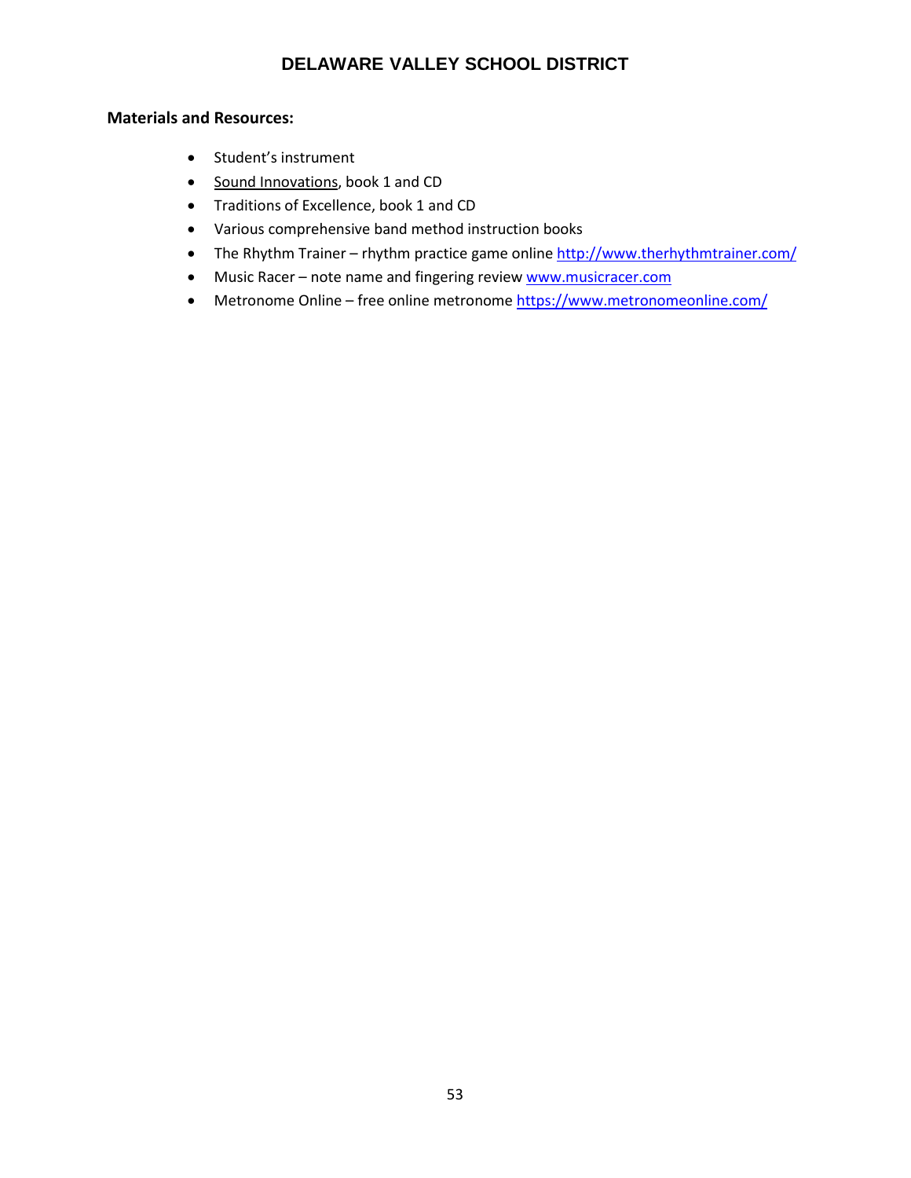**Materials and Resources:**

- Student's instrument
- Sound Innovations, book 1 and CD
- Traditions of Excellence, book 1 and CD
- Various comprehensive band method instruction books
- The Rhythm Trainer – rhythm practice game online http://www.therhythmtrainer.com/
- Music Racer – note name and fingering review www.musicracer.com
- Metronome Online – free online metronome https://www.metronomeonline.com/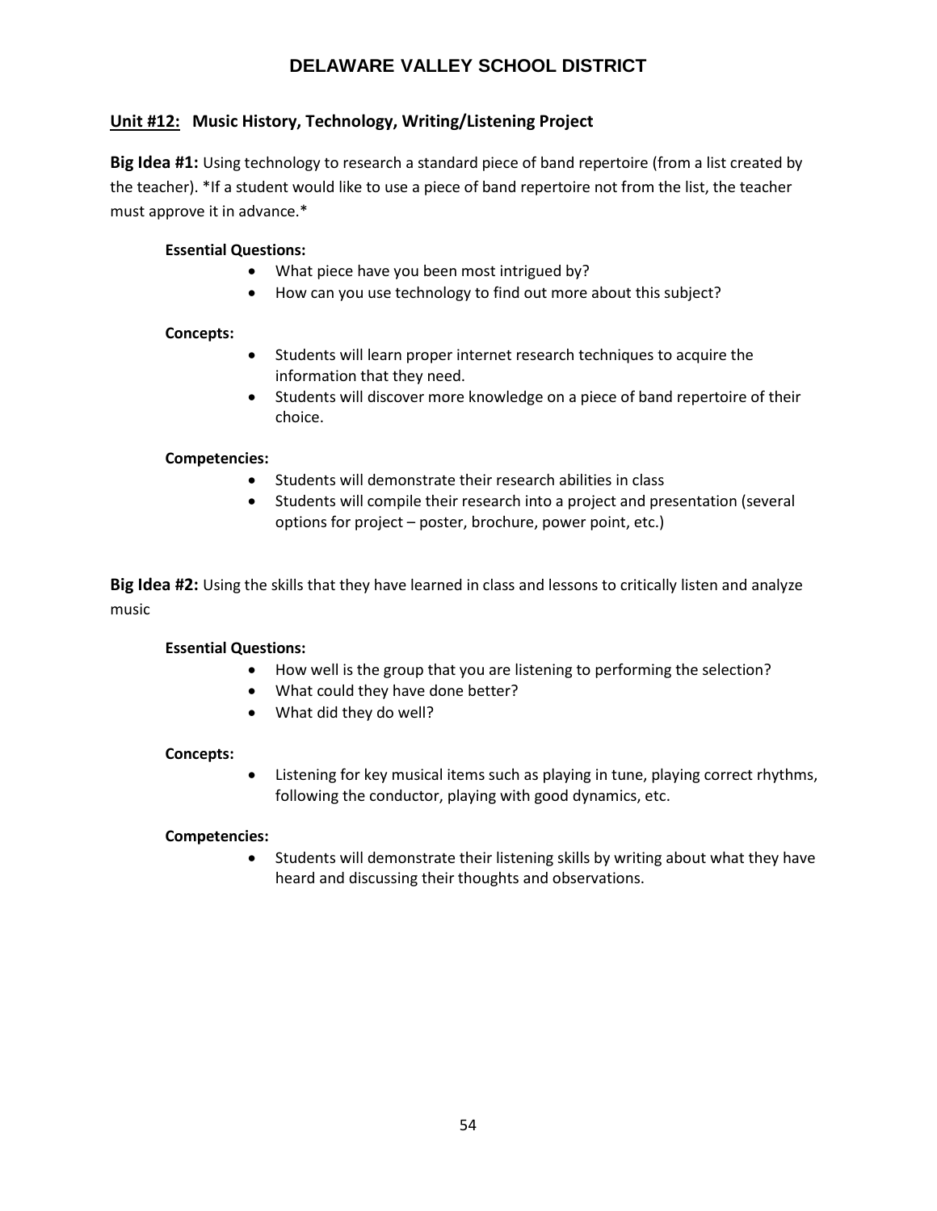# DELAWARE VALLEY SCHOOL DISTRICT

## Unit #12: Music History, Technology, Writing/Listening Project

**Big Idea #1:** Using technology to research a standard piece of band repertoire (from a list created by the teacher). *If a student would like to use a piece of band repertoire not from the list, the teacher must approve it in advance.*

**Essential Questions:**

- What piece have you been most intrigued by?
- How can you use technology to find out more about this subject?

**Concepts:**

- Students will learn proper internet research techniques to acquire the information that they need.
- Students will discover more knowledge on a piece of band repertoire of their choice.

**Competencies:**

- Students will demonstrate their research abilities in class
- Students will compile their research into a project and presentation (several options for project – poster, brochure, power point, etc.)

**Big Idea #2:** Using the skills that they have learned in class and lessons to critically listen and analyze music

**Essential Questions:**

- How well is the group that you are listening to performing the selection?
- What could they have done better?
- What did they do well?

**Concepts:**

- Listening for key musical items such as playing in tune, playing correct rhythms, following the conductor, playing with good dynamics, etc.

**Competencies:**

- Students will demonstrate their listening skills by writing about what they have heard and discussing their thoughts and observations.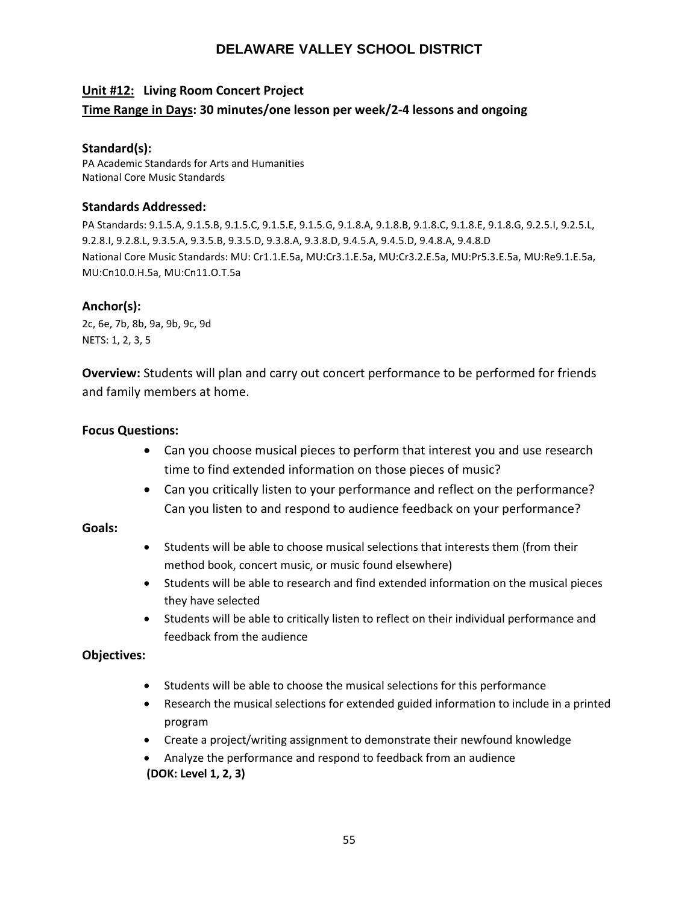# DELAWARE VALLEY SCHOOL DISTRICT

**Unit #12: Living Room Concert Project**

**Time Range in Days: 30 minutes/one lesson per week/2-4 lessons and ongoing**

### Standard(s):

PA Academic Standards for Arts and Humanities
National Core Music Standards

### Standards Addressed:

PA Standards: 9.1.5.A, 9.1.5.B, 9.1.5.C, 9.1.5.E, 9.1.5.G, 9.1.8.A, 9.1.8.B, 9.1.8.C, 9.1.8.E, 9.1.8.G, 9.2.5.I, 9.2.5.L, 9.2.8.I, 9.2.8.L, 9.3.5.A, 9.3.5.B, 9.3.5.D, 9.3.8.A, 9.3.8.D, 9.4.5.A, 9.4.5.D, 9.4.8.A, 9.4.8.D
National Core Music Standards: MU: Cr1.1.E.5a, MU:Cr3.1.E.5a, MU:Cr3.2.E.5a, MU:Pr5.3.E.5a, MU:Re9.1.E.5a, MU:Cn10.0.H.5a, MU:Cn11.O.T.5a

### Anchor(s):

2c, 6e, 7b, 8b, 9a, 9b, 9c, 9d
NETS: 1, 2, 3, 5

**Overview:** Students will plan and carry out concert performance to be performed for friends and family members at home.

**Focus Questions:**

- Can you choose musical pieces to perform that interest you and use research time to find extended information on those pieces of music?
- Can you critically listen to your performance and reflect on the performance? Can you listen to and respond to audience feedback on your performance?

**Goals:**

- Students will be able to choose musical selections that interests them (from their method book, concert music, or music found elsewhere)
- Students will be able to research and find extended information on the musical pieces they have selected
- Students will be able to critically listen to reflect on their individual performance and feedback from the audience

**Objectives:**

- Students will be able to choose the musical selections for this performance
- Research the musical selections for extended guided information to include in a printed program
- Create a project/writing assignment to demonstrate their newfound knowledge
- Analyze the performance and respond to feedback from an audience

**(DOK: Level 1, 2, 3)**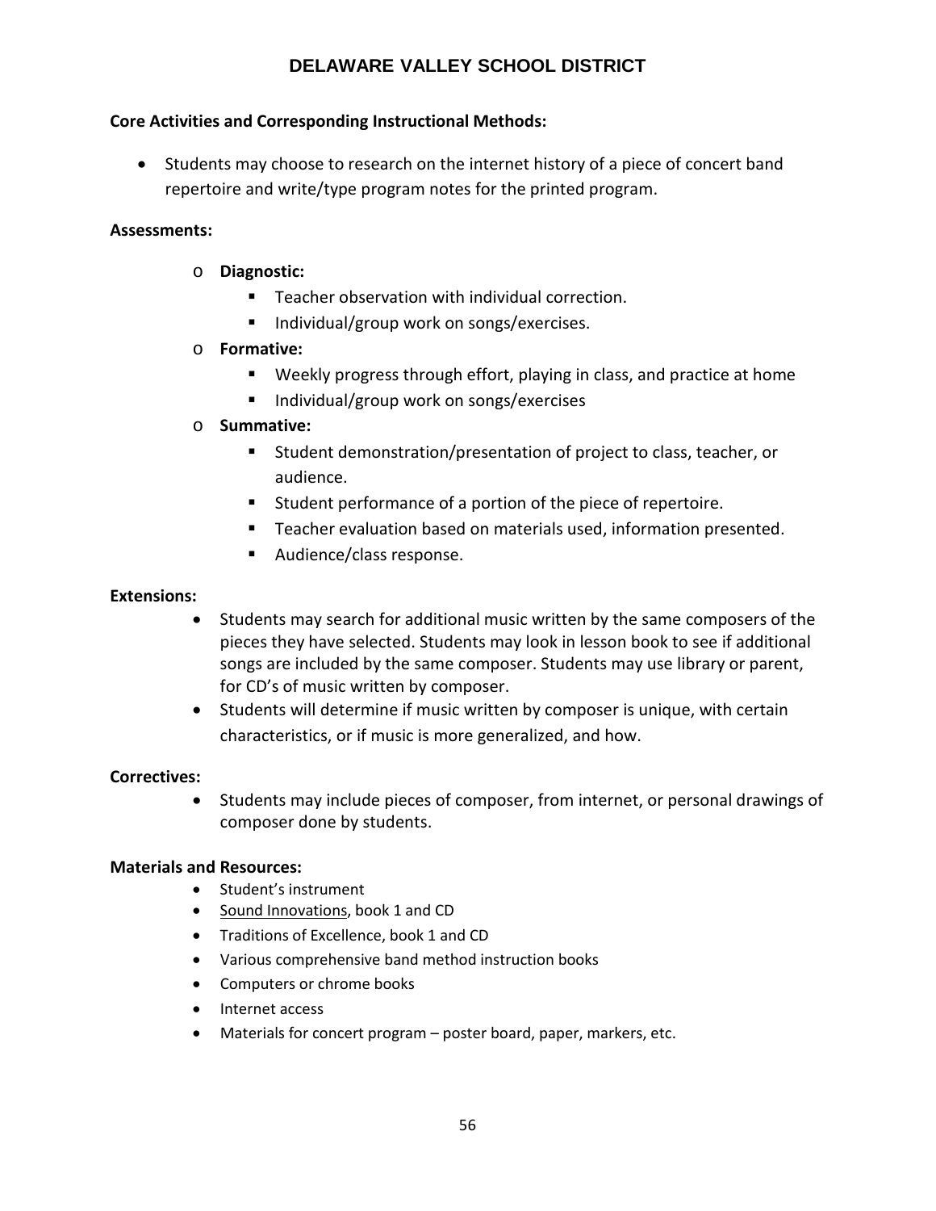**Core Activities and Corresponding Instructional Methods:**

- Students may choose to research on the internet history of a piece of concert band repertoire and write/type program notes for the printed program.

**Assessments:**

- **Diagnostic:**
  - Teacher observation with individual correction.
  - Individual/group work on songs/exercises.
- **Formative:**
  - Weekly progress through effort, playing in class, and practice at home
  - Individual/group work on songs/exercises
- **Summative:**
  - Student demonstration/presentation of project to class, teacher, or audience.
  - Student performance of a portion of the piece of repertoire.
  - Teacher evaluation based on materials used, information presented.
  - Audience/class response.

**Extensions:**

- Students may search for additional music written by the same composers of the pieces they have selected. Students may look in lesson book to see if additional songs are included by the same composer. Students may use library or parent, for CD's of music written by composer.
- Students will determine if music written by composer is unique, with certain characteristics, or if music is more generalized, and how.

**Correctives:**

- Students may include pieces of composer, from internet, or personal drawings of composer done by students.

**Materials and Resources:**

- Student's instrument
- Sound Innovations, book 1 and CD
- Traditions of Excellence, book 1 and CD
- Various comprehensive band method instruction books
- Computers or chrome books
- Internet access
- Materials for concert program – poster board, paper, markers, etc.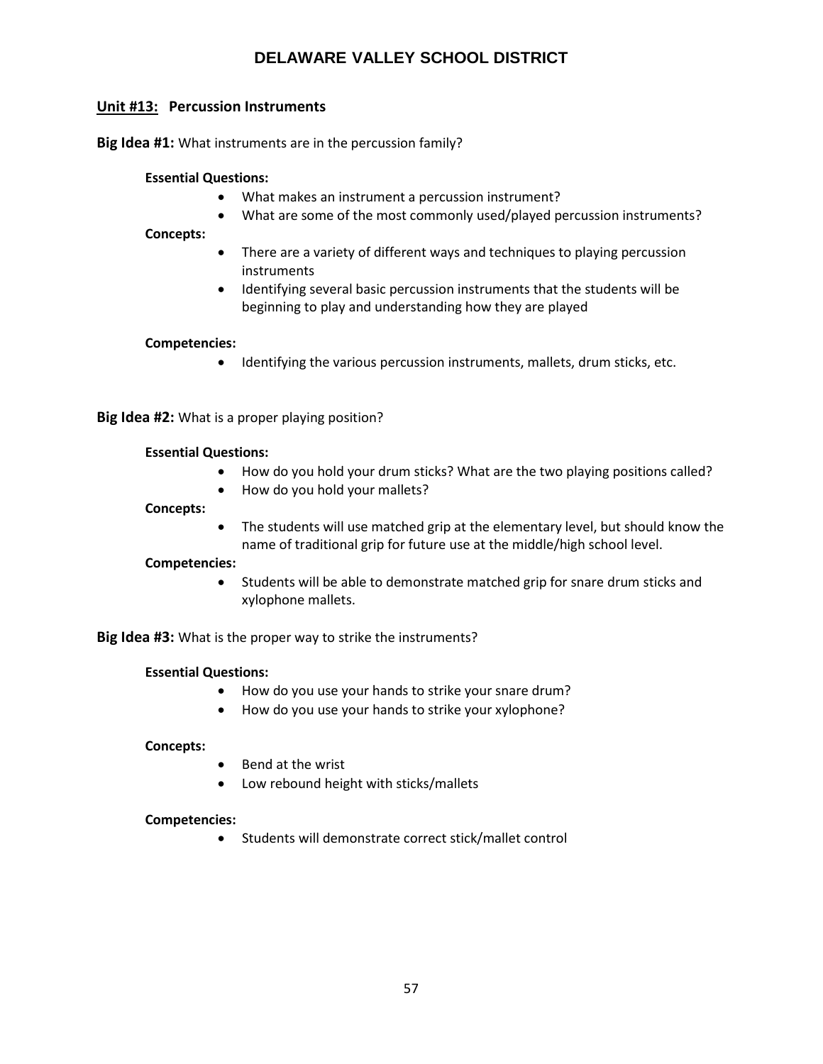# DELAWARE VALLEY SCHOOL DISTRICT

**Unit #13: Percussion Instruments**

**Big Idea #1:** What instruments are in the percussion family?

**Essential Questions:**

- What makes an instrument a percussion instrument?
- What are some of the most commonly used/played percussion instruments?

**Concepts:**

- There are a variety of different ways and techniques to playing percussion instruments
- Identifying several basic percussion instruments that the students will be beginning to play and understanding how they are played

**Competencies:**

- Identifying the various percussion instruments, mallets, drum sticks, etc.

**Big Idea #2:** What is a proper playing position?

**Essential Questions:**

- How do you hold your drum sticks? What are the two playing positions called?
- How do you hold your mallets?

**Concepts:**

- The students will use matched grip at the elementary level, but should know the name of traditional grip for future use at the middle/high school level.

**Competencies:**

- Students will be able to demonstrate matched grip for snare drum sticks and xylophone mallets.

**Big Idea #3:** What is the proper way to strike the instruments?

**Essential Questions:**

- How do you use your hands to strike your snare drum?
- How do you use your hands to strike your xylophone?

**Concepts:**

- Bend at the wrist
- Low rebound height with sticks/mallets

**Competencies:**

- Students will demonstrate correct stick/mallet control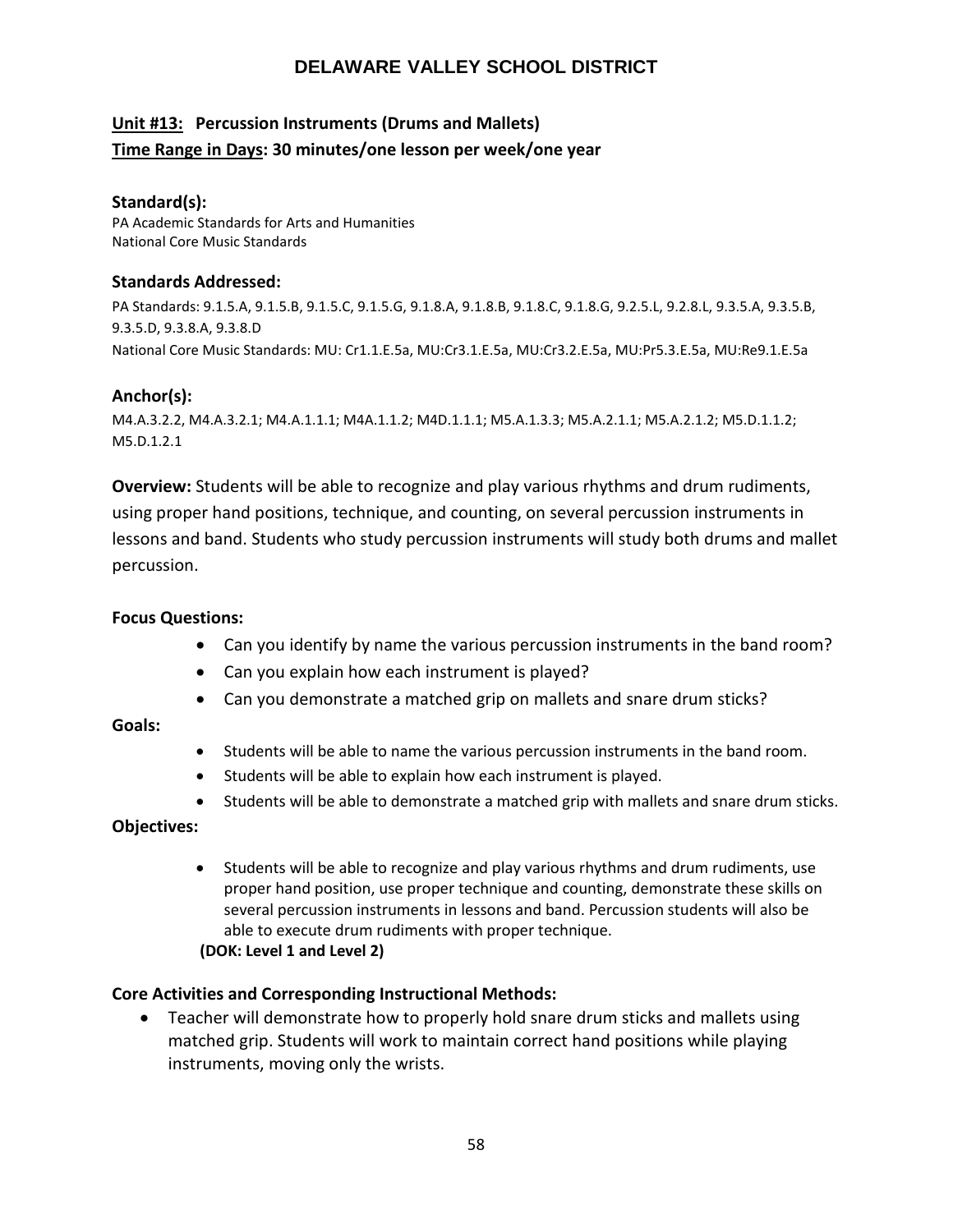# DELAWARE VALLEY SCHOOL DISTRICT

**Unit #13: Percussion Instruments (Drums and Mallets)**
**Time Range in Days: 30 minutes/one lesson per week/one year**

### Standard(s):

PA Academic Standards for Arts and Humanities
National Core Music Standards

### Standards Addressed:

PA Standards: 9.1.5.A, 9.1.5.B, 9.1.5.C, 9.1.5.G, 9.1.8.A, 9.1.8.B, 9.1.8.C, 9.1.8.G, 9.2.5.L, 9.2.8.L, 9.3.5.A, 9.3.5.B, 9.3.5.D, 9.3.8.A, 9.3.8.D
National Core Music Standards: MU: Cr1.1.E.5a, MU:Cr3.1.E.5a, MU:Cr3.2.E.5a, MU:Pr5.3.E.5a, MU:Re9.1.E.5a

### Anchor(s):

M4.A.3.2.2, M4.A.3.2.1; M4.A.1.1.1; M4A.1.1.2; M4D.1.1.1; M5.A.1.3.3; M5.A.2.1.1; M5.A.2.1.2; M5.D.1.1.2; M5.D.1.2.1

**Overview:** Students will be able to recognize and play various rhythms and drum rudiments, using proper hand positions, technique, and counting, on several percussion instruments in lessons and band. Students who study percussion instruments will study both drums and mallet percussion.

**Focus Questions:**

- Can you identify by name the various percussion instruments in the band room?
- Can you explain how each instrument is played?
- Can you demonstrate a matched grip on mallets and snare drum sticks?

**Goals:**

- Students will be able to name the various percussion instruments in the band room.
- Students will be able to explain how each instrument is played.
- Students will be able to demonstrate a matched grip with mallets and snare drum sticks.

**Objectives:**

- Students will be able to recognize and play various rhythms and drum rudiments, use proper hand position, use proper technique and counting, demonstrate these skills on several percussion instruments in lessons and band. Percussion students will also be able to execute drum rudiments with proper technique.
  **(DOK: Level 1 and Level 2)**

**Core Activities and Corresponding Instructional Methods:**

- Teacher will demonstrate how to properly hold snare drum sticks and mallets using matched grip. Students will work to maintain correct hand positions while playing instruments, moving only the wrists.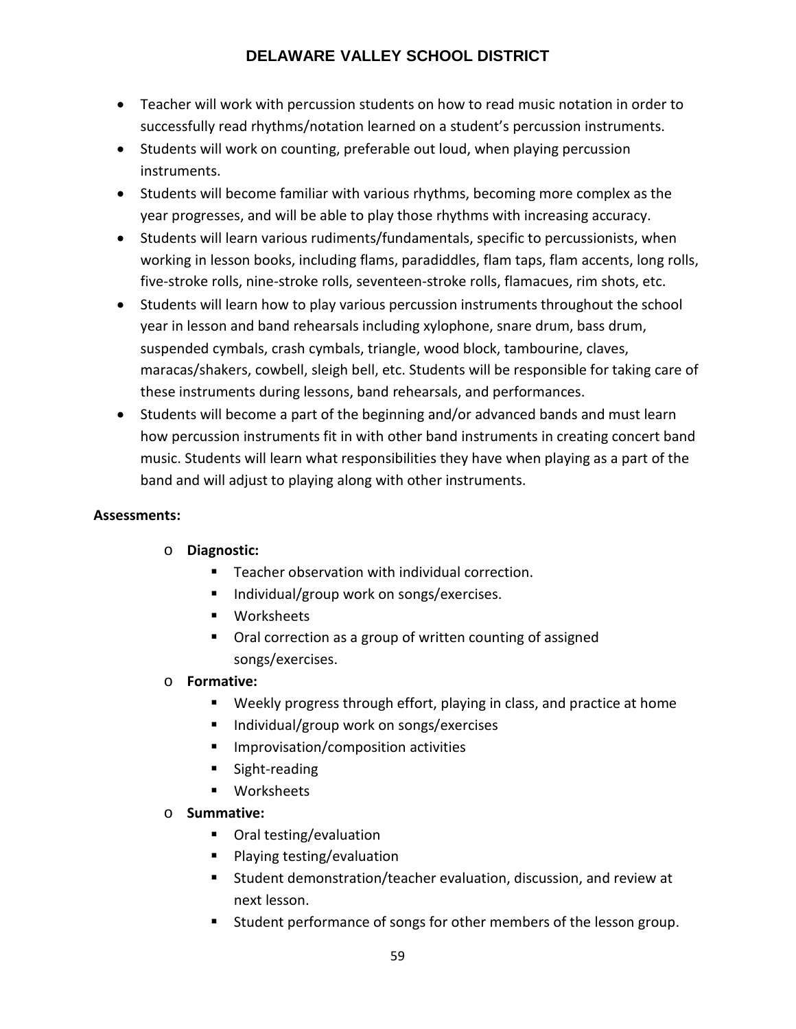- Teacher will work with percussion students on how to read music notation in order to successfully read rhythms/notation learned on a student's percussion instruments.
- Students will work on counting, preferable out loud, when playing percussion instruments.
- Students will become familiar with various rhythms, becoming more complex as the year progresses, and will be able to play those rhythms with increasing accuracy.
- Students will learn various rudiments/fundamentals, specific to percussionists, when working in lesson books, including flams, paradiddles, flam taps, flam accents, long rolls, five-stroke rolls, nine-stroke rolls, seventeen-stroke rolls, flamacues, rim shots, etc.
- Students will learn how to play various percussion instruments throughout the school year in lesson and band rehearsals including xylophone, snare drum, bass drum, suspended cymbals, crash cymbals, triangle, wood block, tambourine, claves, maracas/shakers, cowbell, sleigh bell, etc. Students will be responsible for taking care of these instruments during lessons, band rehearsals, and performances.
- Students will become a part of the beginning and/or advanced bands and must learn how percussion instruments fit in with other band instruments in creating concert band music. Students will learn what responsibilities they have when playing as a part of the band and will adjust to playing along with other instruments.

**Assessments:**

- **Diagnostic:**
  - Teacher observation with individual correction.
  - Individual/group work on songs/exercises.
  - Worksheets
  - Oral correction as a group of written counting of assigned songs/exercises.
- **Formative:**
  - Weekly progress through effort, playing in class, and practice at home
  - Individual/group work on songs/exercises
  - Improvisation/composition activities
  - Sight-reading
  - Worksheets
- **Summative:**
  - Oral testing/evaluation
  - Playing testing/evaluation
  - Student demonstration/teacher evaluation, discussion, and review at next lesson.
  - Student performance of songs for other members of the lesson group.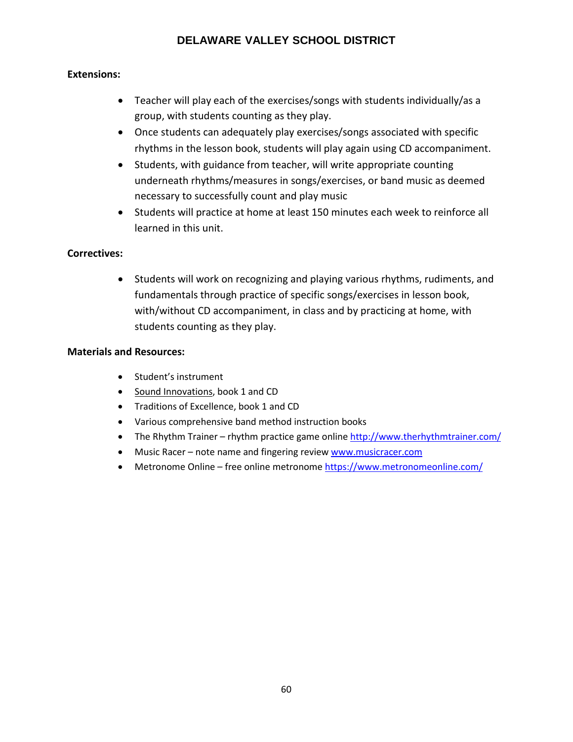**Extensions:**

- Teacher will play each of the exercises/songs with students individually/as a group, with students counting as they play.
- Once students can adequately play exercises/songs associated with specific rhythms in the lesson book, students will play again using CD accompaniment.
- Students, with guidance from teacher, will write appropriate counting underneath rhythms/measures in songs/exercises, or band music as deemed necessary to successfully count and play music
- Students will practice at home at least 150 minutes each week to reinforce all learned in this unit.

**Correctives:**

- Students will work on recognizing and playing various rhythms, rudiments, and fundamentals through practice of specific songs/exercises in lesson book, with/without CD accompaniment, in class and by practicing at home, with students counting as they play.

**Materials and Resources:**

- Student's instrument
- Sound Innovations, book 1 and CD
- Traditions of Excellence, book 1 and CD
- Various comprehensive band method instruction books
- The Rhythm Trainer – rhythm practice game online http://www.therhythmtrainer.com/
- Music Racer – note name and fingering review www.musicracer.com
- Metronome Online – free online metronome https://www.metronomeonline.com/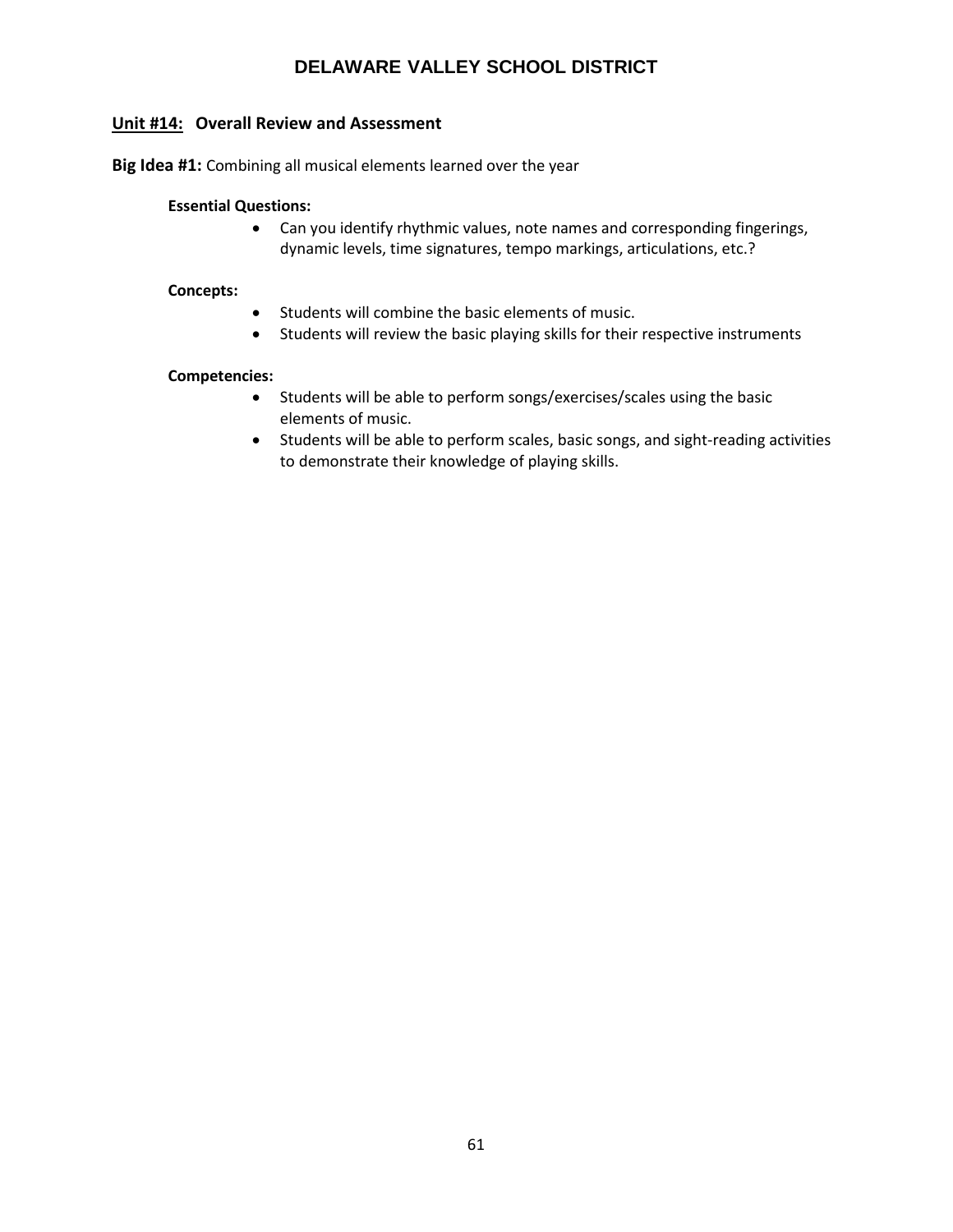## Unit #14: Overall Review and Assessment

**Big Idea #1:** Combining all musical elements learned over the year

**Essential Questions:**

- Can you identify rhythmic values, note names and corresponding fingerings, dynamic levels, time signatures, tempo markings, articulations, etc.?

**Concepts:**

- Students will combine the basic elements of music.
- Students will review the basic playing skills for their respective instruments

**Competencies:**

- Students will be able to perform songs/exercises/scales using the basic elements of music.
- Students will be able to perform scales, basic songs, and sight-reading activities to demonstrate their knowledge of playing skills.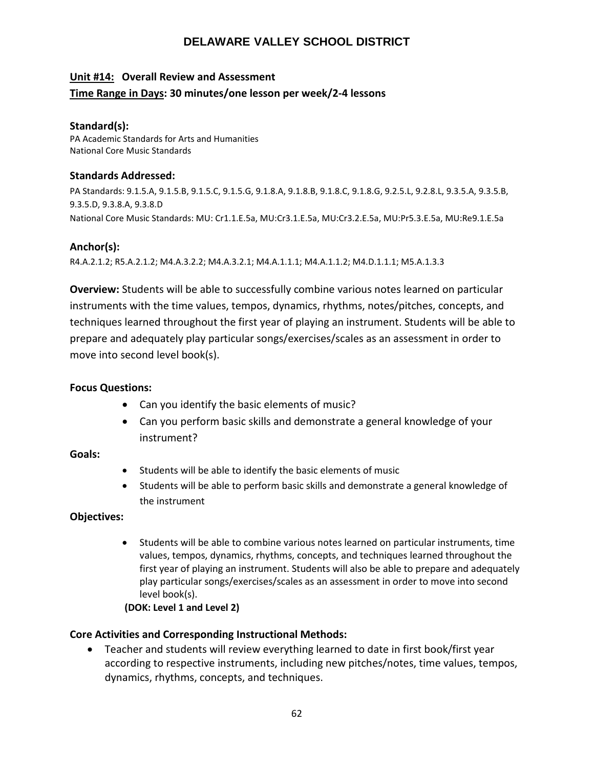# DELAWARE VALLEY SCHOOL DISTRICT

**Unit #14: Overall Review and Assessment**
**Time Range in Days: 30 minutes/one lesson per week/2-4 lessons**

### Standard(s):

PA Academic Standards for Arts and Humanities
National Core Music Standards

### Standards Addressed:

PA Standards: 9.1.5.A, 9.1.5.B, 9.1.5.C, 9.1.5.G, 9.1.8.A, 9.1.8.B, 9.1.8.C, 9.1.8.G, 9.2.5.L, 9.2.8.L, 9.3.5.A, 9.3.5.B, 9.3.5.D, 9.3.8.A, 9.3.8.D
National Core Music Standards: MU: Cr1.1.E.5a, MU:Cr3.1.E.5a, MU:Cr3.2.E.5a, MU:Pr5.3.E.5a, MU:Re9.1.E.5a

### Anchor(s):

R4.A.2.1.2; R5.A.2.1.2; M4.A.3.2.2; M4.A.3.2.1; M4.A.1.1.1; M4.A.1.1.2; M4.D.1.1.1; M5.A.1.3.3

**Overview:** Students will be able to successfully combine various notes learned on particular instruments with the time values, tempos, dynamics, rhythms, notes/pitches, concepts, and techniques learned throughout the first year of playing an instrument. Students will be able to prepare and adequately play particular songs/exercises/scales as an assessment in order to move into second level book(s).

**Focus Questions:**

- Can you identify the basic elements of music?
- Can you perform basic skills and demonstrate a general knowledge of your instrument?

**Goals:**

- Students will be able to identify the basic elements of music
- Students will be able to perform basic skills and demonstrate a general knowledge of the instrument

**Objectives:**

- Students will be able to combine various notes learned on particular instruments, time values, tempos, dynamics, rhythms, concepts, and techniques learned throughout the first year of playing an instrument. Students will also be able to prepare and adequately play particular songs/exercises/scales as an assessment in order to move into second level book(s).

**(DOK: Level 1 and Level 2)**

**Core Activities and Corresponding Instructional Methods:**

- Teacher and students will review everything learned to date in first book/first year according to respective instruments, including new pitches/notes, time values, tempos, dynamics, rhythms, concepts, and techniques.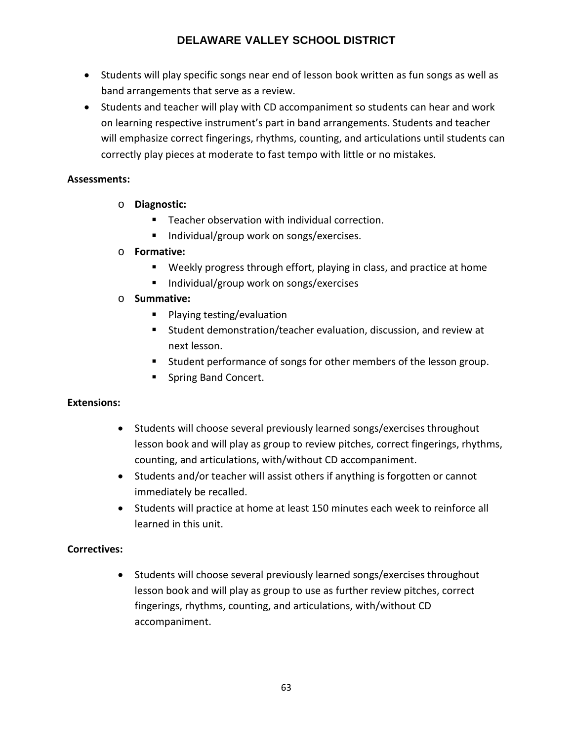- Students will play specific songs near end of lesson book written as fun songs as well as band arrangements that serve as a review.
- Students and teacher will play with CD accompaniment so students can hear and work on learning respective instrument's part in band arrangements. Students and teacher will emphasize correct fingerings, rhythms, counting, and articulations until students can correctly play pieces at moderate to fast tempo with little or no mistakes.

**Assessments:**

- **Diagnostic:**
  - Teacher observation with individual correction.
  - Individual/group work on songs/exercises.
- **Formative:**
  - Weekly progress through effort, playing in class, and practice at home
  - Individual/group work on songs/exercises
- **Summative:**
  - Playing testing/evaluation
  - Student demonstration/teacher evaluation, discussion, and review at next lesson.
  - Student performance of songs for other members of the lesson group.
  - Spring Band Concert.

**Extensions:**

- Students will choose several previously learned songs/exercises throughout lesson book and will play as group to review pitches, correct fingerings, rhythms, counting, and articulations, with/without CD accompaniment.
- Students and/or teacher will assist others if anything is forgotten or cannot immediately be recalled.
- Students will practice at home at least 150 minutes each week to reinforce all learned in this unit.

**Correctives:**

- Students will choose several previously learned songs/exercises throughout lesson book and will play as group to use as further review pitches, correct fingerings, rhythms, counting, and articulations, with/without CD accompaniment.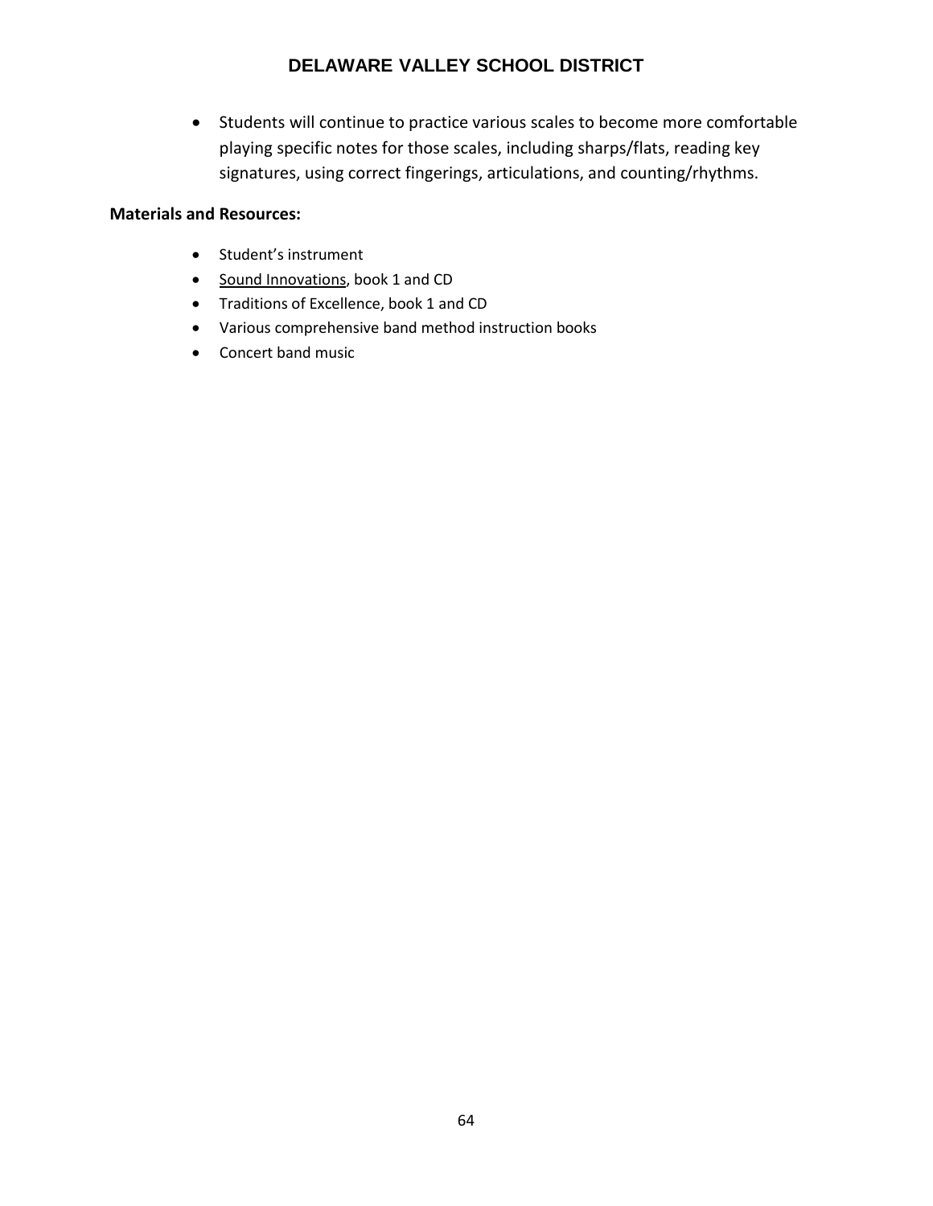- Students will continue to practice various scales to become more comfortable playing specific notes for those scales, including sharps/flats, reading key signatures, using correct fingerings, articulations, and counting/rhythms.

**Materials and Resources:**

- Student's instrument
- Sound Innovations, book 1 and CD
- Traditions of Excellence, book 1 and CD
- Various comprehensive band method instruction books
- Concert band music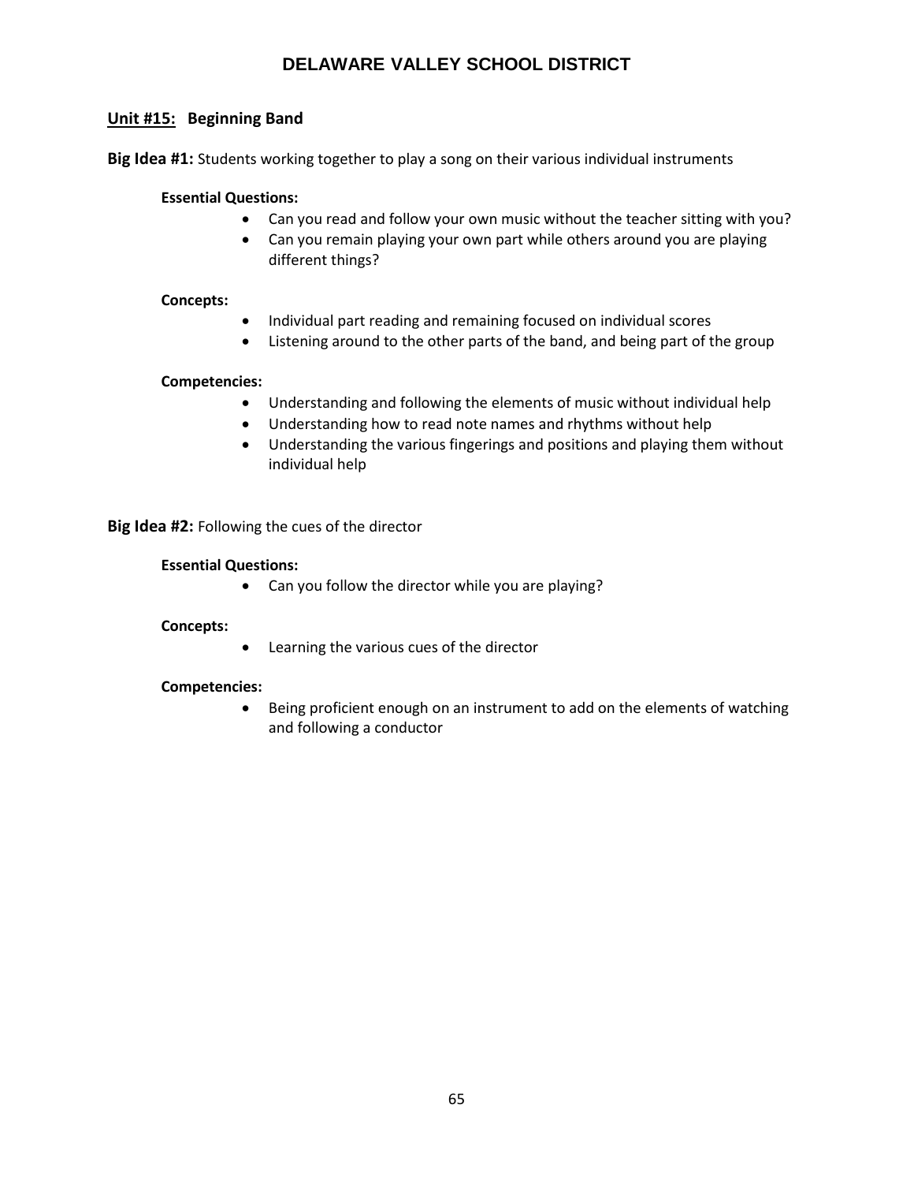# DELAWARE VALLEY SCHOOL DISTRICT

**Unit #15: Beginning Band**

**Big Idea #1:** Students working together to play a song on their various individual instruments

**Essential Questions:**

- Can you read and follow your own music without the teacher sitting with you?
- Can you remain playing your own part while others around you are playing different things?

**Concepts:**

- Individual part reading and remaining focused on individual scores
- Listening around to the other parts of the band, and being part of the group

**Competencies:**

- Understanding and following the elements of music without individual help
- Understanding how to read note names and rhythms without help
- Understanding the various fingerings and positions and playing them without individual help

**Big Idea #2:** Following the cues of the director

**Essential Questions:**

- Can you follow the director while you are playing?

**Concepts:**

- Learning the various cues of the director

**Competencies:**

- Being proficient enough on an instrument to add on the elements of watching and following a conductor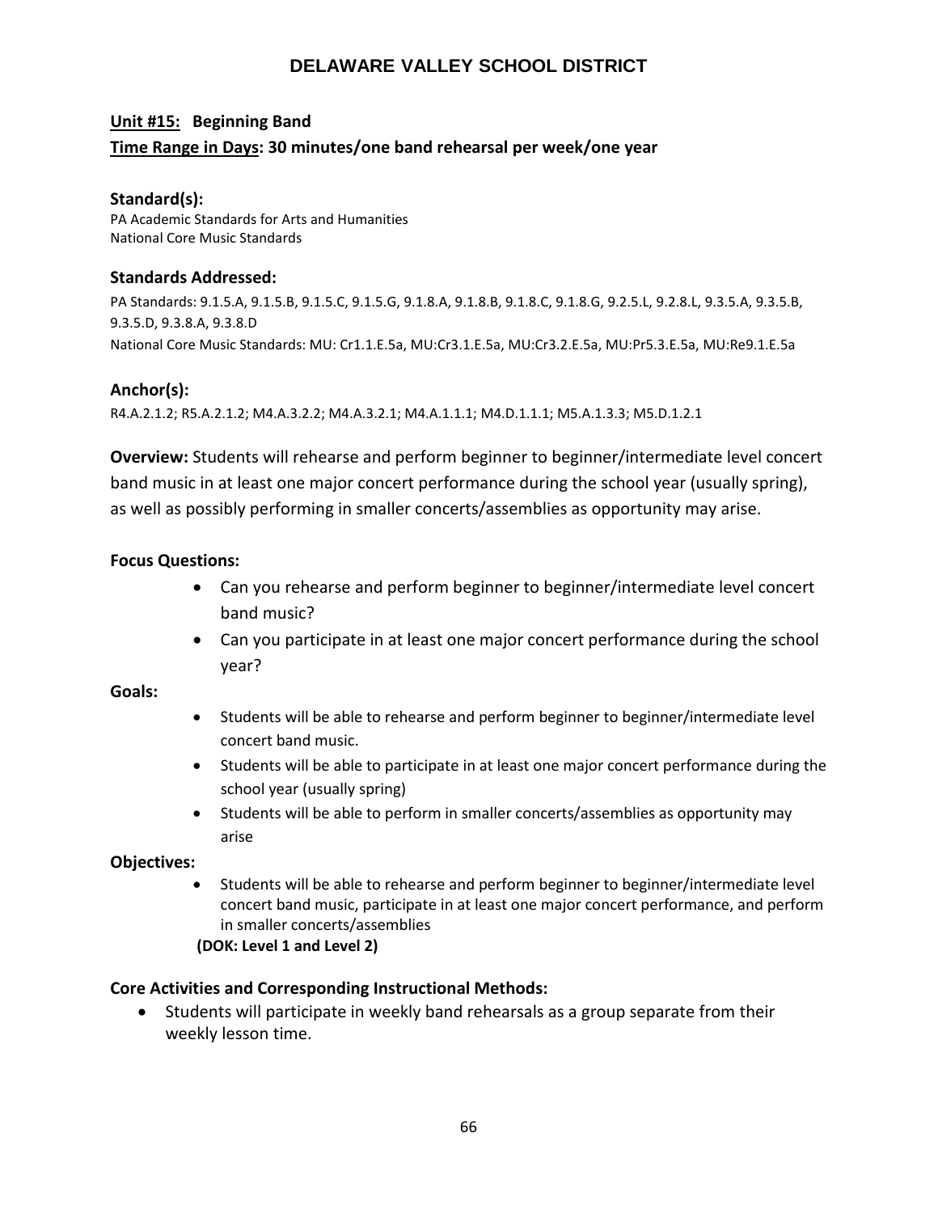# DELAWARE VALLEY SCHOOL DISTRICT

**Unit #15: Beginning Band**

**Time Range in Days: 30 minutes/one band rehearsal per week/one year**

**Standard(s):**

PA Academic Standards for Arts and Humanities
National Core Music Standards

**Standards Addressed:**

PA Standards: 9.1.5.A, 9.1.5.B, 9.1.5.C, 9.1.5.G, 9.1.8.A, 9.1.8.B, 9.1.8.C, 9.1.8.G, 9.2.5.L, 9.2.8.L, 9.3.5.A, 9.3.5.B, 9.3.5.D, 9.3.8.A, 9.3.8.D
National Core Music Standards: MU: Cr1.1.E.5a, MU:Cr3.1.E.5a, MU:Cr3.2.E.5a, MU:Pr5.3.E.5a, MU:Re9.1.E.5a

**Anchor(s):**

R4.A.2.1.2; R5.A.2.1.2; M4.A.3.2.2; M4.A.3.2.1; M4.A.1.1.1; M4.D.1.1.1; M5.A.1.3.3; M5.D.1.2.1

**Overview:** Students will rehearse and perform beginner to beginner/intermediate level concert band music in at least one major concert performance during the school year (usually spring), as well as possibly performing in smaller concerts/assemblies as opportunity may arise.

**Focus Questions:**

- Can you rehearse and perform beginner to beginner/intermediate level concert band music?
- Can you participate in at least one major concert performance during the school year?

**Goals:**

- Students will be able to rehearse and perform beginner to beginner/intermediate level concert band music.
- Students will be able to participate in at least one major concert performance during the school year (usually spring)
- Students will be able to perform in smaller concerts/assemblies as opportunity may arise

**Objectives:**

- Students will be able to rehearse and perform beginner to beginner/intermediate level concert band music, participate in at least one major concert performance, and perform in smaller concerts/assemblies

**(DOK: Level 1 and Level 2)**

**Core Activities and Corresponding Instructional Methods:**

- Students will participate in weekly band rehearsals as a group separate from their weekly lesson time.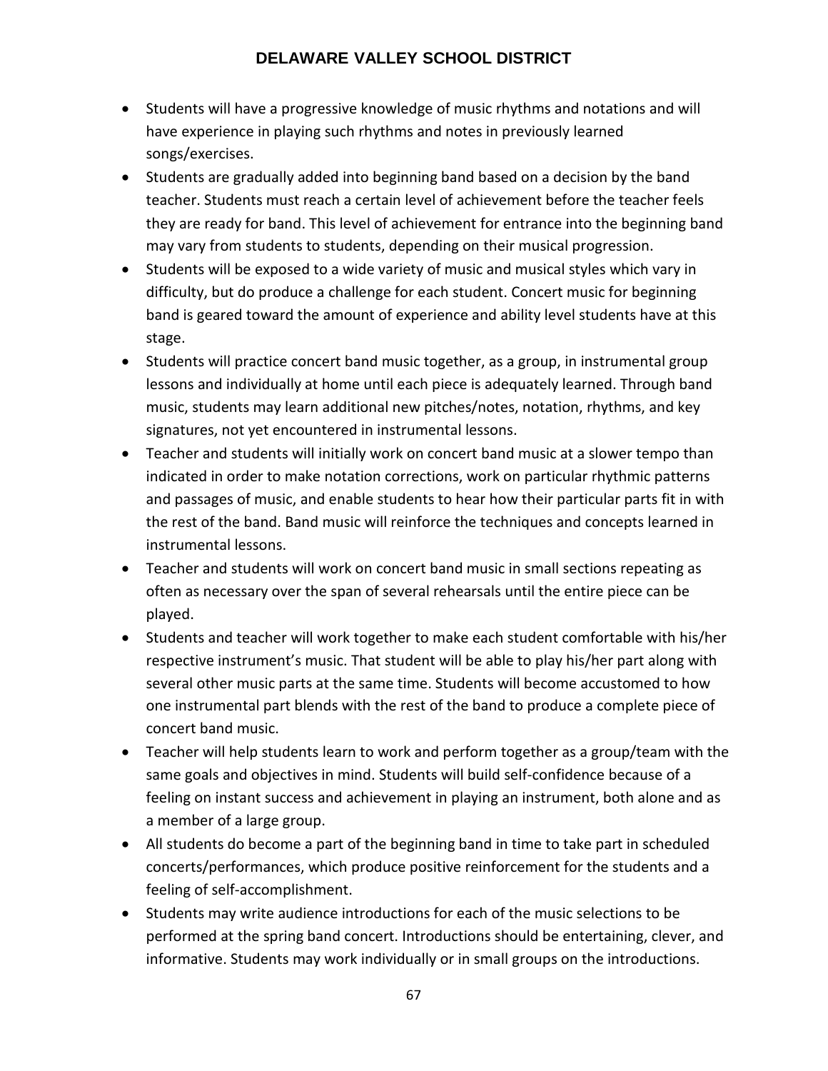- Students will have a progressive knowledge of music rhythms and notations and will have experience in playing such rhythms and notes in previously learned songs/exercises.
- Students are gradually added into beginning band based on a decision by the band teacher. Students must reach a certain level of achievement before the teacher feels they are ready for band. This level of achievement for entrance into the beginning band may vary from students to students, depending on their musical progression.
- Students will be exposed to a wide variety of music and musical styles which vary in difficulty, but do produce a challenge for each student. Concert music for beginning band is geared toward the amount of experience and ability level students have at this stage.
- Students will practice concert band music together, as a group, in instrumental group lessons and individually at home until each piece is adequately learned. Through band music, students may learn additional new pitches/notes, notation, rhythms, and key signatures, not yet encountered in instrumental lessons.
- Teacher and students will initially work on concert band music at a slower tempo than indicated in order to make notation corrections, work on particular rhythmic patterns and passages of music, and enable students to hear how their particular parts fit in with the rest of the band. Band music will reinforce the techniques and concepts learned in instrumental lessons.
- Teacher and students will work on concert band music in small sections repeating as often as necessary over the span of several rehearsals until the entire piece can be played.
- Students and teacher will work together to make each student comfortable with his/her respective instrument's music. That student will be able to play his/her part along with several other music parts at the same time. Students will become accustomed to how one instrumental part blends with the rest of the band to produce a complete piece of concert band music.
- Teacher will help students learn to work and perform together as a group/team with the same goals and objectives in mind. Students will build self-confidence because of a feeling on instant success and achievement in playing an instrument, both alone and as a member of a large group.
- All students do become a part of the beginning band in time to take part in scheduled concerts/performances, which produce positive reinforcement for the students and a feeling of self-accomplishment.
- Students may write audience introductions for each of the music selections to be performed at the spring band concert. Introductions should be entertaining, clever, and informative. Students may work individually or in small groups on the introductions.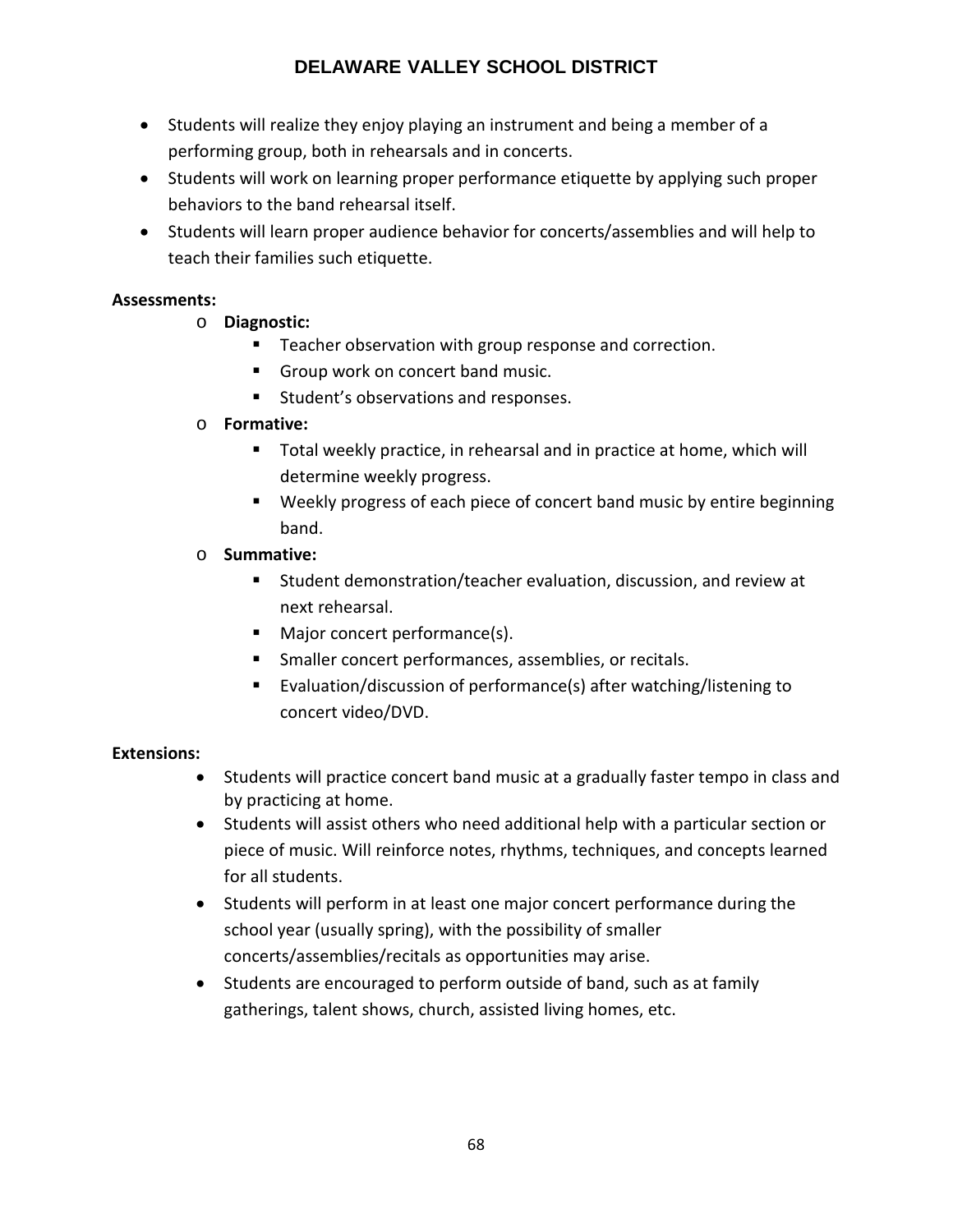- Students will realize they enjoy playing an instrument and being a member of a performing group, both in rehearsals and in concerts.
- Students will work on learning proper performance etiquette by applying such proper behaviors to the band rehearsal itself.
- Students will learn proper audience behavior for concerts/assemblies and will help to teach their families such etiquette.

**Assessments:**

- **Diagnostic:**
  - Teacher observation with group response and correction.
  - Group work on concert band music.
  - Student's observations and responses.
- **Formative:**
  - Total weekly practice, in rehearsal and in practice at home, which will determine weekly progress.
  - Weekly progress of each piece of concert band music by entire beginning band.
- **Summative:**
  - Student demonstration/teacher evaluation, discussion, and review at next rehearsal.
  - Major concert performance(s).
  - Smaller concert performances, assemblies, or recitals.
  - Evaluation/discussion of performance(s) after watching/listening to concert video/DVD.

**Extensions:**

- Students will practice concert band music at a gradually faster tempo in class and by practicing at home.
- Students will assist others who need additional help with a particular section or piece of music. Will reinforce notes, rhythms, techniques, and concepts learned for all students.
- Students will perform in at least one major concert performance during the school year (usually spring), with the possibility of smaller concerts/assemblies/recitals as opportunities may arise.
- Students are encouraged to perform outside of band, such as at family gatherings, talent shows, church, assisted living homes, etc.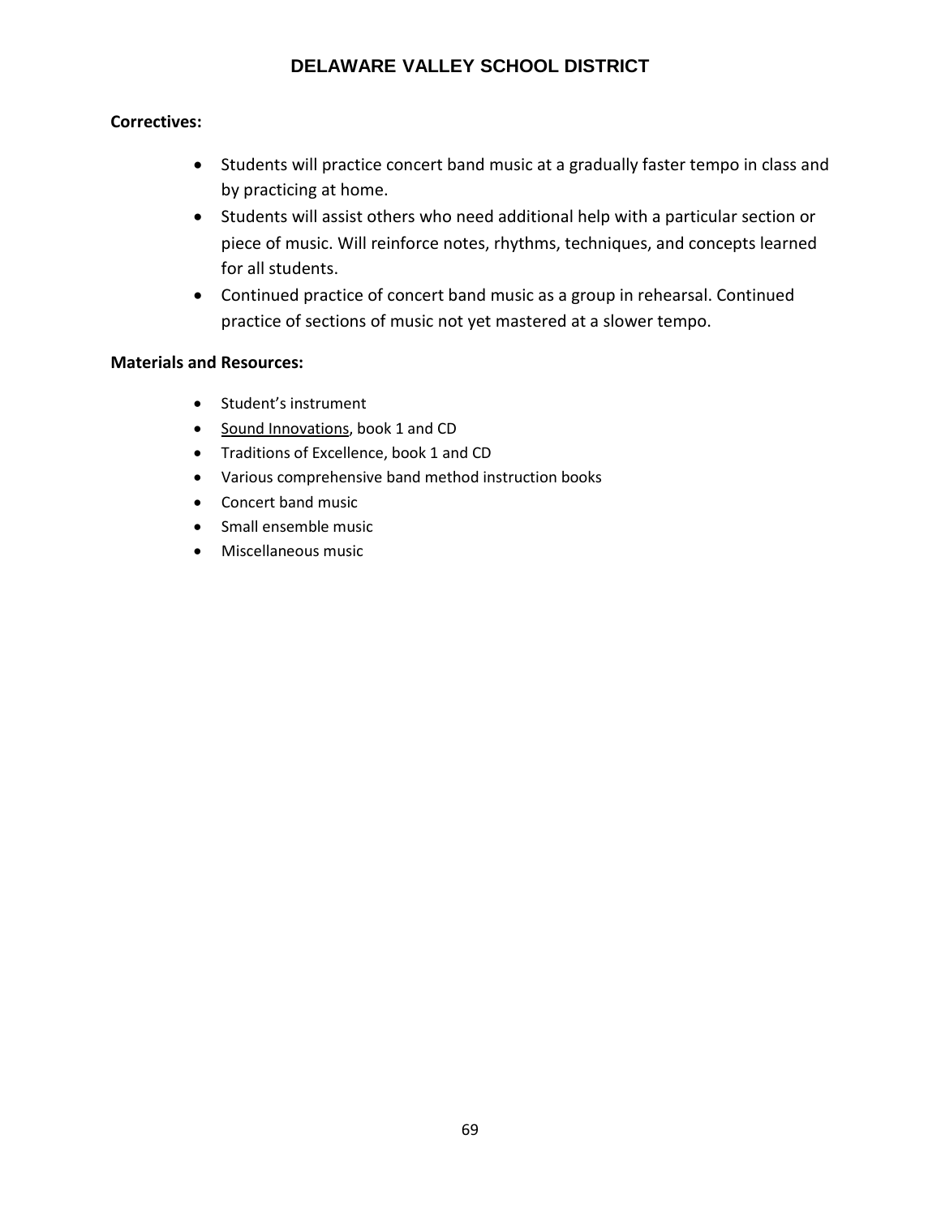**Correctives:**

- Students will practice concert band music at a gradually faster tempo in class and by practicing at home.
- Students will assist others who need additional help with a particular section or piece of music. Will reinforce notes, rhythms, techniques, and concepts learned for all students.
- Continued practice of concert band music as a group in rehearsal. Continued practice of sections of music not yet mastered at a slower tempo.

**Materials and Resources:**

- Student's instrument
- Sound Innovations, book 1 and CD
- Traditions of Excellence, book 1 and CD
- Various comprehensive band method instruction books
- Concert band music
- Small ensemble music
- Miscellaneous music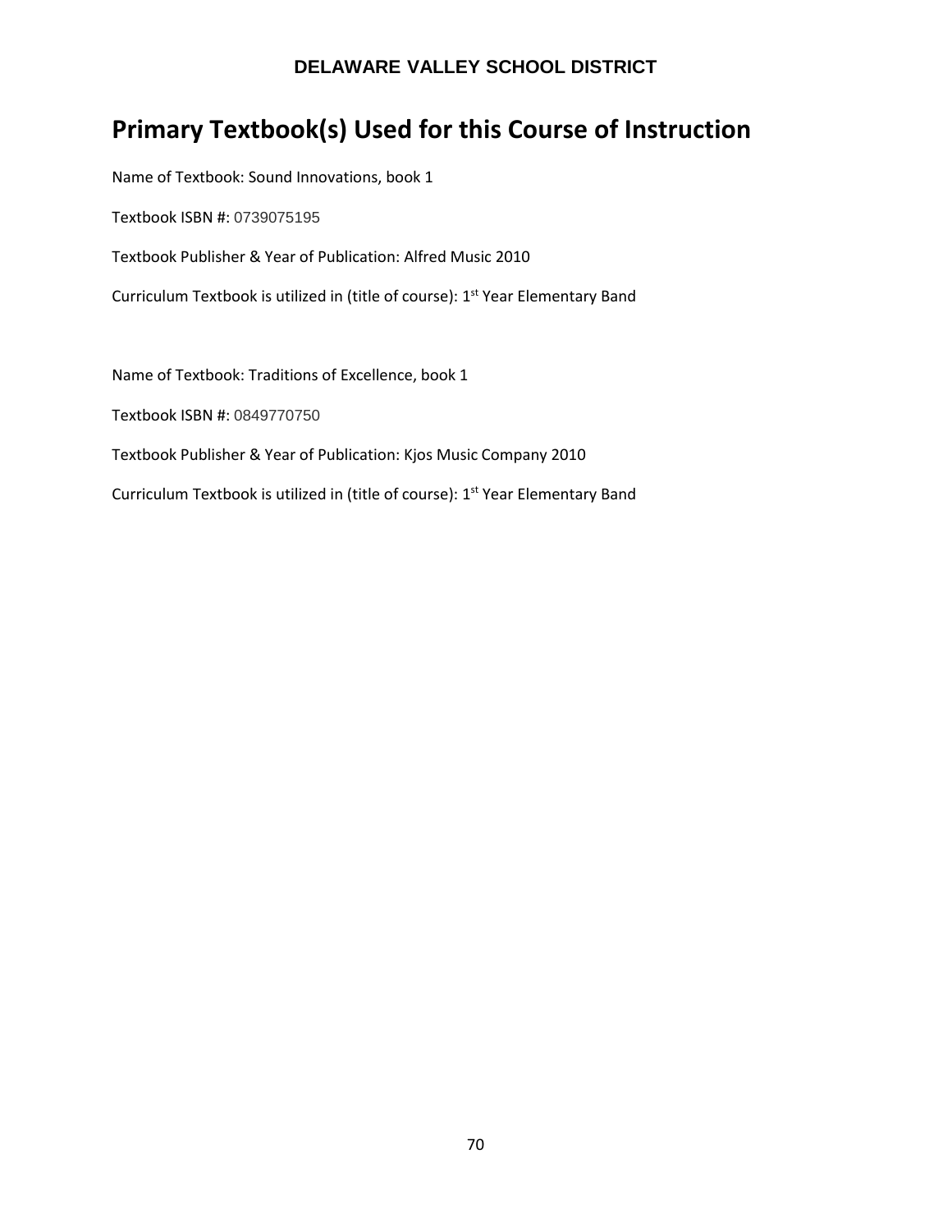# Primary Textbook(s) Used for this Course of Instruction

Name of Textbook: Sound Innovations, book 1

Textbook ISBN #: 0739075195

Textbook Publisher & Year of Publication: Alfred Music 2010

Curriculum Textbook is utilized in (title of course): 1st Year Elementary Band

Name of Textbook: Traditions of Excellence, book 1

Textbook ISBN #: 0849770750

Textbook Publisher & Year of Publication: Kjos Music Company 2010

Curriculum Textbook is utilized in (title of course): 1st Year Elementary Band